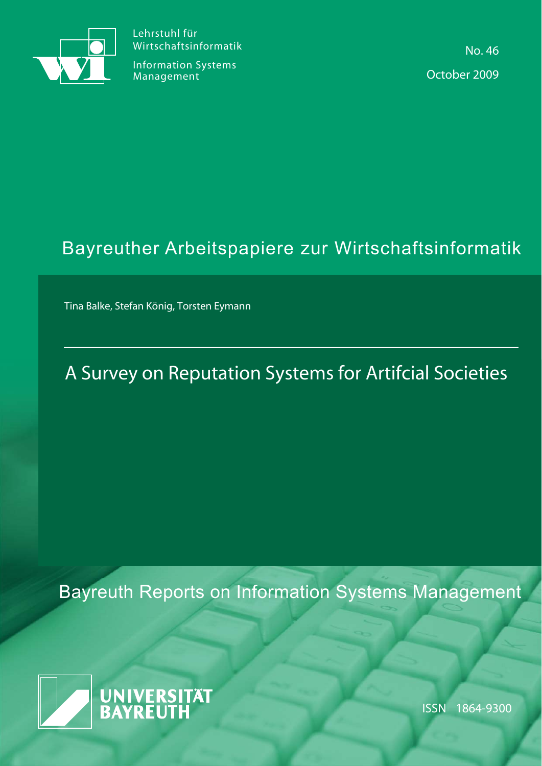Lehrstuhl für
Wirtschaftsinformatik

Information Systems
Management

No. 46

October 2009

Bayreuther Arbeitspapiere zur Wirtschaftsinformatik

Tina Balke, Stefan König, Torsten Eymann

# A Survey on Reputation Systems for Artifcial Societies

Bayreuth Reports on Information Systems Management

UNIVERSITÄT BAYREUTH

ISSN 1864-9300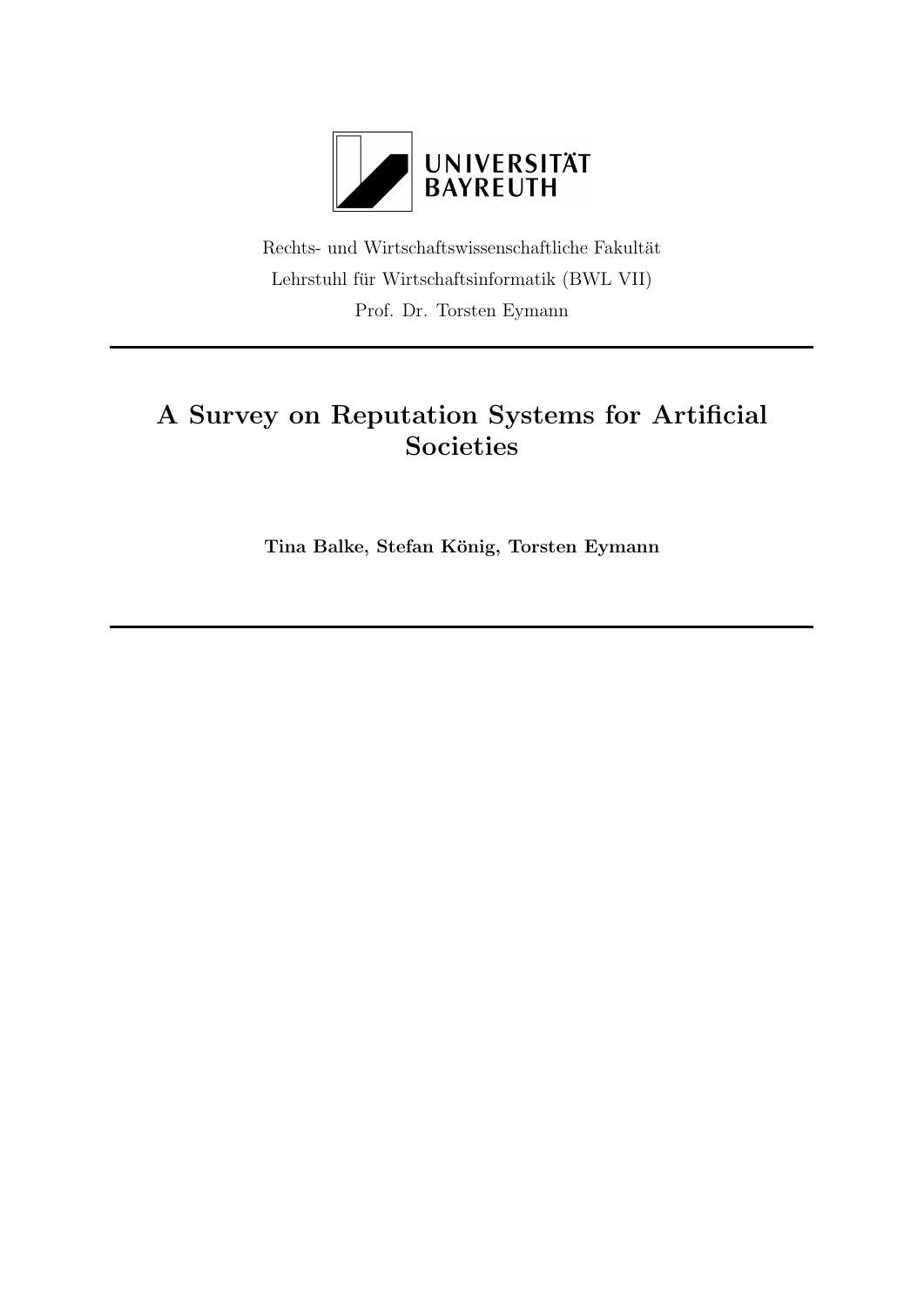UNIVERSITÄT BAYREUTH

Rechts- und Wirtschaftswissenschaftliche Fakultät

Lehrstuhl für Wirtschaftsinformatik (BWL VII)

Prof. Dr. Torsten Eymann

---

# A Survey on Reputation Systems for Artificial Societies

**Tina Balke, Stefan König, Torsten Eymann**

---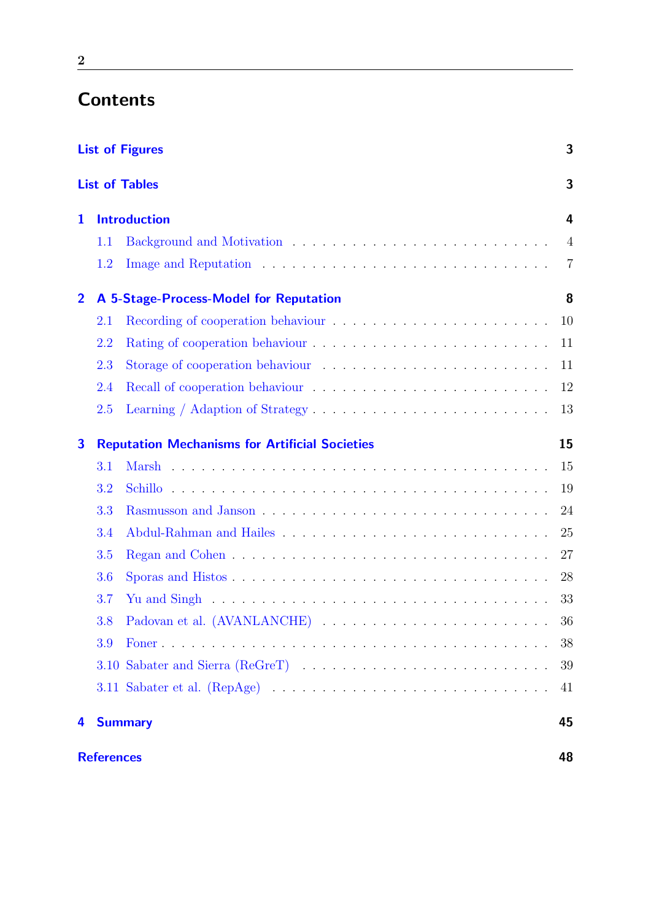# Contents

- List of Figures — 3
- List of Tables — 3
- 1 Introduction — 4
  - 1.1 Background and Motivation — 4
  - 1.2 Image and Reputation — 7
- 2 A 5-Stage-Process-Model for Reputation — 8
  - 2.1 Recording of cooperation behaviour — 10
  - 2.2 Rating of cooperation behaviour — 11
  - 2.3 Storage of cooperation behaviour — 11
  - 2.4 Recall of cooperation behaviour — 12
  - 2.5 Learning / Adaption of Strategy — 13
- 3 Reputation Mechanisms for Artificial Societies — 15
  - 3.1 Marsh — 15
  - 3.2 Schillo — 19
  - 3.3 Rasmusson and Janson — 24
  - 3.4 Abdul-Rahman and Hailes — 25
  - 3.5 Regan and Cohen — 27
  - 3.6 Sporas and Histos — 28
  - 3.7 Yu and Singh — 33
  - 3.8 Padovan et al. (AVANLANCHE) — 36
  - 3.9 Foner — 38
  - 3.10 Sabater and Sierra (ReGreT) — 39
  - 3.11 Sabater et al. (RepAge) — 41
- 4 Summary — 45
- References — 48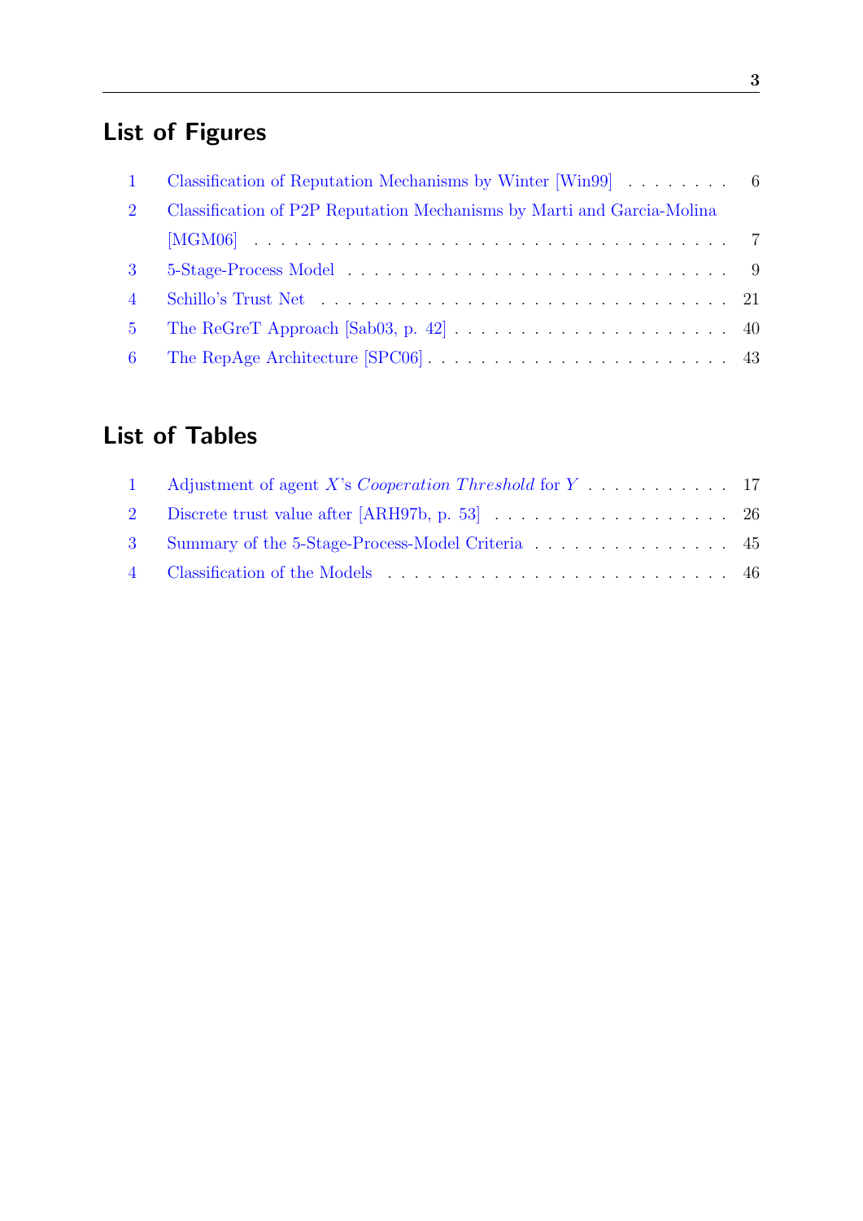## List of Figures

| | | |
|---|---|---|
| 1 | Classification of Reputation Mechanisms by Winter [Win99] | 6 |
| 2 | Classification of P2P Reputation Mechanisms by Marti and Garcia-Molina [MGM06] | 7 |
| 3 | 5-Stage-Process Model | 9 |
| 4 | Schillo's Trust Net | 21 |
| 5 | The ReGreT Approach [Sab03, p. 42] | 40 |
| 6 | The RepAge Architecture [SPC06] | 43 |

## List of Tables

| | | |
|---|---|---|
| 1 | Adjustment of agent $X$'s *Cooperation Threshold* for $Y$ | 17 |
| 2 | Discrete trust value after [ARH97b, p. 53] | 26 |
| 3 | Summary of the 5-Stage-Process-Model Criteria | 45 |
| 4 | Classification of the Models | 46 |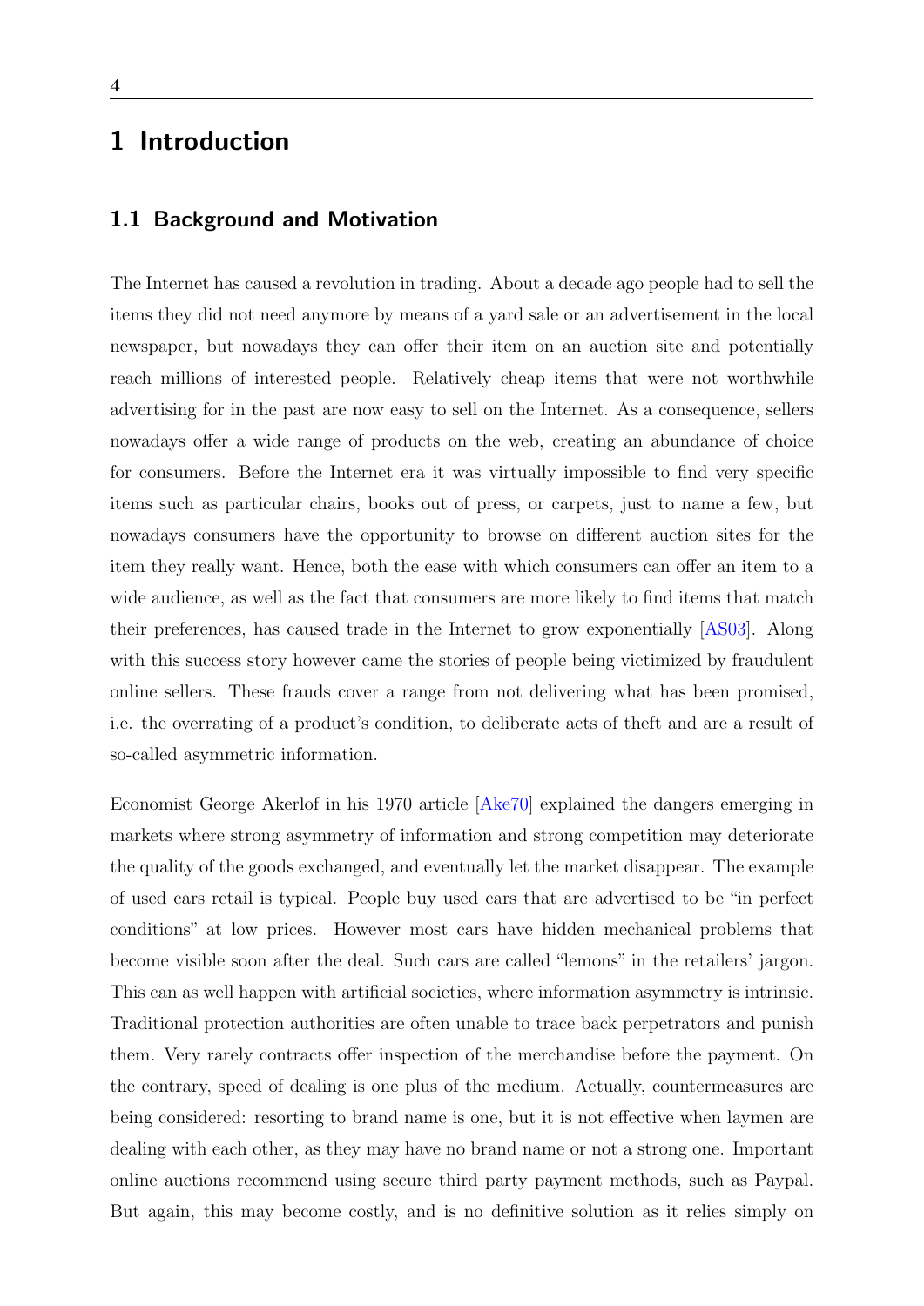# 1 Introduction

## 1.1 Background and Motivation

The Internet has caused a revolution in trading. About a decade ago people had to sell the items they did not need anymore by means of a yard sale or an advertisement in the local newspaper, but nowadays they can offer their item on an auction site and potentially reach millions of interested people. Relatively cheap items that were not worthwhile advertising for in the past are now easy to sell on the Internet. As a consequence, sellers nowadays offer a wide range of products on the web, creating an abundance of choice for consumers. Before the Internet era it was virtually impossible to find very specific items such as particular chairs, books out of press, or carpets, just to name a few, but nowadays consumers have the opportunity to browse on different auction sites for the item they really want. Hence, both the ease with which consumers can offer an item to a wide audience, as well as the fact that consumers are more likely to find items that match their preferences, has caused trade in the Internet to grow exponentially [AS03]. Along with this success story however came the stories of people being victimized by fraudulent online sellers. These frauds cover a range from not delivering what has been promised, i.e. the overrating of a product's condition, to deliberate acts of theft and are a result of so-called asymmetric information.

Economist George Akerlof in his 1970 article [Ake70] explained the dangers emerging in markets where strong asymmetry of information and strong competition may deteriorate the quality of the goods exchanged, and eventually let the market disappear. The example of used cars retail is typical. People buy used cars that are advertised to be "in perfect conditions" at low prices. However most cars have hidden mechanical problems that become visible soon after the deal. Such cars are called "lemons" in the retailers' jargon. This can as well happen with artificial societies, where information asymmetry is intrinsic. Traditional protection authorities are often unable to trace back perpetrators and punish them. Very rarely contracts offer inspection of the merchandise before the payment. On the contrary, speed of dealing is one plus of the medium. Actually, countermeasures are being considered: resorting to brand name is one, but it is not effective when laymen are dealing with each other, as they may have no brand name or not a strong one. Important online auctions recommend using secure third party payment methods, such as Paypal. But again, this may become costly, and is no definitive solution as it relies simply on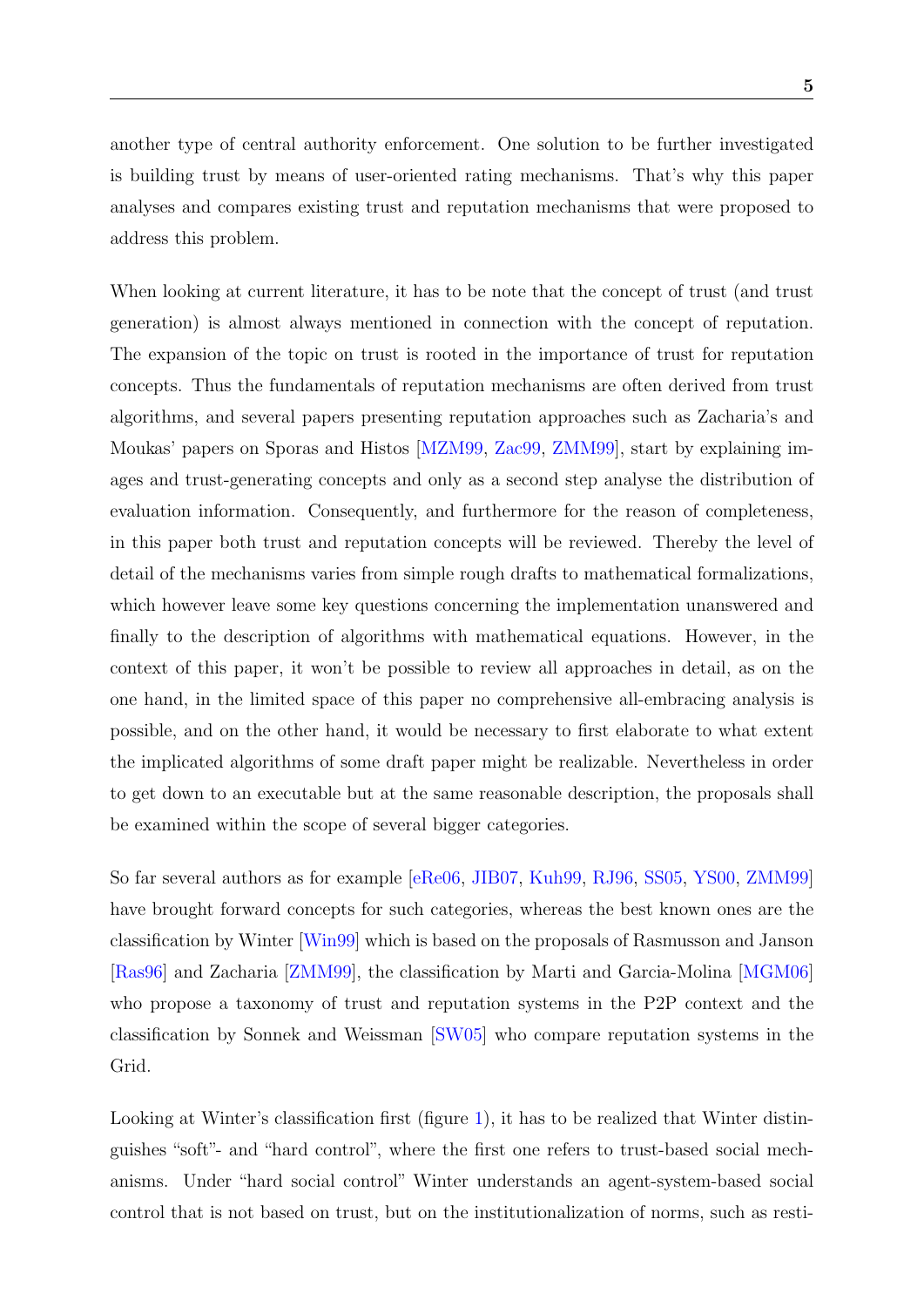another type of central authority enforcement. One solution to be further investigated is building trust by means of user-oriented rating mechanisms. That's why this paper analyses and compares existing trust and reputation mechanisms that were proposed to address this problem.

When looking at current literature, it has to be note that the concept of trust (and trust generation) is almost always mentioned in connection with the concept of reputation. The expansion of the topic on trust is rooted in the importance of trust for reputation concepts. Thus the fundamentals of reputation mechanisms are often derived from trust algorithms, and several papers presenting reputation approaches such as Zacharia's and Moukas' papers on Sporas and Histos [MZM99, Zac99, ZMM99], start by explaining images and trust-generating concepts and only as a second step analyse the distribution of evaluation information. Consequently, and furthermore for the reason of completeness, in this paper both trust and reputation concepts will be reviewed. Thereby the level of detail of the mechanisms varies from simple rough drafts to mathematical formalizations, which however leave some key questions concerning the implementation unanswered and finally to the description of algorithms with mathematical equations. However, in the context of this paper, it won't be possible to review all approaches in detail, as on the one hand, in the limited space of this paper no comprehensive all-embracing analysis is possible, and on the other hand, it would be necessary to first elaborate to what extent the implicated algorithms of some draft paper might be realizable. Nevertheless in order to get down to an executable but at the same reasonable description, the proposals shall be examined within the scope of several bigger categories.

So far several authors as for example [eRe06, JIB07, Kuh99, RJ96, SS05, YS00, ZMM99] have brought forward concepts for such categories, whereas the best known ones are the classification by Winter [Win99] which is based on the proposals of Rasmusson and Janson [Ras96] and Zacharia [ZMM99], the classification by Marti and Garcia-Molina [MGM06] who propose a taxonomy of trust and reputation systems in the P2P context and the classification by Sonnek and Weissman [SW05] who compare reputation systems in the Grid.

Looking at Winter's classification first (figure 1), it has to be realized that Winter distinguishes "soft"- and "hard control", where the first one refers to trust-based social mechanisms. Under "hard social control" Winter understands an agent-system-based social control that is not based on trust, but on the institutionalization of norms, such as resti-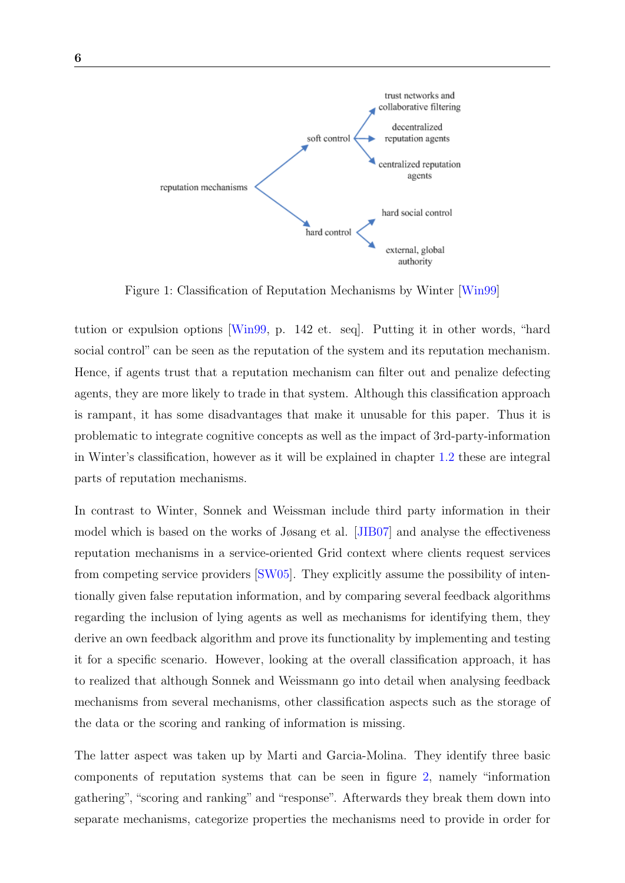Figure 1: Classification of Reputation Mechanisms by Winter [Win99]

tution or expulsion options [Win99, p. 142 et. seq]. Putting it in other words, "hard social control" can be seen as the reputation of the system and its reputation mechanism. Hence, if agents trust that a reputation mechanism can filter out and penalize defecting agents, they are more likely to trade in that system. Although this classification approach is rampant, it has some disadvantages that make it unusable for this paper. Thus it is problematic to integrate cognitive concepts as well as the impact of 3rd-party-information in Winter's classification, however as it will be explained in chapter 1.2 these are integral parts of reputation mechanisms.

In contrast to Winter, Sonnek and Weissman include third party information in their model which is based on the works of Jøsang et al. [JIB07] and analyse the effectiveness reputation mechanisms in a service-oriented Grid context where clients request services from competing service providers [SW05]. They explicitly assume the possibility of intentionally given false reputation information, and by comparing several feedback algorithms regarding the inclusion of lying agents as well as mechanisms for identifying them, they derive an own feedback algorithm and prove its functionality by implementing and testing it for a specific scenario. However, looking at the overall classification approach, it has to realized that although Sonnek and Weissmann go into detail when analysing feedback mechanisms from several mechanisms, other classification aspects such as the storage of the data or the scoring and ranking of information is missing.

The latter aspect was taken up by Marti and Garcia-Molina. They identify three basic components of reputation systems that can be seen in figure 2, namely "information gathering", "scoring and ranking" and "response". Afterwards they break them down into separate mechanisms, categorize properties the mechanisms need to provide in order for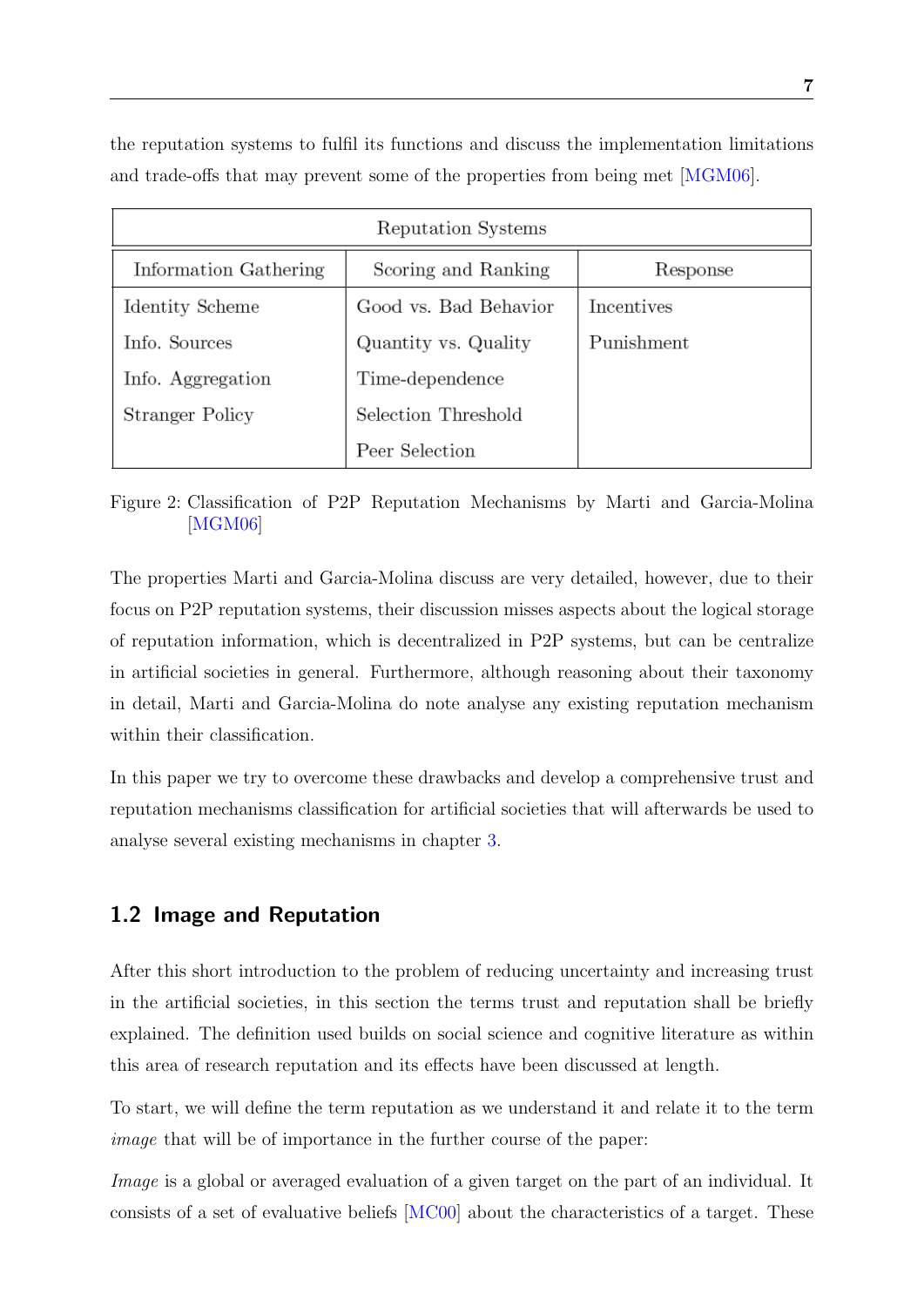the reputation systems to fulfil its functions and discuss the implementation limitations and trade-offs that may prevent some of the properties from being met [MGM06].

| Reputation Systems | | |
|---|---|---|
| Information Gathering | Scoring and Ranking | Response |
| Identity Scheme | Good vs. Bad Behavior | Incentives |
| Info. Sources | Quantity vs. Quality | Punishment |
| Info. Aggregation | Time-dependence | |
| Stranger Policy | Selection Threshold | |
| | Peer Selection | |

Figure 2: Classification of P2P Reputation Mechanisms by Marti and Garcia-Molina [MGM06]

The properties Marti and Garcia-Molina discuss are very detailed, however, due to their focus on P2P reputation systems, their discussion misses aspects about the logical storage of reputation information, which is decentralized in P2P systems, but can be centralize in artificial societies in general. Furthermore, although reasoning about their taxonomy in detail, Marti and Garcia-Molina do note analyse any existing reputation mechanism within their classification.

In this paper we try to overcome these drawbacks and develop a comprehensive trust and reputation mechanisms classification for artificial societies that will afterwards be used to analyse several existing mechanisms in chapter 3.

## 1.2 Image and Reputation

After this short introduction to the problem of reducing uncertainty and increasing trust in the artificial societies, in this section the terms trust and reputation shall be briefly explained. The definition used builds on social science and cognitive literature as within this area of research reputation and its effects have been discussed at length.

To start, we will define the term reputation as we understand it and relate it to the term *image* that will be of importance in the further course of the paper:

*Image* is a global or averaged evaluation of a given target on the part of an individual. It consists of a set of evaluative beliefs [MC00] about the characteristics of a target. These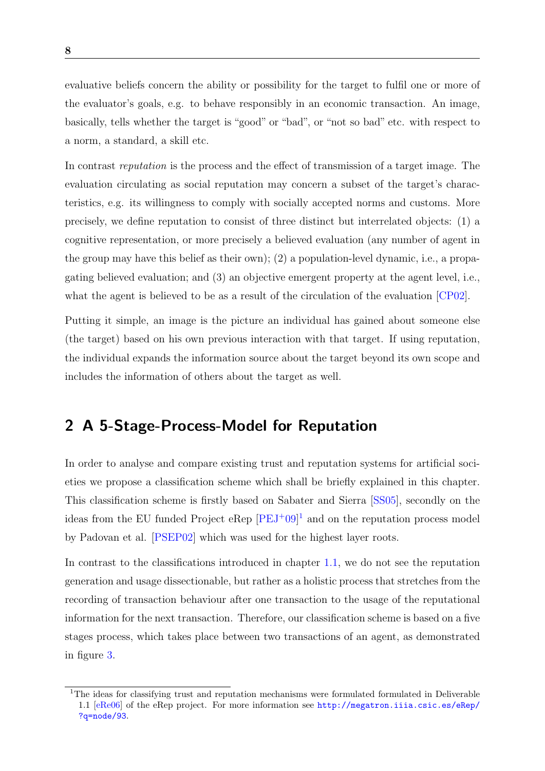evaluative beliefs concern the ability or possibility for the target to fulfil one or more of the evaluator's goals, e.g. to behave responsibly in an economic transaction. An image, basically, tells whether the target is "good" or "bad", or "not so bad" etc. with respect to a norm, a standard, a skill etc.

In contrast *reputation* is the process and the effect of transmission of a target image. The evaluation circulating as social reputation may concern a subset of the target's characteristics, e.g. its willingness to comply with socially accepted norms and customs. More precisely, we define reputation to consist of three distinct but interrelated objects: (1) a cognitive representation, or more precisely a believed evaluation (any number of agent in the group may have this belief as their own); (2) a population-level dynamic, i.e., a propagating believed evaluation; and (3) an objective emergent property at the agent level, i.e., what the agent is believed to be as a result of the circulation of the evaluation [CP02].

Putting it simple, an image is the picture an individual has gained about someone else (the target) based on his own previous interaction with that target. If using reputation, the individual expands the information source about the target beyond its own scope and includes the information of others about the target as well.

## 2 A 5-Stage-Process-Model for Reputation

In order to analyse and compare existing trust and reputation systems for artificial societies we propose a classification scheme which shall be briefly explained in this chapter. This classification scheme is firstly based on Sabater and Sierra [SS05], secondly on the ideas from the EU funded Project eRep [PEJ+09][1] and on the reputation process model by Padovan et al. [PSEP02] which was used for the highest layer roots.

In contrast to the classifications introduced in chapter 1.1, we do not see the reputation generation and usage dissectionable, but rather as a holistic process that stretches from the recording of transaction behaviour after one transaction to the usage of the reputational information for the next transaction. Therefore, our classification scheme is based on a five stages process, which takes place between two transactions of an agent, as demonstrated in figure 3.

[1] The ideas for classifying trust and reputation mechanisms were formulated formulated in Deliverable 1.1 [eRe06] of the eRep project. For more information see http://megatron.iiia.csic.es/eRep/?q=node/93.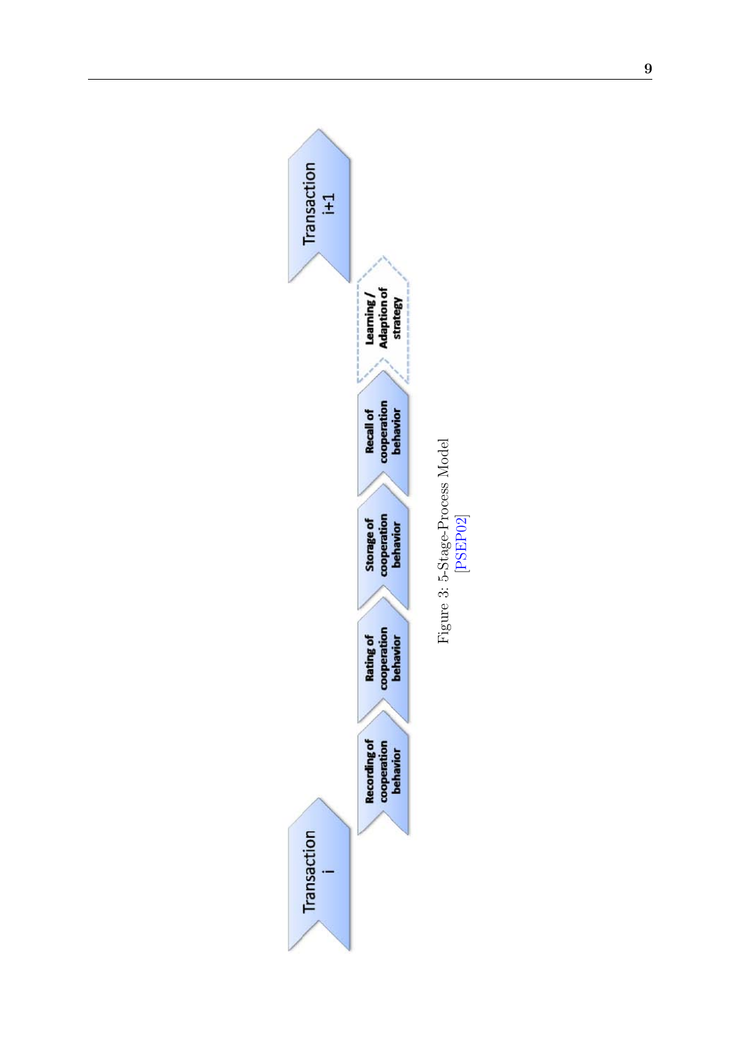Figure 3: 5-Stage-Process Model
[PSEP02]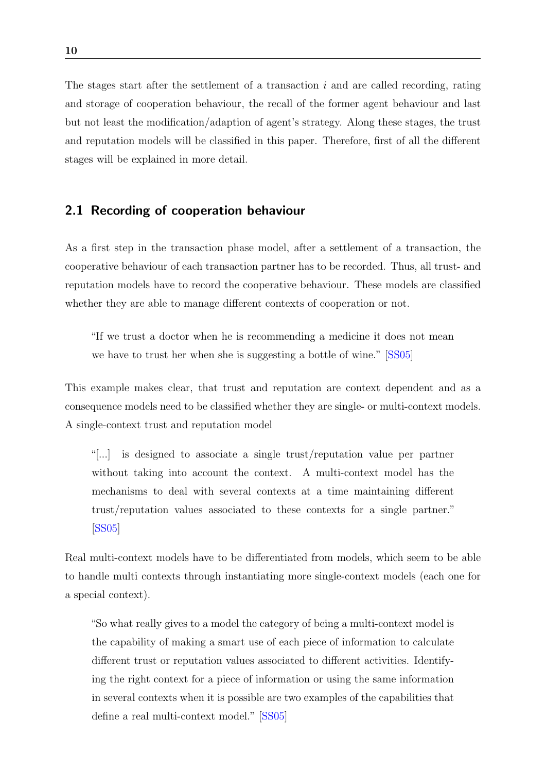The stages start after the settlement of a transaction $i$ and are called recording, rating and storage of cooperation behaviour, the recall of the former agent behaviour and last but not least the modification/adaption of agent's strategy. Along these stages, the trust and reputation models will be classified in this paper. Therefore, first of all the different stages will be explained in more detail.

## 2.1 Recording of cooperation behaviour

As a first step in the transaction phase model, after a settlement of a transaction, the cooperative behaviour of each transaction partner has to be recorded. Thus, all trust- and reputation models have to record the cooperative behaviour. These models are classified whether they are able to manage different contexts of cooperation or not.

> "If we trust a doctor when he is recommending a medicine it does not mean we have to trust her when she is suggesting a bottle of wine." [SS05]

This example makes clear, that trust and reputation are context dependent and as a consequence models need to be classified whether they are single- or multi-context models. A single-context trust and reputation model

> "[...] is designed to associate a single trust/reputation value per partner without taking into account the context. A multi-context model has the mechanisms to deal with several contexts at a time maintaining different trust/reputation values associated to these contexts for a single partner." [SS05]

Real multi-context models have to be differentiated from models, which seem to be able to handle multi contexts through instantiating more single-context models (each one for a special context).

> "So what really gives to a model the category of being a multi-context model is the capability of making a smart use of each piece of information to calculate different trust or reputation values associated to different activities. Identifying the right context for a piece of information or using the same information in several contexts when it is possible are two examples of the capabilities that define a real multi-context model." [SS05]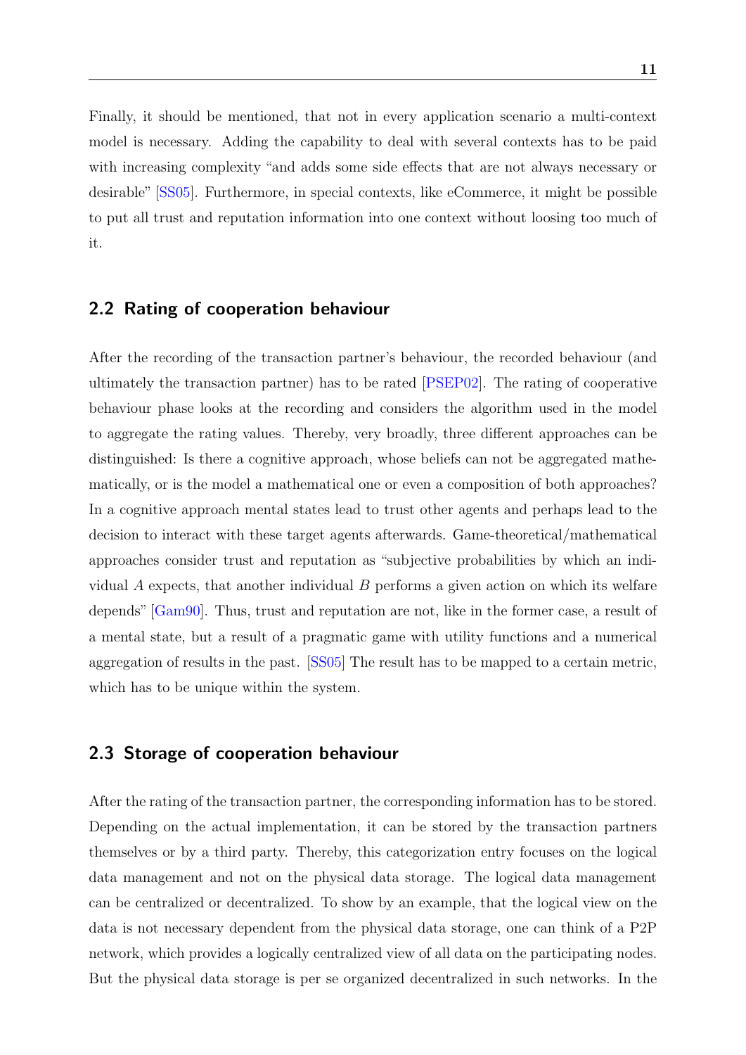Finally, it should be mentioned, that not in every application scenario a multi-context model is necessary. Adding the capability to deal with several contexts has to be paid with increasing complexity "and adds some side effects that are not always necessary or desirable" [SS05]. Furthermore, in special contexts, like eCommerce, it might be possible to put all trust and reputation information into one context without loosing too much of it.

## 2.2 Rating of cooperation behaviour

After the recording of the transaction partner's behaviour, the recorded behaviour (and ultimately the transaction partner) has to be rated [PSEP02]. The rating of cooperative behaviour phase looks at the recording and considers the algorithm used in the model to aggregate the rating values. Thereby, very broadly, three different approaches can be distinguished: Is there a cognitive approach, whose beliefs can not be aggregated mathematically, or is the model a mathematical one or even a composition of both approaches? In a cognitive approach mental states lead to trust other agents and perhaps lead to the decision to interact with these target agents afterwards. Game-theoretical/mathematical approaches consider trust and reputation as "subjective probabilities by which an individual $A$ expects, that another individual $B$ performs a given action on which its welfare depends" [Gam90]. Thus, trust and reputation are not, like in the former case, a result of a mental state, but a result of a pragmatic game with utility functions and a numerical aggregation of results in the past. [SS05] The result has to be mapped to a certain metric, which has to be unique within the system.

## 2.3 Storage of cooperation behaviour

After the rating of the transaction partner, the corresponding information has to be stored. Depending on the actual implementation, it can be stored by the transaction partners themselves or by a third party. Thereby, this categorization entry focuses on the logical data management and not on the physical data storage. The logical data management can be centralized or decentralized. To show by an example, that the logical view on the data is not necessary dependent from the physical data storage, one can think of a P2P network, which provides a logically centralized view of all data on the participating nodes. But the physical data storage is per se organized decentralized in such networks. In the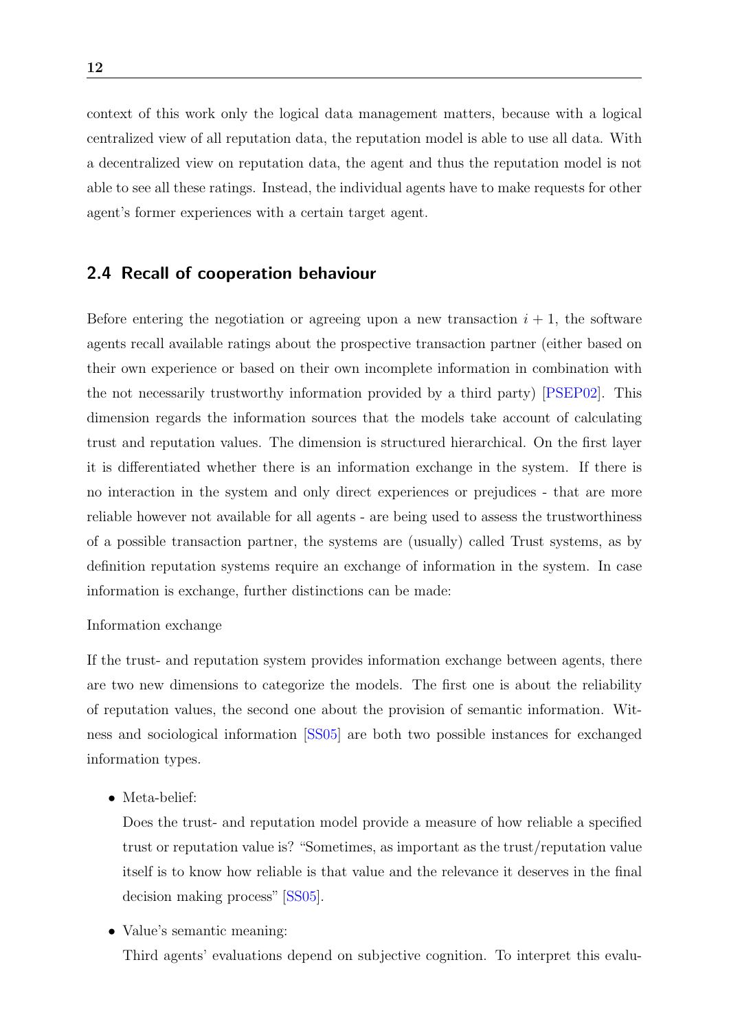context of this work only the logical data management matters, because with a logical centralized view of all reputation data, the reputation model is able to use all data. With a decentralized view on reputation data, the agent and thus the reputation model is not able to see all these ratings. Instead, the individual agents have to make requests for other agent's former experiences with a certain target agent.

## 2.4 Recall of cooperation behaviour

Before entering the negotiation or agreeing upon a new transaction $i + 1$, the software agents recall available ratings about the prospective transaction partner (either based on their own experience or based on their own incomplete information in combination with the not necessarily trustworthy information provided by a third party) [PSEP02]. This dimension regards the information sources that the models take account of calculating trust and reputation values. The dimension is structured hierarchical. On the first layer it is differentiated whether there is an information exchange in the system. If there is no interaction in the system and only direct experiences or prejudices - that are more reliable however not available for all agents - are being used to assess the trustworthiness of a possible transaction partner, the systems are (usually) called Trust systems, as by definition reputation systems require an exchange of information in the system. In case information is exchange, further distinctions can be made:

Information exchange

If the trust- and reputation system provides information exchange between agents, there are two new dimensions to categorize the models. The first one is about the reliability of reputation values, the second one about the provision of semantic information. Witness and sociological information [SS05] are both two possible instances for exchanged information types.

- Meta-belief:

  Does the trust- and reputation model provide a measure of how reliable a specified trust or reputation value is? "Sometimes, as important as the trust/reputation value itself is to know how reliable is that value and the relevance it deserves in the final decision making process" [SS05].

- Value's semantic meaning:

  Third agents' evaluations depend on subjective cognition. To interpret this evalu-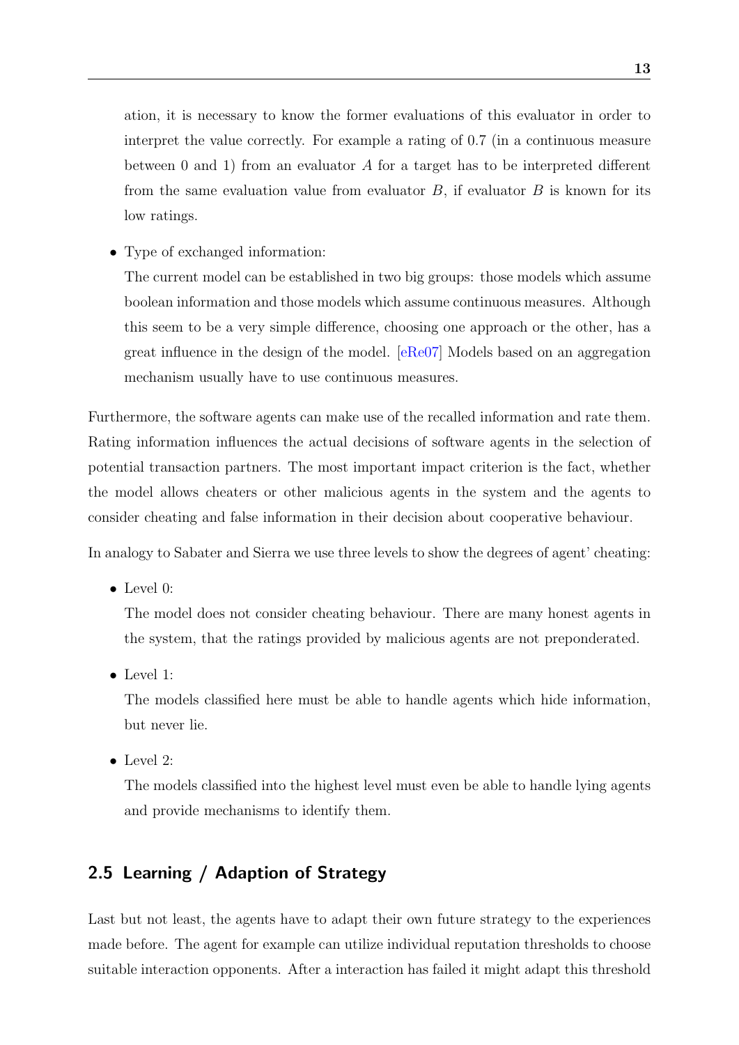ation, it is necessary to know the former evaluations of this evaluator in order to interpret the value correctly. For example a rating of 0.7 (in a continuous measure between 0 and 1) from an evaluator $A$ for a target has to be interpreted different from the same evaluation value from evaluator $B$, if evaluator $B$ is known for its low ratings.

- Type of exchanged information:

  The current model can be established in two big groups: those models which assume boolean information and those models which assume continuous measures. Although this seem to be a very simple difference, choosing one approach or the other, has a great influence in the design of the model. [eRe07] Models based on an aggregation mechanism usually have to use continuous measures.

Furthermore, the software agents can make use of the recalled information and rate them. Rating information influences the actual decisions of software agents in the selection of potential transaction partners. The most important impact criterion is the fact, whether the model allows cheaters or other malicious agents in the system and the agents to consider cheating and false information in their decision about cooperative behaviour.

In analogy to Sabater and Sierra we use three levels to show the degrees of agent' cheating:

- Level 0:

  The model does not consider cheating behaviour. There are many honest agents in the system, that the ratings provided by malicious agents are not preponderated.

- Level 1:

  The models classified here must be able to handle agents which hide information, but never lie.

- Level 2:

  The models classified into the highest level must even be able to handle lying agents and provide mechanisms to identify them.

## 2.5 Learning / Adaption of Strategy

Last but not least, the agents have to adapt their own future strategy to the experiences made before. The agent for example can utilize individual reputation thresholds to choose suitable interaction opponents. After a interaction has failed it might adapt this threshold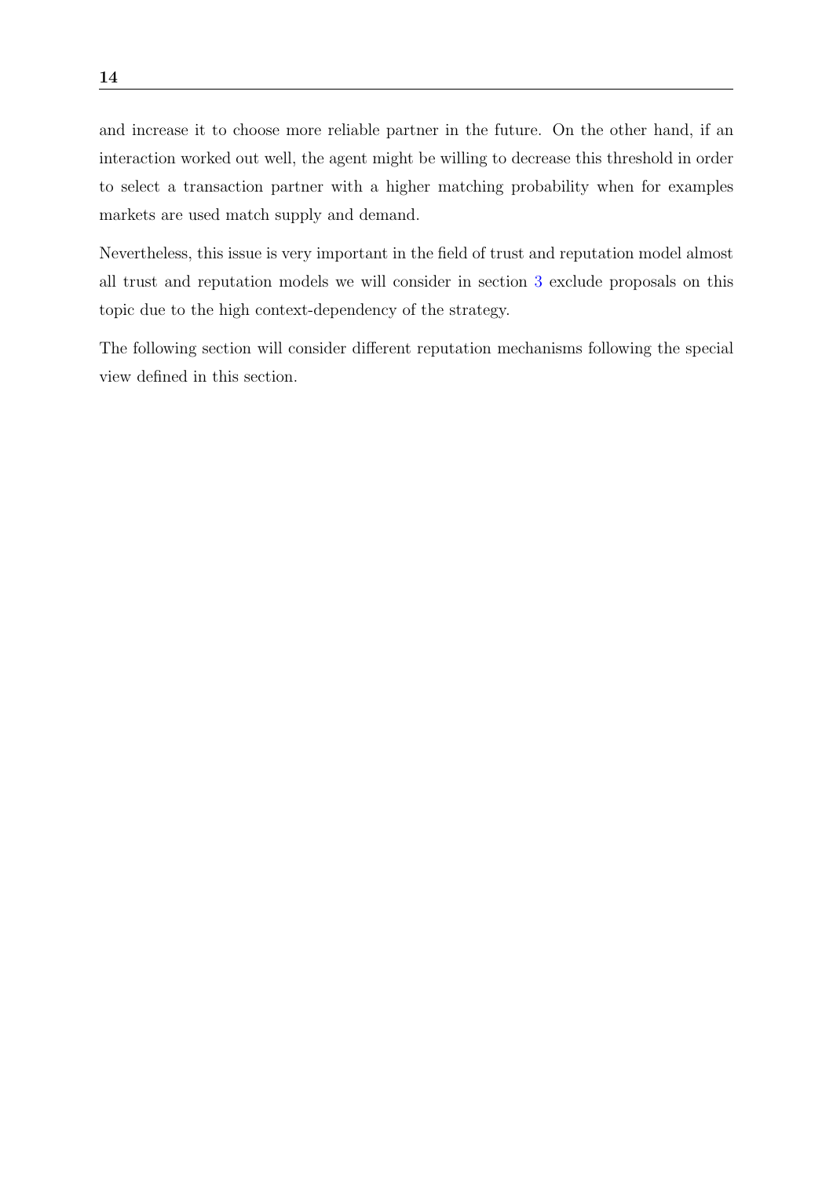and increase it to choose more reliable partner in the future. On the other hand, if an interaction worked out well, the agent might be willing to decrease this threshold in order to select a transaction partner with a higher matching probability when for examples markets are used match supply and demand.

Nevertheless, this issue is very important in the field of trust and reputation model almost all trust and reputation models we will consider in section 3 exclude proposals on this topic due to the high context-dependency of the strategy.

The following section will consider different reputation mechanisms following the special view defined in this section.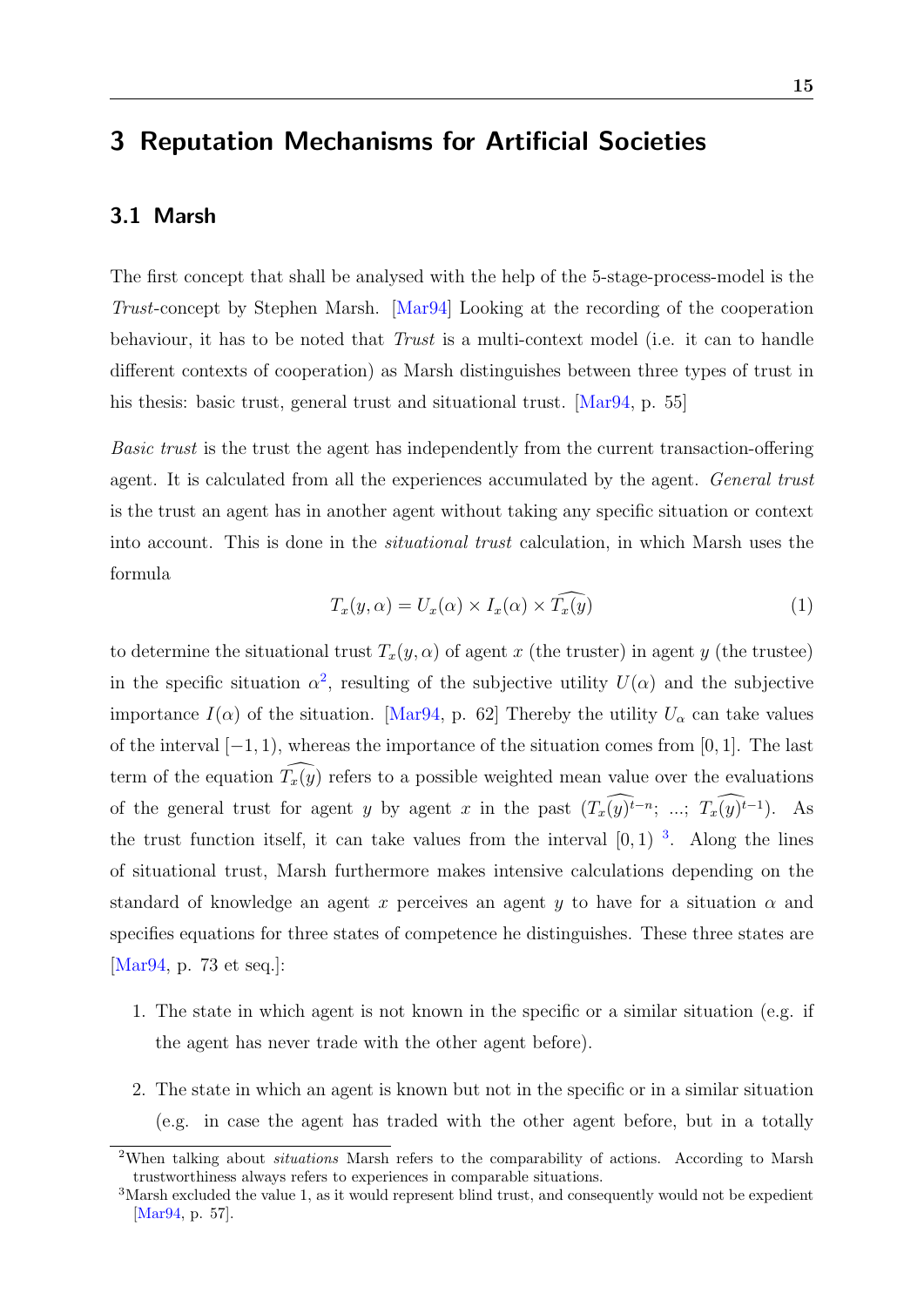# 3 Reputation Mechanisms for Artificial Societies

## 3.1 Marsh

The first concept that shall be analysed with the help of the 5-stage-process-model is the *Trust*-concept by Stephen Marsh. [Mar94] Looking at the recording of the cooperation behaviour, it has to be noted that *Trust* is a multi-context model (i.e. it can to handle different contexts of cooperation) as Marsh distinguishes between three types of trust in his thesis: basic trust, general trust and situational trust. [Mar94, p. 55]

*Basic trust* is the trust the agent has independently from the current transaction-offering agent. It is calculated from all the experiences accumulated by the agent. *General trust* is the trust an agent has in another agent without taking any specific situation or context into account. This is done in the *situational trust* calculation, in which Marsh uses the formula

$$T_x(y, \alpha) = U_x(\alpha) \times I_x(\alpha) \times \widehat{T_x(y)} \tag{1}$$

to determine the situational trust $T_x(y, \alpha)$ of agent $x$ (the truster) in agent $y$ (the trustee) in the specific situation $\alpha$[2], resulting of the subjective utility $U(\alpha)$ and the subjective importance $I(\alpha)$ of the situation. [Mar94, p. 62] Thereby the utility $U_\alpha$ can take values of the interval $[-1, 1)$, whereas the importance of the situation comes from $[0, 1]$. The last term of the equation $\widehat{T_x(y)}$ refers to a possible weighted mean value over the evaluations of the general trust for agent $y$ by agent $x$ in the past ($\widehat{T_x(y)^{t-n}}$; ...; $\widehat{T_x(y)^{t-1}}$). As the trust function itself, it can take values from the interval $[0, 1)$ [3]. Along the lines of situational trust, Marsh furthermore makes intensive calculations depending on the standard of knowledge an agent $x$ perceives an agent $y$ to have for a situation $\alpha$ and specifies equations for three states of competence he distinguishes. These three states are [Mar94, p. 73 et seq.]:

1. The state in which agent is not known in the specific or a similar situation (e.g. if the agent has never trade with the other agent before).
2. The state in which an agent is known but not in the specific or in a similar situation (e.g. in case the agent has traded with the other agent before, but in a totally

[2] When talking about *situations* Marsh refers to the comparability of actions. According to Marsh trustworthiness always refers to experiences in comparable situations.

[3] Marsh excluded the value 1, as it would represent blind trust, and consequently would not be expedient [Mar94, p. 57].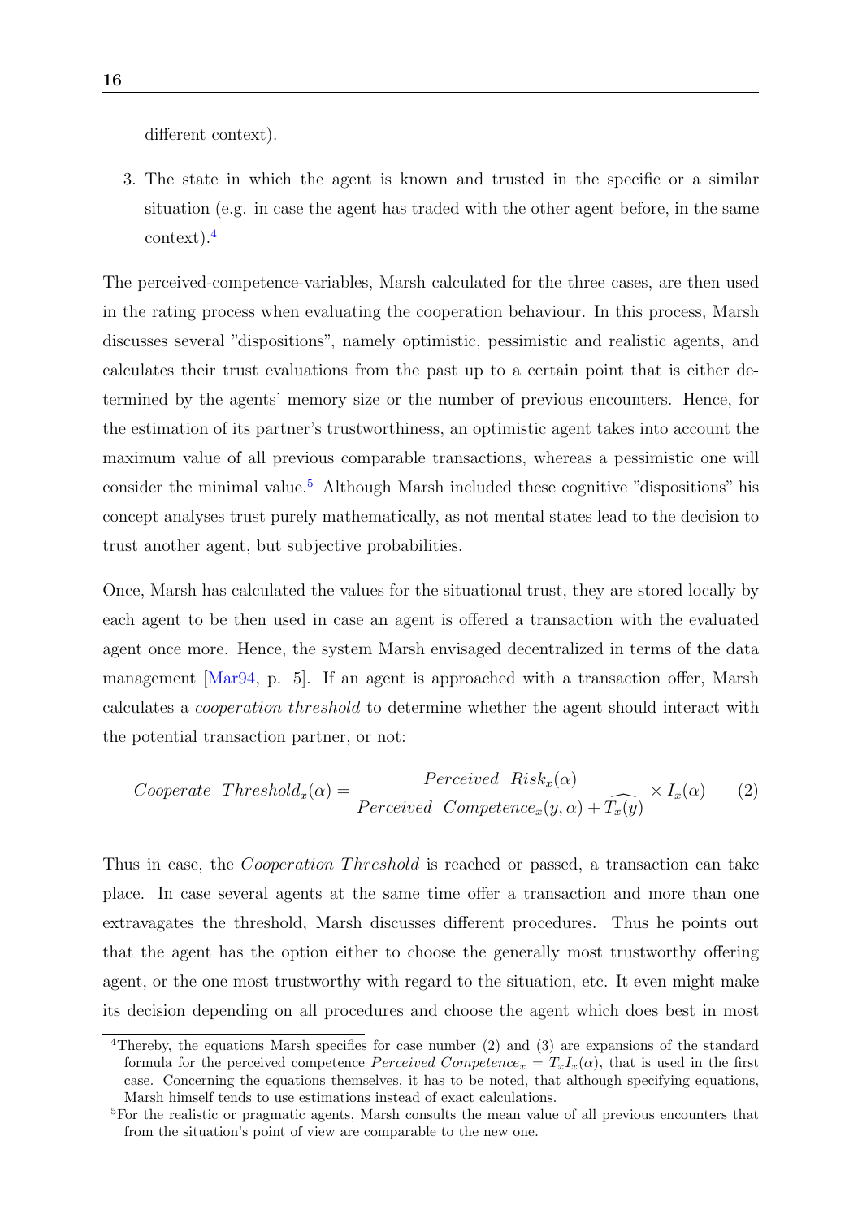different context).

3. The state in which the agent is known and trusted in the specific or a similar situation (e.g. in case the agent has traded with the other agent before, in the same context).[4]

The perceived-competence-variables, Marsh calculated for the three cases, are then used in the rating process when evaluating the cooperation behaviour. In this process, Marsh discusses several "dispositions", namely optimistic, pessimistic and realistic agents, and calculates their trust evaluations from the past up to a certain point that is either determined by the agents' memory size or the number of previous encounters. Hence, for the estimation of its partner's trustworthiness, an optimistic agent takes into account the maximum value of all previous comparable transactions, whereas a pessimistic one will consider the minimal value.[5] Although Marsh included these cognitive "dispositions" his concept analyses trust purely mathematically, as not mental states lead to the decision to trust another agent, but subjective probabilities.

Once, Marsh has calculated the values for the situational trust, they are stored locally by each agent to be then used in case an agent is offered a transaction with the evaluated agent once more. Hence, the system Marsh envisaged decentralized in terms of the data management [Mar94, p. 5]. If an agent is approached with a transaction offer, Marsh calculates a *cooperation threshold* to determine whether the agent should interact with the potential transaction partner, or not:

$$Cooperate\ \ Threshold_x(\alpha) = \frac{Perceived\ \ Risk_x(\alpha)}{Perceived\ \ Competence_x(y, \alpha) + \widehat{T_x(y)}} \times I_x(\alpha) \qquad (2)$$

Thus in case, the *Cooperation Threshold* is reached or passed, a transaction can take place. In case several agents at the same time offer a transaction and more than one extravagates the threshold, Marsh discusses different procedures. Thus he points out that the agent has the option either to choose the generally most trustworthy offering agent, or the one most trustworthy with regard to the situation, etc. It even might make its decision depending on all procedures and choose the agent which does best in most

[4] Thereby, the equations Marsh specifies for case number (2) and (3) are expansions of the standard formula for the perceived competence $Perceived\ Competence_x = T_x I_x(\alpha)$, that is used in the first case. Concerning the equations themselves, it has to be noted, that although specifying equations, Marsh himself tends to use estimations instead of exact calculations.

[5] For the realistic or pragmatic agents, Marsh consults the mean value of all previous encounters that from the situation's point of view are comparable to the new one.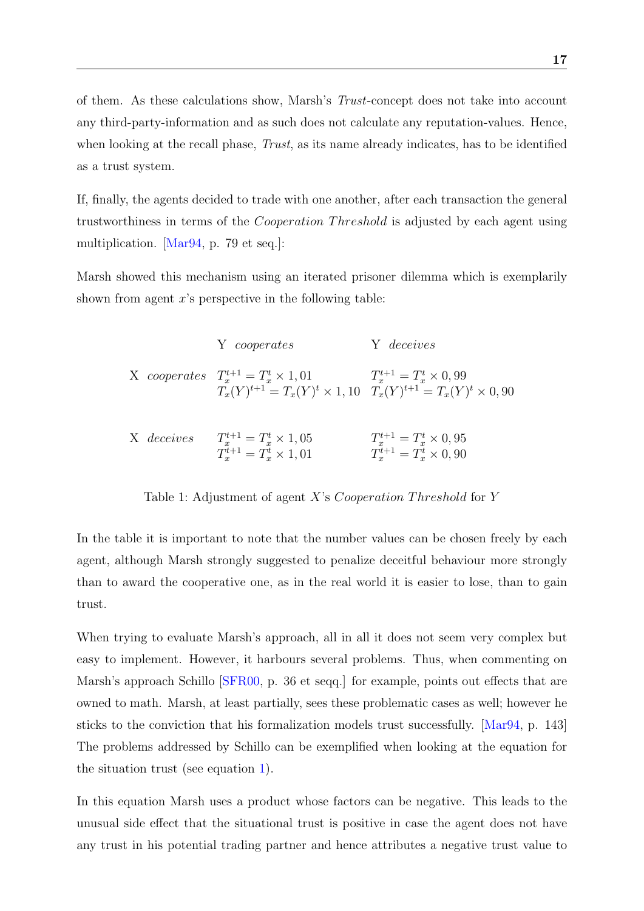of them. As these calculations show, Marsh's *Trust*-concept does not take into account any third-party-information and as such does not calculate any reputation-values. Hence, when looking at the recall phase, *Trust*, as its name already indicates, has to be identified as a trust system.

If, finally, the agents decided to trade with one another, after each transaction the general trustworthiness in terms of the *Cooperation Threshold* is adjusted by each agent using multiplication. [Mar94, p. 79 et seq.]:

Marsh showed this mechanism using an iterated prisoner dilemma which is exemplarily shown from agent $x$'s perspective in the following table:

| | Y *cooperates* | Y *deceives* |
|---|---|---|
| X *cooperates* | $T_x^{t+1} = T_x^t \times 1,01$ <br> $T_x(Y)^{t+1} = T_x(Y)^t \times 1,10$ | $T_x^{t+1} = T_x^t \times 0,99$ <br> $T_x(Y)^{t+1} = T_x(Y)^t \times 0,90$ |
| X *deceives* | $T_x^{t+1} = T_x^t \times 1,05$ <br> $T_x^{t+1} = T_x^t \times 1,01$ | $T_x^{t+1} = T_x^t \times 0,95$ <br> $T_x^{t+1} = T_x^t \times 0,90$ |

Table 1: Adjustment of agent $X$'s *Cooperation Threshold* for $Y$

In the table it is important to note that the number values can be chosen freely by each agent, although Marsh strongly suggested to penalize deceitful behaviour more strongly than to award the cooperative one, as in the real world it is easier to lose, than to gain trust.

When trying to evaluate Marsh's approach, all in all it does not seem very complex but easy to implement. However, it harbours several problems. Thus, when commenting on Marsh's approach Schillo [SFR00, p. 36 et seqq.] for example, points out effects that are owned to math. Marsh, at least partially, sees these problematic cases as well; however he sticks to the conviction that his formalization models trust successfully. [Mar94, p. 143] The problems addressed by Schillo can be exemplified when looking at the equation for the situation trust (see equation 1).

In this equation Marsh uses a product whose factors can be negative. This leads to the unusual side effect that the situational trust is positive in case the agent does not have any trust in his potential trading partner and hence attributes a negative trust value to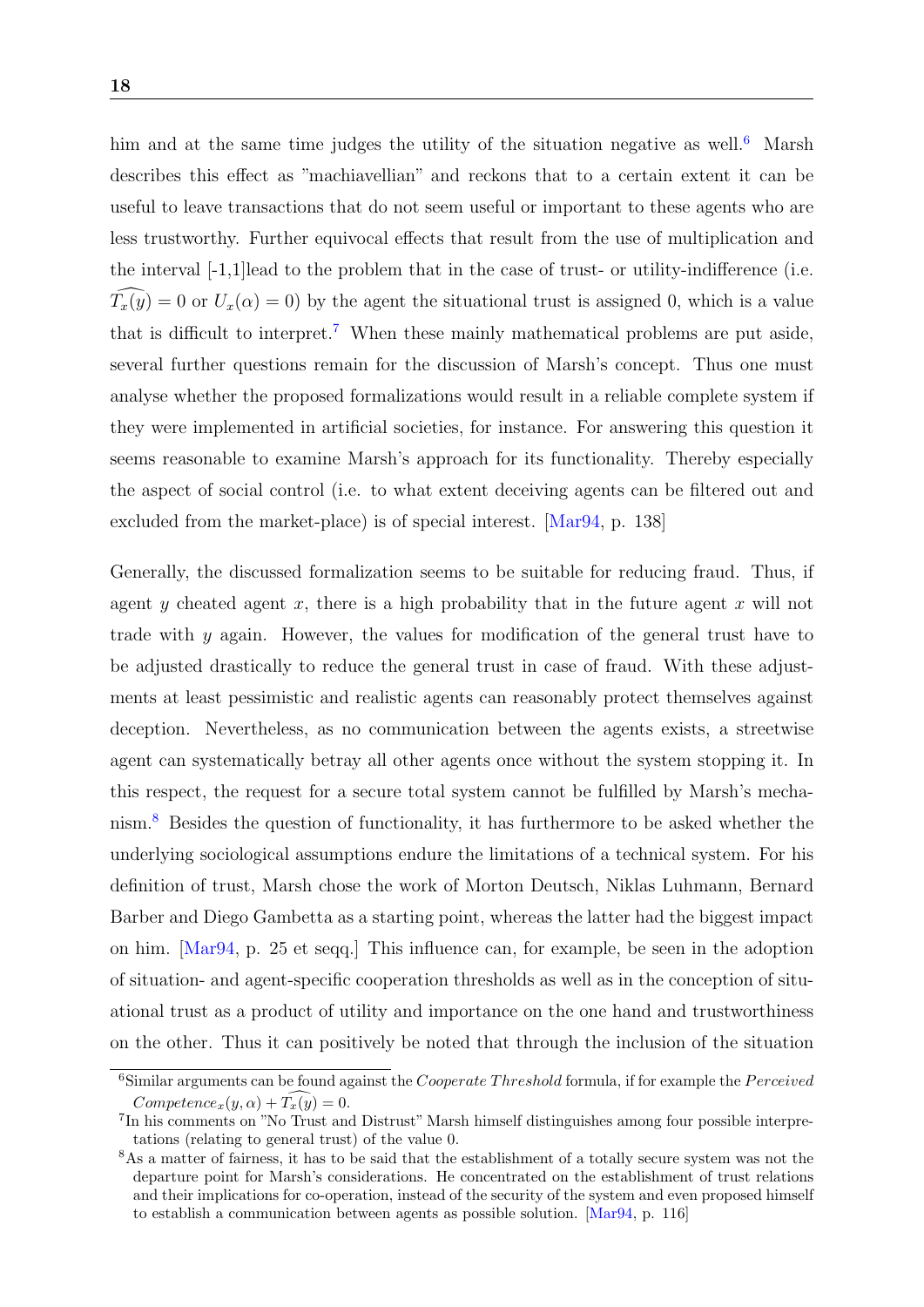him and at the same time judges the utility of the situation negative as well.[6] Marsh describes this effect as "machiavellian" and reckons that to a certain extent it can be useful to leave transactions that do not seem useful or important to these agents who are less trustworthy. Further equivocal effects that result from the use of multiplication and the interval [-1,1]lead to the problem that in the case of trust- or utility-indifference (i.e. $\widehat{T_x(y)} = 0$ or $U_x(\alpha) = 0$) by the agent the situational trust is assigned 0, which is a value that is difficult to interpret.[7] When these mainly mathematical problems are put aside, several further questions remain for the discussion of Marsh's concept. Thus one must analyse whether the proposed formalizations would result in a reliable complete system if they were implemented in artificial societies, for instance. For answering this question it seems reasonable to examine Marsh's approach for its functionality. Thereby especially the aspect of social control (i.e. to what extent deceiving agents can be filtered out and excluded from the market-place) is of special interest. [Mar94, p. 138]

Generally, the discussed formalization seems to be suitable for reducing fraud. Thus, if agent $y$ cheated agent $x$, there is a high probability that in the future agent $x$ will not trade with $y$ again. However, the values for modification of the general trust have to be adjusted drastically to reduce the general trust in case of fraud. With these adjustments at least pessimistic and realistic agents can reasonably protect themselves against deception. Nevertheless, as no communication between the agents exists, a streetwise agent can systematically betray all other agents once without the system stopping it. In this respect, the request for a secure total system cannot be fulfilled by Marsh's mechanism.[8] Besides the question of functionality, it has furthermore to be asked whether the underlying sociological assumptions endure the limitations of a technical system. For his definition of trust, Marsh chose the work of Morton Deutsch, Niklas Luhmann, Bernard Barber and Diego Gambetta as a starting point, whereas the latter had the biggest impact on him. [Mar94, p. 25 et seqq.] This influence can, for example, be seen in the adoption of situation- and agent-specific cooperation thresholds as well as in the conception of situational trust as a product of utility and importance on the one hand and trustworthiness on the other. Thus it can positively be noted that through the inclusion of the situation

[6] Similar arguments can be found against the *Cooperate Threshold* formula, if for example the $Perceived\ Competence_x(y, \alpha) + \widehat{T_x(y)} = 0$.

[7] In his comments on "No Trust and Distrust" Marsh himself distinguishes among four possible interpretations (relating to general trust) of the value 0.

[8] As a matter of fairness, it has to be said that the establishment of a totally secure system was not the departure point for Marsh's considerations. He concentrated on the establishment of trust relations and their implications for co-operation, instead of the security of the system and even proposed himself to establish a communication between agents as possible solution. [Mar94, p. 116]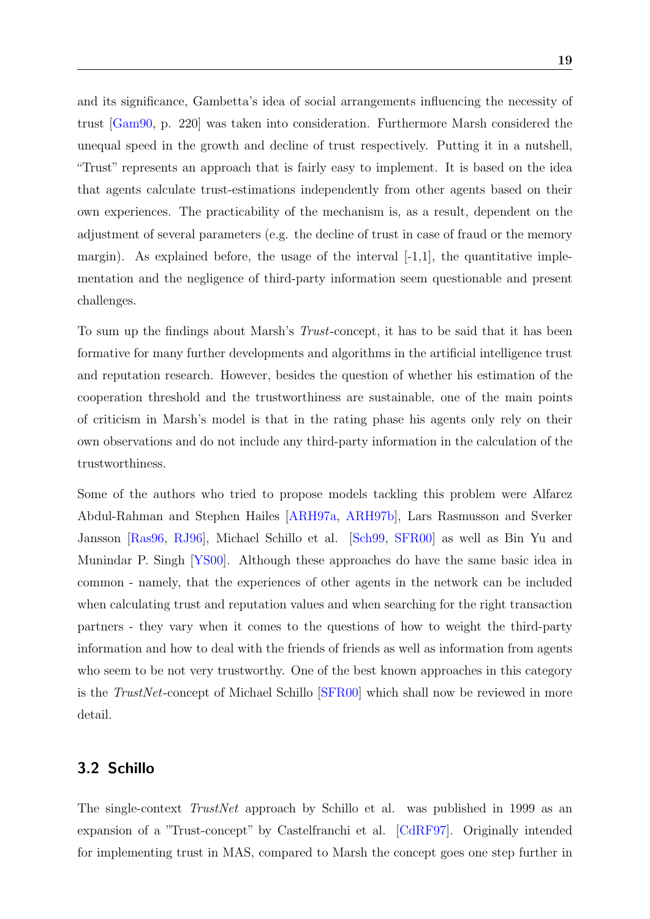and its significance, Gambetta's idea of social arrangements influencing the necessity of trust [Gam90, p. 220] was taken into consideration. Furthermore Marsh considered the unequal speed in the growth and decline of trust respectively. Putting it in a nutshell, "Trust" represents an approach that is fairly easy to implement. It is based on the idea that agents calculate trust-estimations independently from other agents based on their own experiences. The practicability of the mechanism is, as a result, dependent on the adjustment of several parameters (e.g. the decline of trust in case of fraud or the memory margin). As explained before, the usage of the interval [-1,1], the quantitative implementation and the negligence of third-party information seem questionable and present challenges.

To sum up the findings about Marsh's *Trust*-concept, it has to be said that it has been formative for many further developments and algorithms in the artificial intelligence trust and reputation research. However, besides the question of whether his estimation of the cooperation threshold and the trustworthiness are sustainable, one of the main points of criticism in Marsh's model is that in the rating phase his agents only rely on their own observations and do not include any third-party information in the calculation of the trustworthiness.

Some of the authors who tried to propose models tackling this problem were Alfarez Abdul-Rahman and Stephen Hailes [ARH97a, ARH97b], Lars Rasmusson and Sverker Jansson [Ras96, RJ96], Michael Schillo et al. [Sch99, SFR00] as well as Bin Yu and Munindar P. Singh [YS00]. Although these approaches do have the same basic idea in common - namely, that the experiences of other agents in the network can be included when calculating trust and reputation values and when searching for the right transaction partners - they vary when it comes to the questions of how to weight the third-party information and how to deal with the friends of friends as well as information from agents who seem to be not very trustworthy. One of the best known approaches in this category is the *TrustNet*-concept of Michael Schillo [SFR00] which shall now be reviewed in more detail.

## 3.2 Schillo

The single-context *TrustNet* approach by Schillo et al. was published in 1999 as an expansion of a "Trust-concept" by Castelfranchi et al. [CdRF97]. Originally intended for implementing trust in MAS, compared to Marsh the concept goes one step further in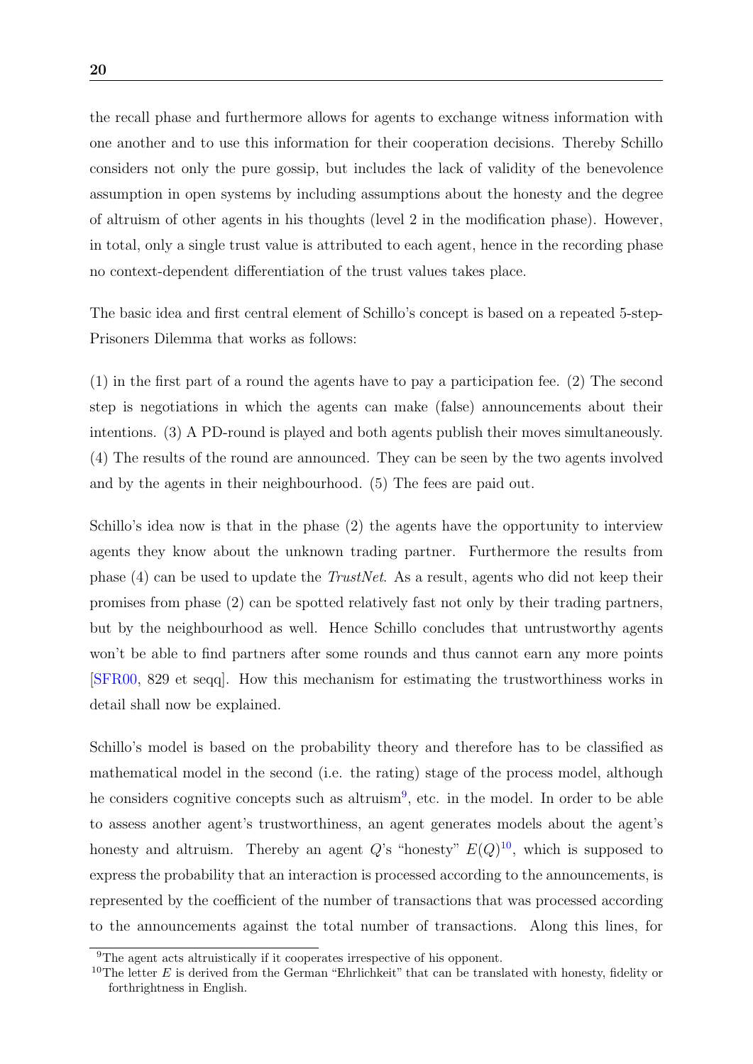the recall phase and furthermore allows for agents to exchange witness information with one another and to use this information for their cooperation decisions. Thereby Schillo considers not only the pure gossip, but includes the lack of validity of the benevolence assumption in open systems by including assumptions about the honesty and the degree of altruism of other agents in his thoughts (level 2 in the modification phase). However, in total, only a single trust value is attributed to each agent, hence in the recording phase no context-dependent differentiation of the trust values takes place.

The basic idea and first central element of Schillo's concept is based on a repeated 5-step-Prisoners Dilemma that works as follows:

(1) in the first part of a round the agents have to pay a participation fee. (2) The second step is negotiations in which the agents can make (false) announcements about their intentions. (3) A PD-round is played and both agents publish their moves simultaneously. (4) The results of the round are announced. They can be seen by the two agents involved and by the agents in their neighbourhood. (5) The fees are paid out.

Schillo's idea now is that in the phase (2) the agents have the opportunity to interview agents they know about the unknown trading partner. Furthermore the results from phase (4) can be used to update the *TrustNet*. As a result, agents who did not keep their promises from phase (2) can be spotted relatively fast not only by their trading partners, but by the neighbourhood as well. Hence Schillo concludes that untrustworthy agents won't be able to find partners after some rounds and thus cannot earn any more points [SFR00, 829 et seqq]. How this mechanism for estimating the trustworthiness works in detail shall now be explained.

Schillo's model is based on the probability theory and therefore has to be classified as mathematical model in the second (i.e. the rating) stage of the process model, although he considers cognitive concepts such as altruism[9], etc. in the model. In order to be able to assess another agent's trustworthiness, an agent generates models about the agent's honesty and altruism. Thereby an agent $Q$'s "honesty" $E(Q)$[10], which is supposed to express the probability that an interaction is processed according to the announcements, is represented by the coefficient of the number of transactions that was processed according to the announcements against the total number of transactions. Along this lines, for

[9] The agent acts altruistically if it cooperates irrespective of his opponent.

[10] The letter $E$ is derived from the German "Ehrlichkeit" that can be translated with honesty, fidelity or forthrightness in English.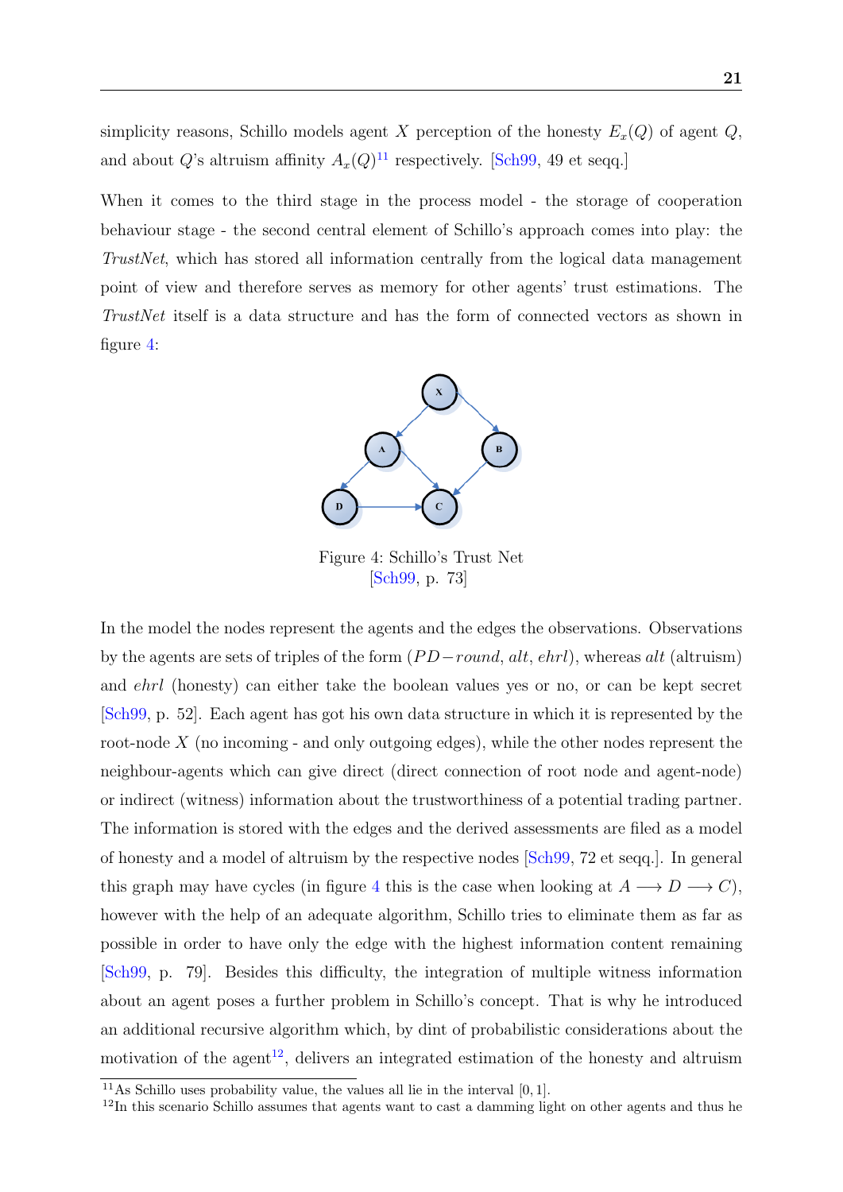simplicity reasons, Schillo models agent $X$ perception of the honesty $E_x(Q)$ of agent $Q$, and about $Q$'s altruism affinity $A_x(Q)$[11] respectively. [Sch99, 49 et seqq.]

When it comes to the third stage in the process model - the storage of cooperation behaviour stage - the second central element of Schillo's approach comes into play: the *TrustNet*, which has stored all information centrally from the logical data management point of view and therefore serves as memory for other agents' trust estimations. The *TrustNet* itself is a data structure and has the form of connected vectors as shown in figure 4:

Figure 4: Schillo's Trust Net
[Sch99, p. 73]

In the model the nodes represent the agents and the edges the observations. Observations by the agents are sets of triples of the form $(PD-round, alt, ehrl)$, whereas $alt$ (altruism) and $ehrl$ (honesty) can either take the boolean values yes or no, or can be kept secret [Sch99, p. 52]. Each agent has got his own data structure in which it is represented by the root-node $X$ (no incoming - and only outgoing edges), while the other nodes represent the neighbour-agents which can give direct (direct connection of root node and agent-node) or indirect (witness) information about the trustworthiness of a potential trading partner. The information is stored with the edges and the derived assessments are filed as a model of honesty and a model of altruism by the respective nodes [Sch99, 72 et seqq.]. In general this graph may have cycles (in figure 4 this is the case when looking at $A \longrightarrow D \longrightarrow C$), however with the help of an adequate algorithm, Schillo tries to eliminate them as far as possible in order to have only the edge with the highest information content remaining [Sch99, p. 79]. Besides this difficulty, the integration of multiple witness information about an agent poses a further problem in Schillo's concept. That is why he introduced an additional recursive algorithm which, by dint of probabilistic considerations about the motivation of the agent[12], delivers an integrated estimation of the honesty and altruism

[11] As Schillo uses probability value, the values all lie in the interval $[0, 1]$.

[12] In this scenario Schillo assumes that agents want to cast a damming light on other agents and thus he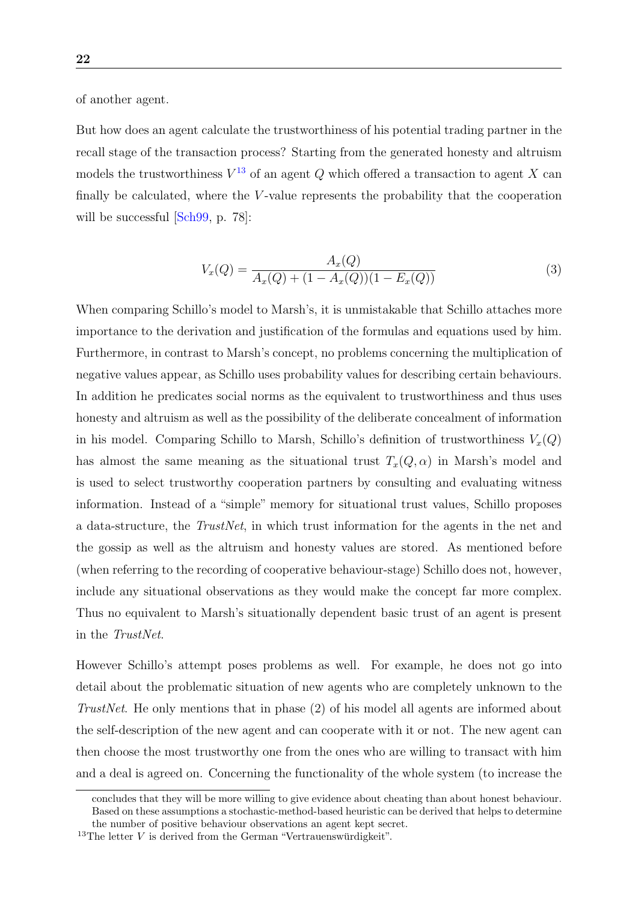of another agent.

But how does an agent calculate the trustworthiness of his potential trading partner in the recall stage of the transaction process? Starting from the generated honesty and altruism models the trustworthiness $V$[13] of an agent $Q$ which offered a transaction to agent $X$ can finally be calculated, where the $V$-value represents the probability that the cooperation will be successful [Sch99, p. 78]:

$$V_x(Q) = \frac{A_x(Q)}{A_x(Q) + (1 - A_x(Q))(1 - E_x(Q))} \tag{3}$$

When comparing Schillo's model to Marsh's, it is unmistakable that Schillo attaches more importance to the derivation and justification of the formulas and equations used by him. Furthermore, in contrast to Marsh's concept, no problems concerning the multiplication of negative values appear, as Schillo uses probability values for describing certain behaviours. In addition he predicates social norms as the equivalent to trustworthiness and thus uses honesty and altruism as well as the possibility of the deliberate concealment of information in his model. Comparing Schillo to Marsh, Schillo's definition of trustworthiness $V_x(Q)$ has almost the same meaning as the situational trust $T_x(Q, \alpha)$ in Marsh's model and is used to select trustworthy cooperation partners by consulting and evaluating witness information. Instead of a "simple" memory for situational trust values, Schillo proposes a data-structure, the *TrustNet*, in which trust information for the agents in the net and the gossip as well as the altruism and honesty values are stored. As mentioned before (when referring to the recording of cooperative behaviour-stage) Schillo does not, however, include any situational observations as they would make the concept far more complex. Thus no equivalent to Marsh's situationally dependent basic trust of an agent is present in the *TrustNet*.

However Schillo's attempt poses problems as well. For example, he does not go into detail about the problematic situation of new agents who are completely unknown to the *TrustNet*. He only mentions that in phase (2) of his model all agents are informed about the self-description of the new agent and can cooperate with it or not. The new agent can then choose the most trustworthy one from the ones who are willing to transact with him and a deal is agreed on. Concerning the functionality of the whole system (to increase the

concludes that they will be more willing to give evidence about cheating than about honest behaviour. Based on these assumptions a stochastic-method-based heuristic can be derived that helps to determine the number of positive behaviour observations an agent kept secret.

[13] The letter $V$ is derived from the German "Vertrauenswürdigkeit".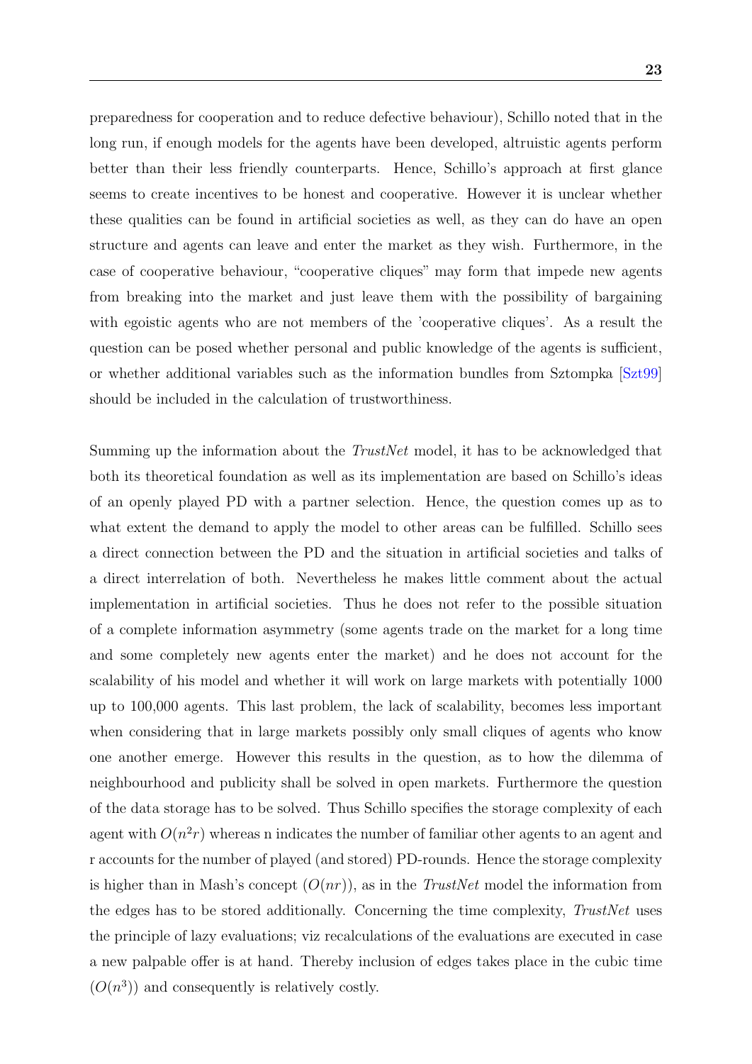preparedness for cooperation and to reduce defective behaviour), Schillo noted that in the long run, if enough models for the agents have been developed, altruistic agents perform better than their less friendly counterparts. Hence, Schillo's approach at first glance seems to create incentives to be honest and cooperative. However it is unclear whether these qualities can be found in artificial societies as well, as they can do have an open structure and agents can leave and enter the market as they wish. Furthermore, in the case of cooperative behaviour, "cooperative cliques" may form that impede new agents from breaking into the market and just leave them with the possibility of bargaining with egoistic agents who are not members of the 'cooperative cliques'. As a result the question can be posed whether personal and public knowledge of the agents is sufficient, or whether additional variables such as the information bundles from Sztompka [Szt99] should be included in the calculation of trustworthiness.

Summing up the information about the *TrustNet* model, it has to be acknowledged that both its theoretical foundation as well as its implementation are based on Schillo's ideas of an openly played PD with a partner selection. Hence, the question comes up as to what extent the demand to apply the model to other areas can be fulfilled. Schillo sees a direct connection between the PD and the situation in artificial societies and talks of a direct interrelation of both. Nevertheless he makes little comment about the actual implementation in artificial societies. Thus he does not refer to the possible situation of a complete information asymmetry (some agents trade on the market for a long time and some completely new agents enter the market) and he does not account for the scalability of his model and whether it will work on large markets with potentially 1000 up to 100,000 agents. This last problem, the lack of scalability, becomes less important when considering that in large markets possibly only small cliques of agents who know one another emerge. However this results in the question, as to how the dilemma of neighbourhood and publicity shall be solved in open markets. Furthermore the question of the data storage has to be solved. Thus Schillo specifies the storage complexity of each agent with $O(n^2r)$ whereas n indicates the number of familiar other agents to an agent and r accounts for the number of played (and stored) PD-rounds. Hence the storage complexity is higher than in Mash's concept ($O(nr)$), as in the *TrustNet* model the information from the edges has to be stored additionally. Concerning the time complexity, *TrustNet* uses the principle of lazy evaluations; viz recalculations of the evaluations are executed in case a new palpable offer is at hand. Thereby inclusion of edges takes place in the cubic time ($O(n^3)$) and consequently is relatively costly.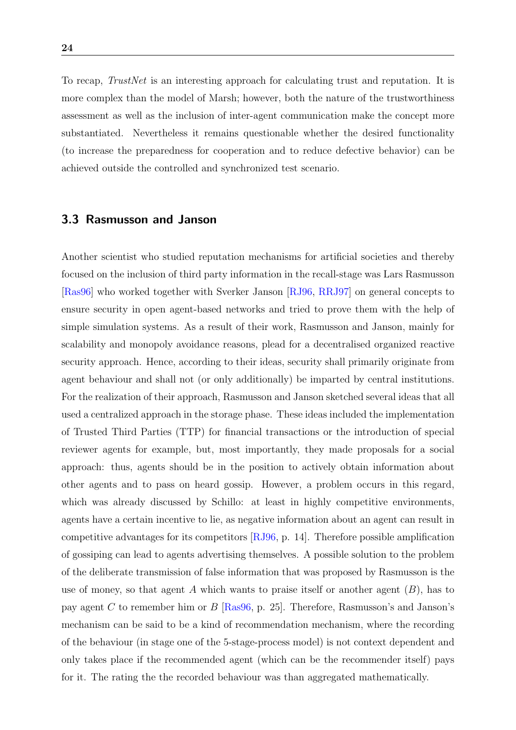To recap, *TrustNet* is an interesting approach for calculating trust and reputation. It is more complex than the model of Marsh; however, both the nature of the trustworthiness assessment as well as the inclusion of inter-agent communication make the concept more substantiated. Nevertheless it remains questionable whether the desired functionality (to increase the preparedness for cooperation and to reduce defective behavior) can be achieved outside the controlled and synchronized test scenario.

## 3.3 Rasmusson and Janson

Another scientist who studied reputation mechanisms for artificial societies and thereby focused on the inclusion of third party information in the recall-stage was Lars Rasmusson [Ras96] who worked together with Sverker Janson [RJ96, RRJ97] on general concepts to ensure security in open agent-based networks and tried to prove them with the help of simple simulation systems. As a result of their work, Rasmusson and Janson, mainly for scalability and monopoly avoidance reasons, plead for a decentralised organized reactive security approach. Hence, according to their ideas, security shall primarily originate from agent behaviour and shall not (or only additionally) be imparted by central institutions. For the realization of their approach, Rasmusson and Janson sketched several ideas that all used a centralized approach in the storage phase. These ideas included the implementation of Trusted Third Parties (TTP) for financial transactions or the introduction of special reviewer agents for example, but, most importantly, they made proposals for a social approach: thus, agents should be in the position to actively obtain information about other agents and to pass on heard gossip. However, a problem occurs in this regard, which was already discussed by Schillo: at least in highly competitive environments, agents have a certain incentive to lie, as negative information about an agent can result in competitive advantages for its competitors [RJ96, p. 14]. Therefore possible amplification of gossiping can lead to agents advertising themselves. A possible solution to the problem of the deliberate transmission of false information that was proposed by Rasmusson is the use of money, so that agent $A$ which wants to praise itself or another agent ($B$), has to pay agent $C$ to remember him or $B$ [Ras96, p. 25]. Therefore, Rasmusson's and Janson's mechanism can be said to be a kind of recommendation mechanism, where the recording of the behaviour (in stage one of the 5-stage-process model) is not context dependent and only takes place if the recommended agent (which can be the recommender itself) pays for it. The rating the the recorded behaviour was than aggregated mathematically.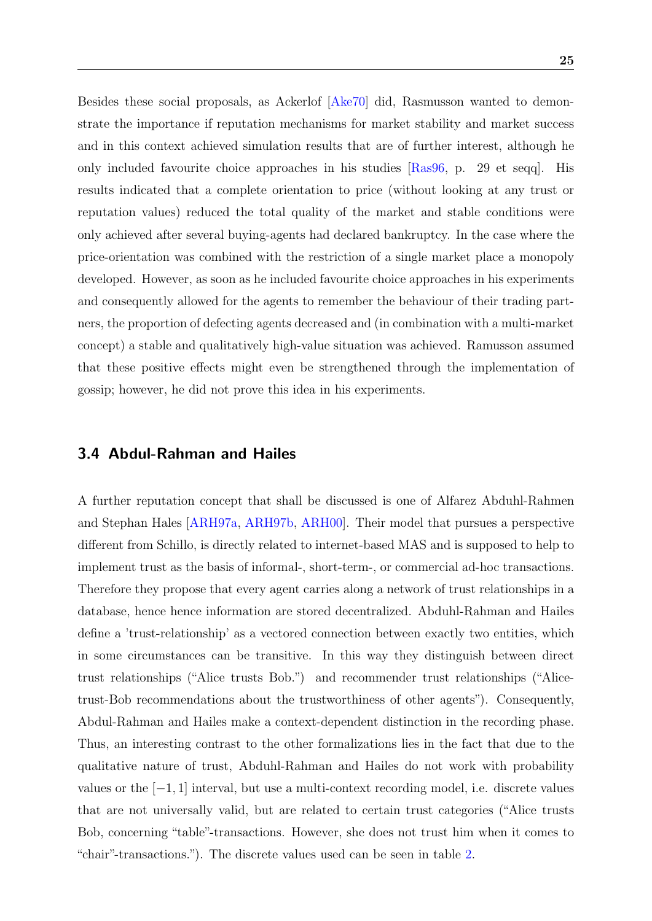Besides these social proposals, as Ackerlof [Ake70] did, Rasmusson wanted to demonstrate the importance if reputation mechanisms for market stability and market success and in this context achieved simulation results that are of further interest, although he only included favourite choice approaches in his studies [Ras96, p. 29 et seqq]. His results indicated that a complete orientation to price (without looking at any trust or reputation values) reduced the total quality of the market and stable conditions were only achieved after several buying-agents had declared bankruptcy. In the case where the price-orientation was combined with the restriction of a single market place a monopoly developed. However, as soon as he included favourite choice approaches in his experiments and consequently allowed for the agents to remember the behaviour of their trading partners, the proportion of defecting agents decreased and (in combination with a multi-market concept) a stable and qualitatively high-value situation was achieved. Ramusson assumed that these positive effects might even be strengthened through the implementation of gossip; however, he did not prove this idea in his experiments.

## 3.4 Abdul-Rahman and Hailes

A further reputation concept that shall be discussed is one of Alfarez Abduhl-Rahmen and Stephan Hales [ARH97a, ARH97b, ARH00]. Their model that pursues a perspective different from Schillo, is directly related to internet-based MAS and is supposed to help to implement trust as the basis of informal-, short-term-, or commercial ad-hoc transactions. Therefore they propose that every agent carries along a network of trust relationships in a database, hence hence information are stored decentralized. Abduhl-Rahman and Hailes define a 'trust-relationship' as a vectored connection between exactly two entities, which in some circumstances can be transitive. In this way they distinguish between direct trust relationships ("Alice trusts Bob.") and recommender trust relationships ("Alice-trust-Bob recommendations about the trustworthiness of other agents"). Consequently, Abdul-Rahman and Hailes make a context-dependent distinction in the recording phase. Thus, an interesting contrast to the other formalizations lies in the fact that due to the qualitative nature of trust, Abduhl-Rahman and Hailes do not work with probability values or the $[-1, 1]$ interval, but use a multi-context recording model, i.e. discrete values that are not universally valid, but are related to certain trust categories ("Alice trusts Bob, concerning "table"-transactions. However, she does not trust him when it comes to "chair"-transactions."). The discrete values used can be seen in table 2.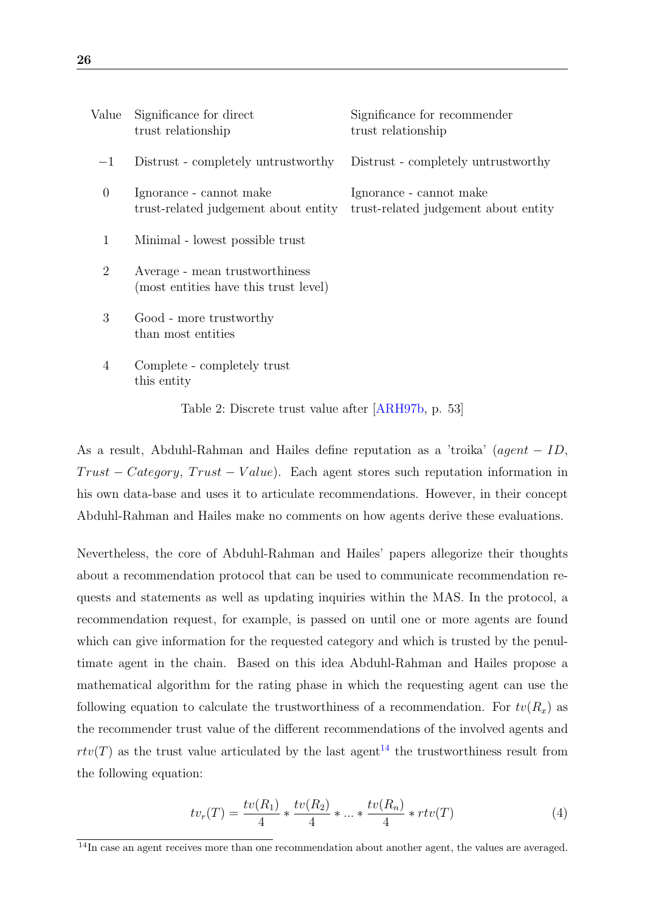| Value | Significance for direct trust relationship | Significance for recommender trust relationship |
|---|---|---|
| $-1$ | Distrust - completely untrustworthy | Distrust - completely untrustworthy |
| $0$ | Ignorance - cannot make trust-related judgement about entity | Ignorance - cannot make trust-related judgement about entity |
| $1$ | Minimal - lowest possible trust | |
| $2$ | Average - mean trustworthiness (most entities have this trust level) | |
| $3$ | Good - more trustworthy than most entities | |
| $4$ | Complete - completely trust this entity | |

Table 2: Discrete trust value after [ARH97b, p. 53]

As a result, Abduhl-Rahman and Hailes define reputation as a 'troika' ($agent - ID$, $Trust - Category$, $Trust - Value$). Each agent stores such reputation information in his own data-base and uses it to articulate recommendations. However, in their concept Abduhl-Rahman and Hailes make no comments on how agents derive these evaluations.

Nevertheless, the core of Abduhl-Rahman and Hailes' papers allegorize their thoughts about a recommendation protocol that can be used to communicate recommendation requests and statements as well as updating inquiries within the MAS. In the protocol, a recommendation request, for example, is passed on until one or more agents are found which can give information for the requested category and which is trusted by the penultimate agent in the chain. Based on this idea Abduhl-Rahman and Hailes propose a mathematical algorithm for the rating phase in which the requesting agent can use the following equation to calculate the trustworthiness of a recommendation. For $tv(R_x)$ as the recommender trust value of the different recommendations of the involved agents and $rtv(T)$ as the trust value articulated by the last agent[14] the trustworthiness result from the following equation:

$$tv_r(T) = \frac{tv(R_1)}{4} * \frac{tv(R_2)}{4} * ... * \frac{tv(R_n)}{4} * rtv(T) \tag{4}$$

[14] In case an agent receives more than one recommendation about another agent, the values are averaged.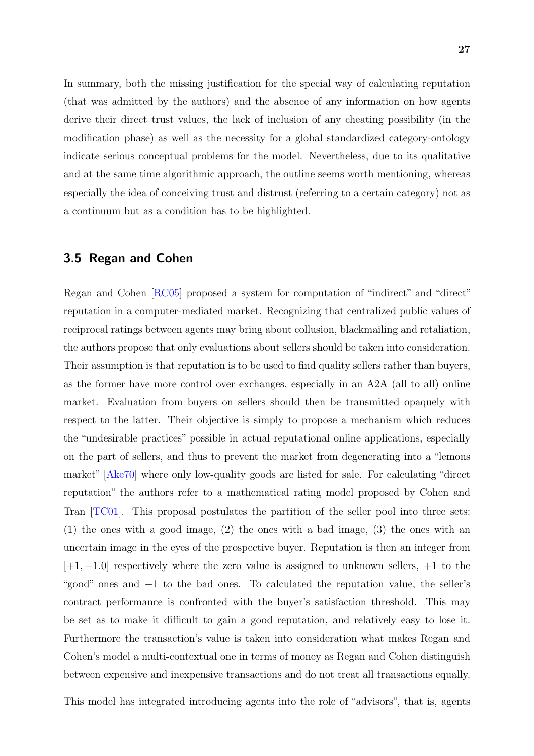In summary, both the missing justification for the special way of calculating reputation (that was admitted by the authors) and the absence of any information on how agents derive their direct trust values, the lack of inclusion of any cheating possibility (in the modification phase) as well as the necessity for a global standardized category-ontology indicate serious conceptual problems for the model. Nevertheless, due to its qualitative and at the same time algorithmic approach, the outline seems worth mentioning, whereas especially the idea of conceiving trust and distrust (referring to a certain category) not as a continuum but as a condition has to be highlighted.

## 3.5 Regan and Cohen

Regan and Cohen [RC05] proposed a system for computation of "indirect" and "direct" reputation in a computer-mediated market. Recognizing that centralized public values of reciprocal ratings between agents may bring about collusion, blackmailing and retaliation, the authors propose that only evaluations about sellers should be taken into consideration. Their assumption is that reputation is to be used to find quality sellers rather than buyers, as the former have more control over exchanges, especially in an A2A (all to all) online market. Evaluation from buyers on sellers should then be transmitted opaquely with respect to the latter. Their objective is simply to propose a mechanism which reduces the "undesirable practices" possible in actual reputational online applications, especially on the part of sellers, and thus to prevent the market from degenerating into a "lemons market" [Ake70] where only low-quality goods are listed for sale. For calculating "direct reputation" the authors refer to a mathematical rating model proposed by Cohen and Tran [TC01]. This proposal postulates the partition of the seller pool into three sets: (1) the ones with a good image, (2) the ones with a bad image, (3) the ones with an uncertain image in the eyes of the prospective buyer. Reputation is then an integer from $[+1, -1.0]$ respectively where the zero value is assigned to unknown sellers, $+1$ to the "good" ones and $-1$ to the bad ones. To calculated the reputation value, the seller's contract performance is confronted with the buyer's satisfaction threshold. This may be set as to make it difficult to gain a good reputation, and relatively easy to lose it. Furthermore the transaction's value is taken into consideration what makes Regan and Cohen's model a multi-contextual one in terms of money as Regan and Cohen distinguish between expensive and inexpensive transactions and do not treat all transactions equally.

This model has integrated introducing agents into the role of "advisors", that is, agents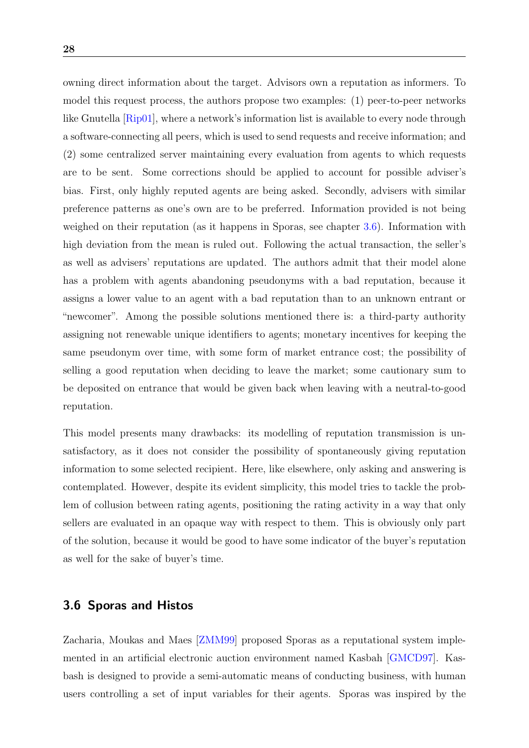owning direct information about the target. Advisors own a reputation as informers. To model this request process, the authors propose two examples: (1) peer-to-peer networks like Gnutella [Rip01], where a network's information list is available to every node through a software-connecting all peers, which is used to send requests and receive information; and (2) some centralized server maintaining every evaluation from agents to which requests are to be sent. Some corrections should be applied to account for possible adviser's bias. First, only highly reputed agents are being asked. Secondly, advisers with similar preference patterns as one's own are to be preferred. Information provided is not being weighed on their reputation (as it happens in Sporas, see chapter 3.6). Information with high deviation from the mean is ruled out. Following the actual transaction, the seller's as well as advisers' reputations are updated. The authors admit that their model alone has a problem with agents abandoning pseudonyms with a bad reputation, because it assigns a lower value to an agent with a bad reputation than to an unknown entrant or "newcomer". Among the possible solutions mentioned there is: a third-party authority assigning not renewable unique identifiers to agents; monetary incentives for keeping the same pseudonym over time, with some form of market entrance cost; the possibility of selling a good reputation when deciding to leave the market; some cautionary sum to be deposited on entrance that would be given back when leaving with a neutral-to-good reputation.

This model presents many drawbacks: its modelling of reputation transmission is unsatisfactory, as it does not consider the possibility of spontaneously giving reputation information to some selected recipient. Here, like elsewhere, only asking and answering is contemplated. However, despite its evident simplicity, this model tries to tackle the problem of collusion between rating agents, positioning the rating activity in a way that only sellers are evaluated in an opaque way with respect to them. This is obviously only part of the solution, because it would be good to have some indicator of the buyer's reputation as well for the sake of buyer's time.

## 3.6 Sporas and Histos

Zacharia, Moukas and Maes [ZMM99] proposed Sporas as a reputational system implemented in an artificial electronic auction environment named Kasbah [GMCD97]. Kasbash is designed to provide a semi-automatic means of conducting business, with human users controlling a set of input variables for their agents. Sporas was inspired by the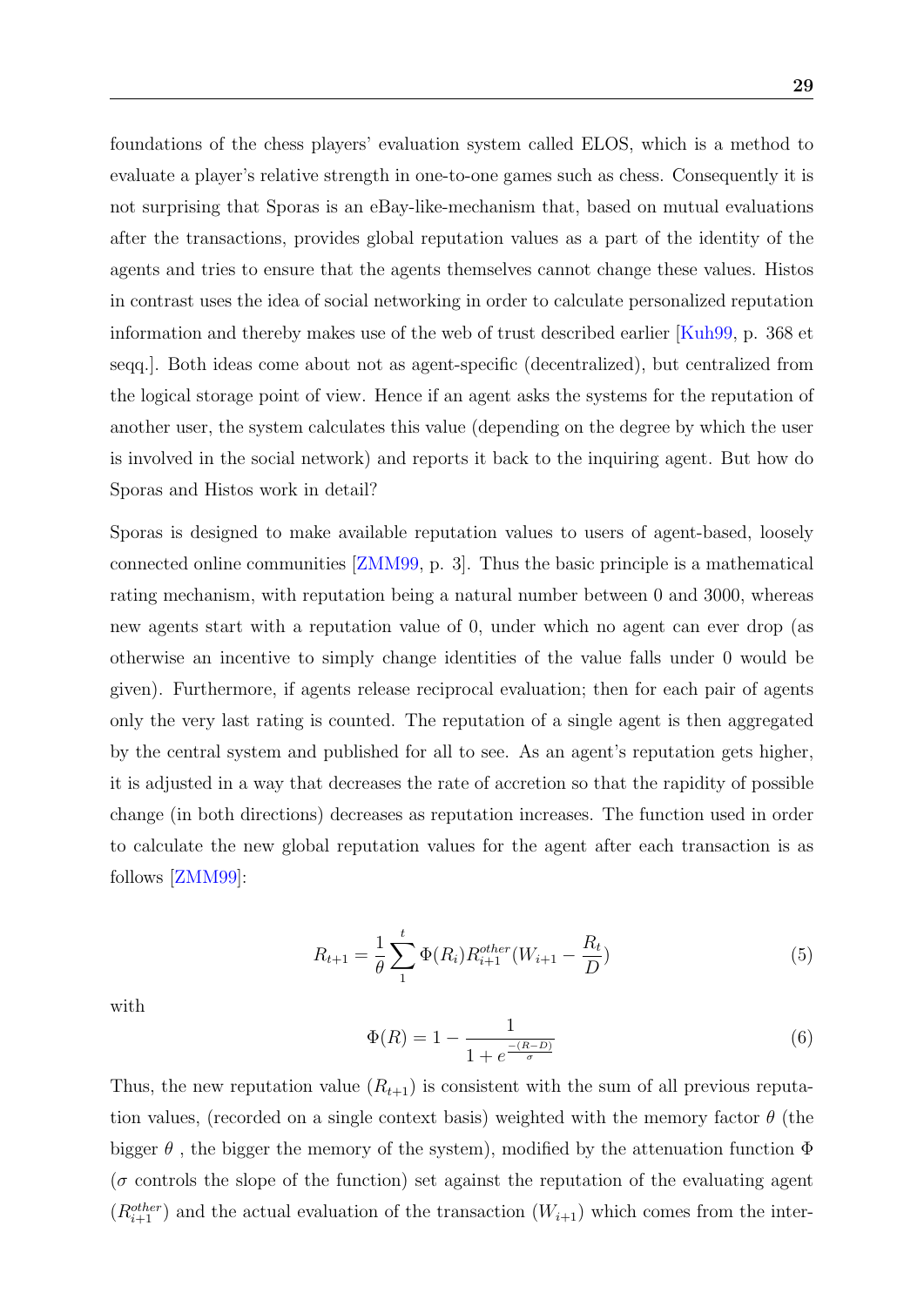foundations of the chess players' evaluation system called ELOS, which is a method to evaluate a player's relative strength in one-to-one games such as chess. Consequently it is not surprising that Sporas is an eBay-like-mechanism that, based on mutual evaluations after the transactions, provides global reputation values as a part of the identity of the agents and tries to ensure that the agents themselves cannot change these values. Histos in contrast uses the idea of social networking in order to calculate personalized reputation information and thereby makes use of the web of trust described earlier [Kuh99, p. 368 et seqq.]. Both ideas come about not as agent-specific (decentralized), but centralized from the logical storage point of view. Hence if an agent asks the systems for the reputation of another user, the system calculates this value (depending on the degree by which the user is involved in the social network) and reports it back to the inquiring agent. But how do Sporas and Histos work in detail?

Sporas is designed to make available reputation values to users of agent-based, loosely connected online communities [ZMM99, p. 3]. Thus the basic principle is a mathematical rating mechanism, with reputation being a natural number between 0 and 3000, whereas new agents start with a reputation value of 0, under which no agent can ever drop (as otherwise an incentive to simply change identities of the value falls under 0 would be given). Furthermore, if agents release reciprocal evaluation; then for each pair of agents only the very last rating is counted. The reputation of a single agent is then aggregated by the central system and published for all to see. As an agent's reputation gets higher, it is adjusted in a way that decreases the rate of accretion so that the rapidity of possible change (in both directions) decreases as reputation increases. The function used in order to calculate the new global reputation values for the agent after each transaction is as follows [ZMM99]:

$$R_{t+1} = \frac{1}{\theta} \sum_{1}^{t} \Phi(R_i) R_{i+1}^{other} (W_{i+1} - \frac{R_t}{D}) \tag{5}$$

with

$$\Phi(R) = 1 - \frac{1}{1 + e^{\frac{-(R-D)}{\sigma}}} \tag{6}$$

Thus, the new reputation value ($R_{t+1}$) is consistent with the sum of all previous reputation values, (recorded on a single context basis) weighted with the memory factor $\theta$ (the bigger $\theta$ , the bigger the memory of the system), modified by the attenuation function $\Phi$ ($\sigma$ controls the slope of the function) set against the reputation of the evaluating agent ($R_{i+1}^{other}$) and the actual evaluation of the transaction ($W_{i+1}$) which comes from the inter-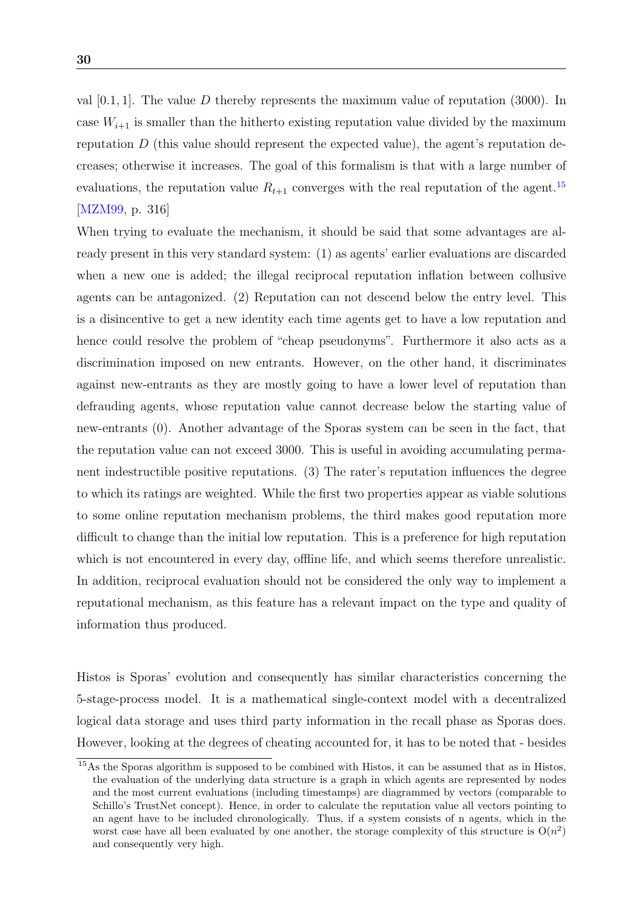val $[0.1, 1]$. The value $D$ thereby represents the maximum value of reputation (3000). In case $W_{i+1}$ is smaller than the hitherto existing reputation value divided by the maximum reputation $D$ (this value should represent the expected value), the agent's reputation decreases; otherwise it increases. The goal of this formalism is that with a large number of evaluations, the reputation value $R_{t+1}$ converges with the real reputation of the agent.[15] [MZM99, p. 316]

When trying to evaluate the mechanism, it should be said that some advantages are already present in this very standard system: (1) as agents' earlier evaluations are discarded when a new one is added; the illegal reciprocal reputation inflation between collusive agents can be antagonized. (2) Reputation can not descend below the entry level. This is a disincentive to get a new identity each time agents get to have a low reputation and hence could resolve the problem of "cheap pseudonyms". Furthermore it also acts as a discrimination imposed on new entrants. However, on the other hand, it discriminates against new-entrants as they are mostly going to have a lower level of reputation than defrauding agents, whose reputation value cannot decrease below the starting value of new-entrants (0). Another advantage of the Sporas system can be seen in the fact, that the reputation value can not exceed 3000. This is useful in avoiding accumulating permanent indestructible positive reputations. (3) The rater's reputation influences the degree to which its ratings are weighted. While the first two properties appear as viable solutions to some online reputation mechanism problems, the third makes good reputation more difficult to change than the initial low reputation. This is a preference for high reputation which is not encountered in every day, offline life, and which seems therefore unrealistic. In addition, reciprocal evaluation should not be considered the only way to implement a reputational mechanism, as this feature has a relevant impact on the type and quality of information thus produced.

Histos is Sporas' evolution and consequently has similar characteristics concerning the 5-stage-process model. It is a mathematical single-context model with a decentralized logical data storage and uses third party information in the recall phase as Sporas does. However, looking at the degrees of cheating accounted for, it has to be noted that - besides

[15] As the Sporas algorithm is supposed to be combined with Histos, it can be assumed that as in Histos, the evaluation of the underlying data structure is a graph in which agents are represented by nodes and the most current evaluations (including timestamps) are diagrammed by vectors (comparable to Schillo's TrustNet concept). Hence, in order to calculate the reputation value all vectors pointing to an agent have to be included chronologically. Thus, if a system consists of n agents, which in the worst case have all been evaluated by one another, the storage complexity of this structure is $O(n^2)$ and consequently very high.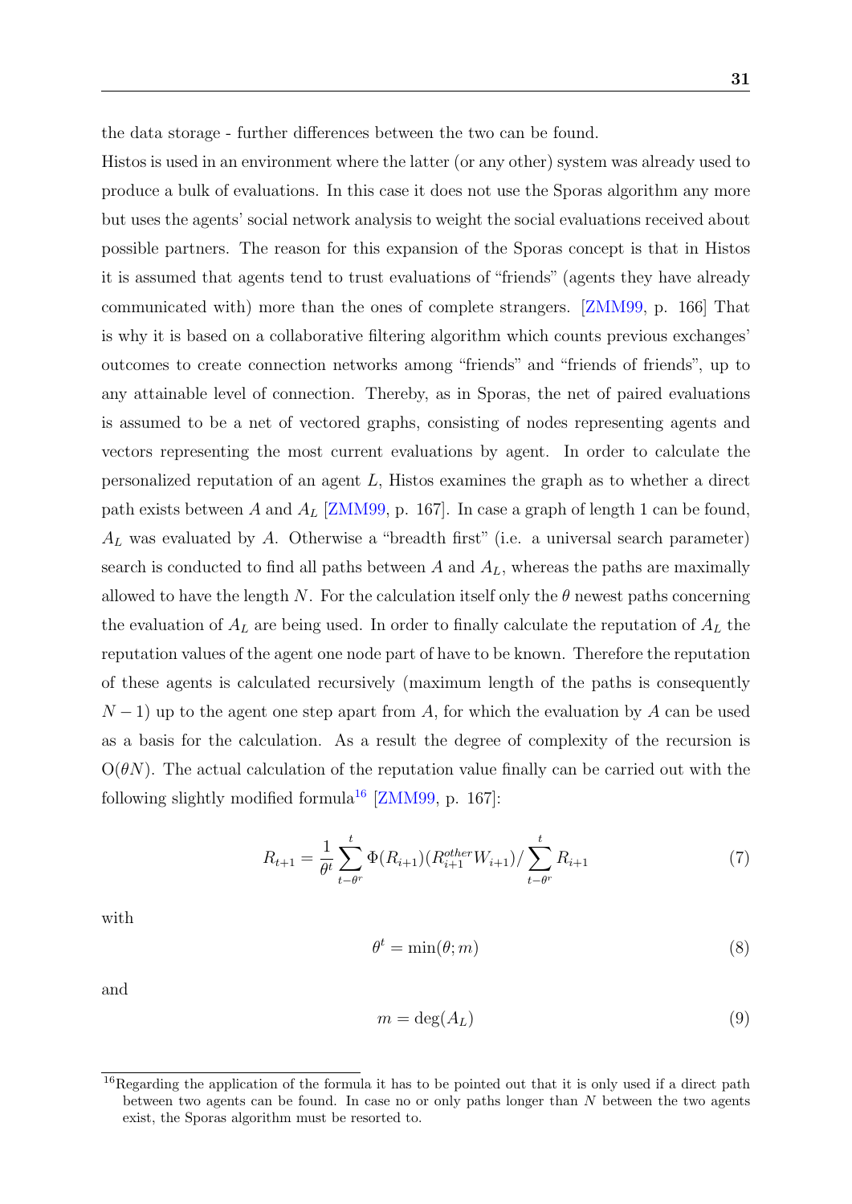the data storage - further differences between the two can be found.

Histos is used in an environment where the latter (or any other) system was already used to produce a bulk of evaluations. In this case it does not use the Sporas algorithm any more but uses the agents' social network analysis to weight the social evaluations received about possible partners. The reason for this expansion of the Sporas concept is that in Histos it is assumed that agents tend to trust evaluations of "friends" (agents they have already communicated with) more than the ones of complete strangers. [ZMM99, p. 166] That is why it is based on a collaborative filtering algorithm which counts previous exchanges' outcomes to create connection networks among "friends" and "friends of friends", up to any attainable level of connection. Thereby, as in Sporas, the net of paired evaluations is assumed to be a net of vectored graphs, consisting of nodes representing agents and vectors representing the most current evaluations by agent. In order to calculate the personalized reputation of an agent $L$, Histos examines the graph as to whether a direct path exists between $A$ and $A_L$ [ZMM99, p. 167]. In case a graph of length 1 can be found, $A_L$ was evaluated by $A$. Otherwise a "breadth first" (i.e. a universal search parameter) search is conducted to find all paths between $A$ and $A_L$, whereas the paths are maximally allowed to have the length $N$. For the calculation itself only the $\theta$ newest paths concerning the evaluation of $A_L$ are being used. In order to finally calculate the reputation of $A_L$ the reputation values of the agent one node part of have to be known. Therefore the reputation of these agents is calculated recursively (maximum length of the paths is consequently $N-1$) up to the agent one step apart from $A$, for which the evaluation by $A$ can be used as a basis for the calculation. As a result the degree of complexity of the recursion is $O(\theta N)$. The actual calculation of the reputation value finally can be carried out with the following slightly modified formula[16] [ZMM99, p. 167]:

$$R_{t+1} = \frac{1}{\theta^t} \sum_{t-\theta^r}^{t} \Phi(R_{i+1})(R_{i+1}^{other} W_{i+1}) / \sum_{t-\theta^r}^{t} R_{i+1} \tag{7}$$

with

$$\theta^t = \min(\theta; m) \tag{8}$$

and

$$m = \deg(A_L) \tag{9}$$

[16] Regarding the application of the formula it has to be pointed out that it is only used if a direct path between two agents can be found. In case no or only paths longer than $N$ between the two agents exist, the Sporas algorithm must be resorted to.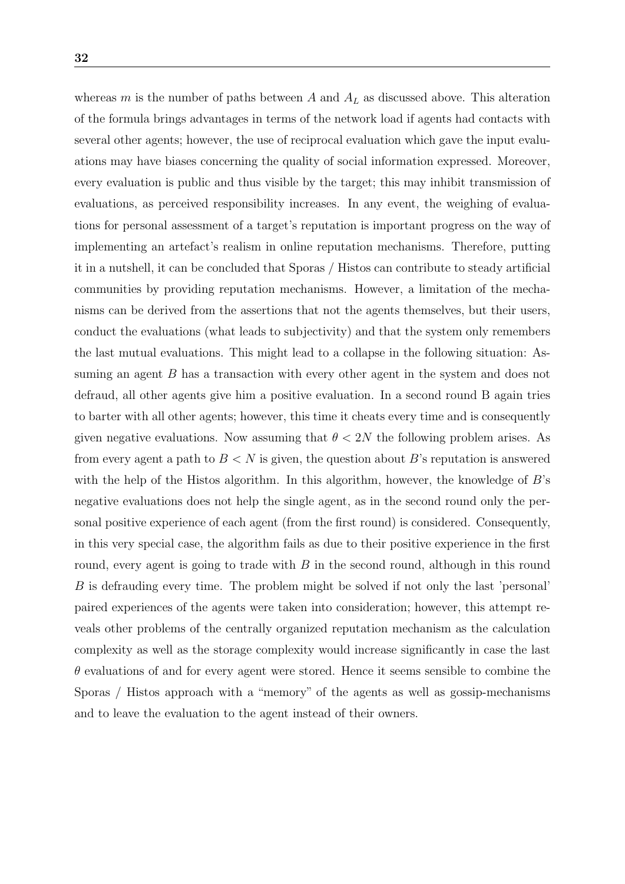whereas $m$ is the number of paths between $A$ and $A_L$ as discussed above. This alteration of the formula brings advantages in terms of the network load if agents had contacts with several other agents; however, the use of reciprocal evaluation which gave the input evaluations may have biases concerning the quality of social information expressed. Moreover, every evaluation is public and thus visible by the target; this may inhibit transmission of evaluations, as perceived responsibility increases. In any event, the weighing of evaluations for personal assessment of a target's reputation is important progress on the way of implementing an artefact's realism in online reputation mechanisms. Therefore, putting it in a nutshell, it can be concluded that Sporas / Histos can contribute to steady artificial communities by providing reputation mechanisms. However, a limitation of the mechanisms can be derived from the assertions that not the agents themselves, but their users, conduct the evaluations (what leads to subjectivity) and that the system only remembers the last mutual evaluations. This might lead to a collapse in the following situation: Assuming an agent $B$ has a transaction with every other agent in the system and does not defraud, all other agents give him a positive evaluation. In a second round B again tries to barter with all other agents; however, this time it cheats every time and is consequently given negative evaluations. Now assuming that $\theta < 2N$ the following problem arises. As from every agent a path to $B < N$ is given, the question about $B$'s reputation is answered with the help of the Histos algorithm. In this algorithm, however, the knowledge of $B$'s negative evaluations does not help the single agent, as in the second round only the personal positive experience of each agent (from the first round) is considered. Consequently, in this very special case, the algorithm fails as due to their positive experience in the first round, every agent is going to trade with $B$ in the second round, although in this round $B$ is defrauding every time. The problem might be solved if not only the last 'personal' paired experiences of the agents were taken into consideration; however, this attempt reveals other problems of the centrally organized reputation mechanism as the calculation complexity as well as the storage complexity would increase significantly in case the last $\theta$ evaluations of and for every agent were stored. Hence it seems sensible to combine the Sporas / Histos approach with a "memory" of the agents as well as gossip-mechanisms and to leave the evaluation to the agent instead of their owners.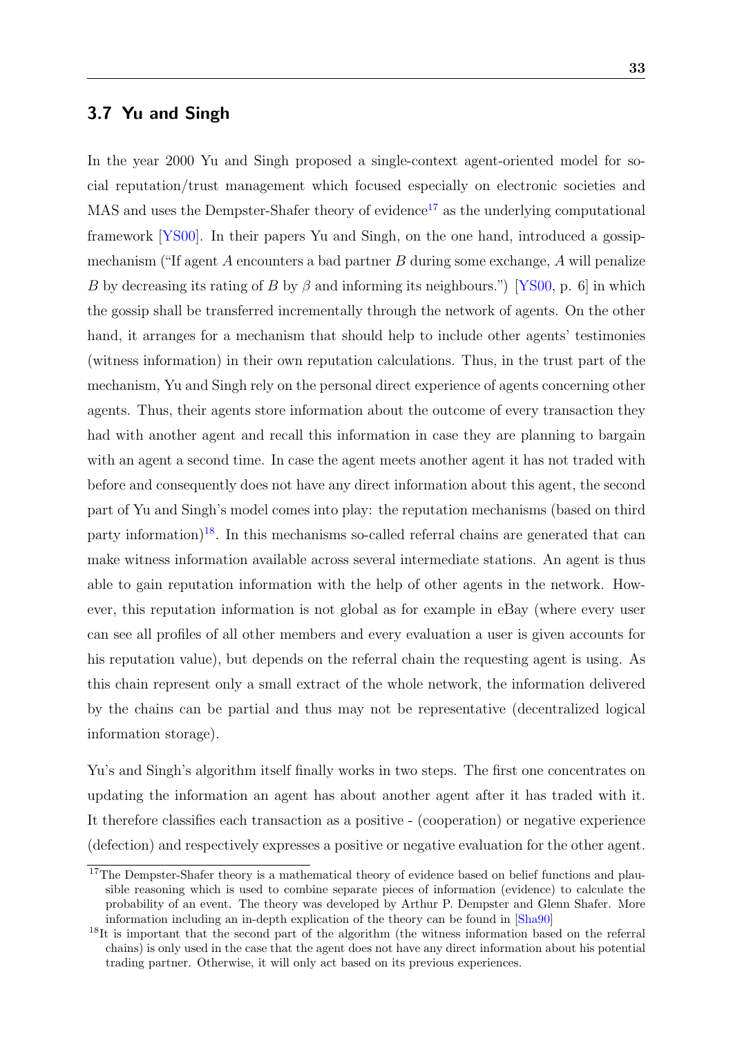## 3.7 Yu and Singh

In the year 2000 Yu and Singh proposed a single-context agent-oriented model for social reputation/trust management which focused especially on electronic societies and MAS and uses the Dempster-Shafer theory of evidence[17] as the underlying computational framework [YS00]. In their papers Yu and Singh, on the one hand, introduced a gossip-mechanism ("If agent $A$ encounters a bad partner $B$ during some exchange, $A$ will penalize $B$ by decreasing its rating of $B$ by $\beta$ and informing its neighbours.") [YS00, p. 6] in which the gossip shall be transferred incrementally through the network of agents. On the other hand, it arranges for a mechanism that should help to include other agents' testimonies (witness information) in their own reputation calculations. Thus, in the trust part of the mechanism, Yu and Singh rely on the personal direct experience of agents concerning other agents. Thus, their agents store information about the outcome of every transaction they had with another agent and recall this information in case they are planning to bargain with an agent a second time. In case the agent meets another agent it has not traded with before and consequently does not have any direct information about this agent, the second part of Yu and Singh's model comes into play: the reputation mechanisms (based on third party information)[18]. In this mechanisms so-called referral chains are generated that can make witness information available across several intermediate stations. An agent is thus able to gain reputation information with the help of other agents in the network. However, this reputation information is not global as for example in eBay (where every user can see all profiles of all other members and every evaluation a user is given accounts for his reputation value), but depends on the referral chain the requesting agent is using. As this chain represent only a small extract of the whole network, the information delivered by the chains can be partial and thus may not be representative (decentralized logical information storage).

Yu's and Singh's algorithm itself finally works in two steps. The first one concentrates on updating the information an agent has about another agent after it has traded with it. It therefore classifies each transaction as a positive - (cooperation) or negative experience (defection) and respectively expresses a positive or negative evaluation for the other agent.

[17] The Dempster-Shafer theory is a mathematical theory of evidence based on belief functions and plausible reasoning which is used to combine separate pieces of information (evidence) to calculate the probability of an event. The theory was developed by Arthur P. Dempster and Glenn Shafer. More information including an in-depth explication of the theory can be found in [Sha90]

[18] It is important that the second part of the algorithm (the witness information based on the referral chains) is only used in the case that the agent does not have any direct information about his potential trading partner. Otherwise, it will only act based on its previous experiences.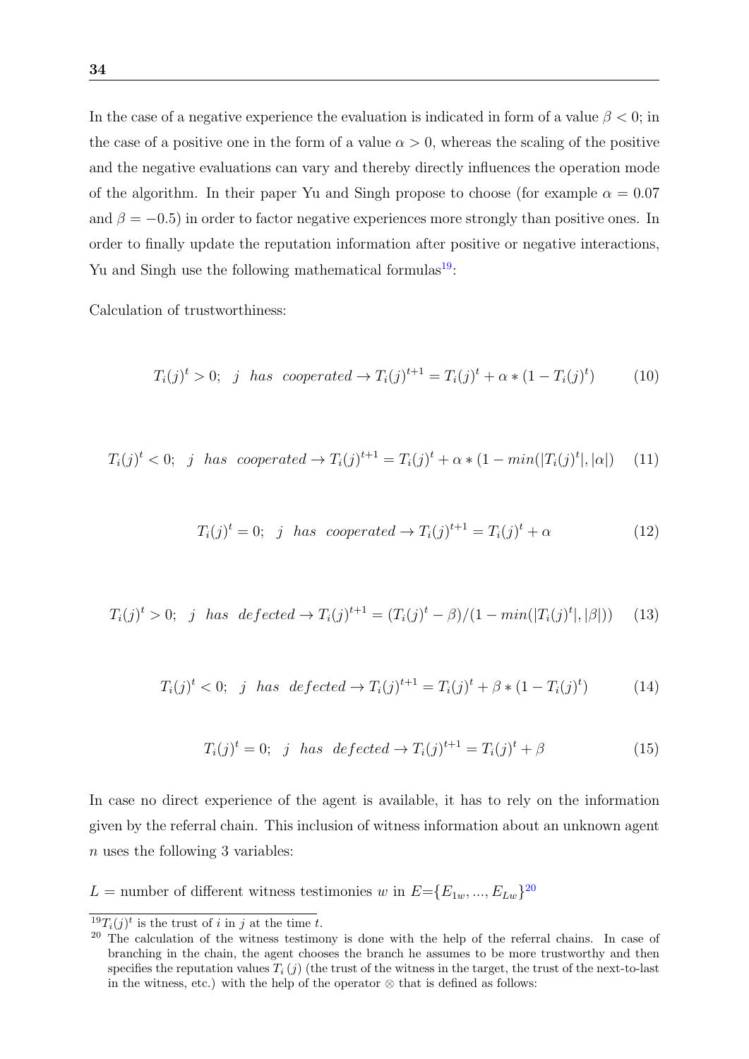In the case of a negative experience the evaluation is indicated in form of a value $\beta < 0$; in the case of a positive one in the form of a value $\alpha > 0$, whereas the scaling of the positive and the negative evaluations can vary and thereby directly influences the operation mode of the algorithm. In their paper Yu and Singh propose to choose (for example $\alpha = 0.07$ and $\beta = -0.5$) in order to factor negative experiences more strongly than positive ones. In order to finally update the reputation information after positive or negative interactions, Yu and Singh use the following mathematical formulas[19]:

Calculation of trustworthiness:

$$T_i(j)^t > 0; \;\; j \;\; has \;\; cooperated \rightarrow T_i(j)^{t+1} = T_i(j)^t + \alpha * (1 - T_i(j)^t) \tag{10}$$

$$T_i(j)^t < 0; \;\; j \;\; has \;\; cooperated \rightarrow T_i(j)^{t+1} = T_i(j)^t + \alpha * (1 - min(|T_i(j)^t|, |\alpha|) \tag{11}$$

$$T_i(j)^t = 0; \;\; j \;\; has \;\; cooperated \rightarrow T_i(j)^{t+1} = T_i(j)^t + \alpha \tag{12}$$

$$T_i(j)^t > 0; \;\; j \;\; has \;\; defected \rightarrow T_i(j)^{t+1} = (T_i(j)^t - \beta)/(1 - min(|T_i(j)^t|, |\beta|)) \tag{13}$$

$$T_i(j)^t < 0; \;\; j \;\; has \;\; defected \rightarrow T_i(j)^{t+1} = T_i(j)^t + \beta * (1 - T_i(j)^t) \tag{14}$$

$$T_i(j)^t = 0; \;\; j \;\; has \;\; defected \rightarrow T_i(j)^{t+1} = T_i(j)^t + \beta \tag{15}$$

In case no direct experience of the agent is available, it has to rely on the information given by the referral chain. This inclusion of witness information about an unknown agent $n$ uses the following 3 variables:

$L$ = number of different witness testimonies $w$ in $E$=$\{E_{1w}, ..., E_{Lw}\}$[20]

---

[19] $T_i(j)^t$ is the trust of $i$ in $j$ at the time $t$.

[20] The calculation of the witness testimony is done with the help of the referral chains. In case of branching in the chain, the agent chooses the branch he assumes to be more trustworthy and then specifies the reputation values $T_i(j)$ (the trust of the witness in the target, the trust of the next-to-last in the witness, etc.) with the help of the operator $\otimes$ that is defined as follows: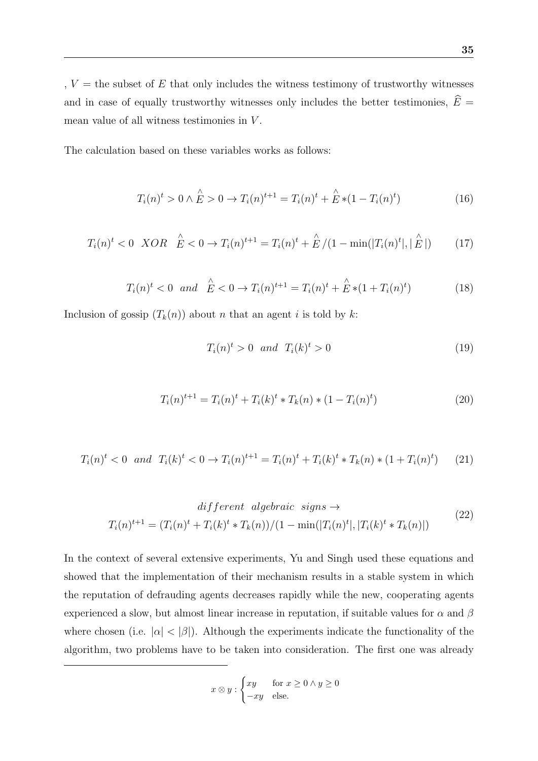, $V$ = the subset of $E$ that only includes the witness testimony of trustworthy witnesses and in case of equally trustworthy witnesses only includes the better testimonies, $\widehat{E}$ = mean value of all witness testimonies in $V$.

The calculation based on these variables works as follows:

$$T_i(n)^t > 0 \wedge \overset{\wedge}{E} > 0 \rightarrow T_i(n)^{t+1} = T_i(n)^t + \overset{\wedge}{E} * (1 - T_i(n)^t) \tag{16}$$

$$T_i(n)^t < 0 \;\; XOR \;\;\; \overset{\wedge}{E} < 0 \rightarrow T_i(n)^{t+1} = T_i(n)^t + \overset{\wedge}{E} / (1 - \min(|T_i(n)^t|, |\overset{\wedge}{E}|) \tag{17}$$

$$T_i(n)^t < 0 \;\; and \;\;\; \overset{\wedge}{E} < 0 \rightarrow T_i(n)^{t+1} = T_i(n)^t + \overset{\wedge}{E} * (1 + T_i(n)^t) \tag{18}$$

Inclusion of gossip ($T_k(n)$) about $n$ that an agent $i$ is told by $k$:

$$T_i(n)^t > 0 \;\; and \;\; T_i(k)^t > 0 \tag{19}$$

$$T_i(n)^{t+1} = T_i(n)^t + T_i(k)^t * T_k(n) * (1 - T_i(n)^t) \tag{20}$$

$$T_i(n)^t < 0 \;\; and \;\; T_i(k)^t < 0 \rightarrow T_i(n)^{t+1} = T_i(n)^t + T_i(k)^t * T_k(n) * (1 + T_i(n)^t) \tag{21}$$

$$\begin{gathered} different \;\; algebraic \;\; signs \rightarrow \\ T_i(n)^{t+1} = (T_i(n)^t + T_i(k)^t * T_k(n)) / (1 - \min(|T_i(n)^t|, |T_i(k)^t * T_k(n)|) \end{gathered} \tag{22}$$

In the context of several extensive experiments, Yu and Singh used these equations and showed that the implementation of their mechanism results in a stable system in which the reputation of defrauding agents decreases rapidly while the new, cooperating agents experienced a slow, but almost linear increase in reputation, if suitable values for $\alpha$ and $\beta$ where chosen (i.e. $|\alpha| < |\beta|$). Although the experiments indicate the functionality of the algorithm, two problems have to be taken into consideration. The first one was already

$$x \otimes y : \begin{cases} xy & \text{for } x \geq 0 \wedge y \geq 0 \\ -xy & \text{else.} \end{cases}$$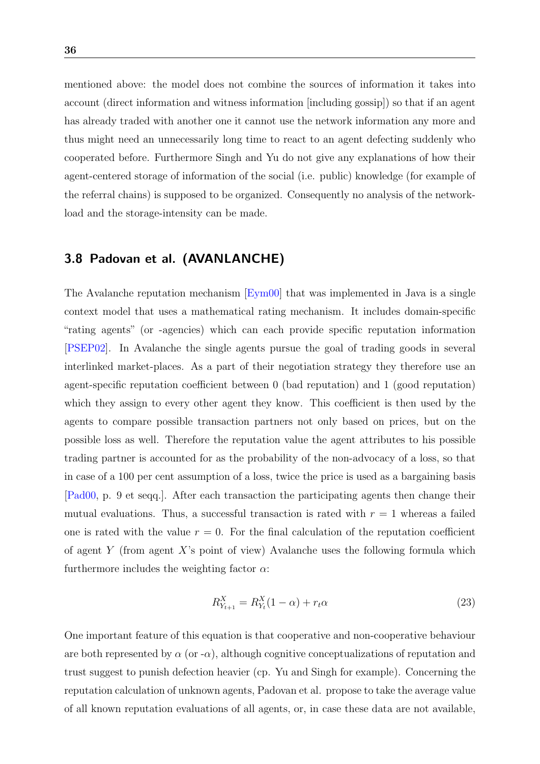mentioned above: the model does not combine the sources of information it takes into account (direct information and witness information [including gossip]) so that if an agent has already traded with another one it cannot use the network information any more and thus might need an unnecessarily long time to react to an agent defecting suddenly who cooperated before. Furthermore Singh and Yu do not give any explanations of how their agent-centered storage of information of the social (i.e. public) knowledge (for example of the referral chains) is supposed to be organized. Consequently no analysis of the network-load and the storage-intensity can be made.

## 3.8 Padovan et al. (AVANLANCHE)

The Avalanche reputation mechanism [Eym00] that was implemented in Java is a single context model that uses a mathematical rating mechanism. It includes domain-specific "rating agents" (or -agencies) which can each provide specific reputation information [PSEP02]. In Avalanche the single agents pursue the goal of trading goods in several interlinked market-places. As a part of their negotiation strategy they therefore use an agent-specific reputation coefficient between 0 (bad reputation) and 1 (good reputation) which they assign to every other agent they know. This coefficient is then used by the agents to compare possible transaction partners not only based on prices, but on the possible loss as well. Therefore the reputation value the agent attributes to his possible trading partner is accounted for as the probability of the non-advocacy of a loss, so that in case of a 100 per cent assumption of a loss, twice the price is used as a bargaining basis [Pad00, p. 9 et seqq.]. After each transaction the participating agents then change their mutual evaluations. Thus, a successful transaction is rated with $r = 1$ whereas a failed one is rated with the value $r = 0$. For the final calculation of the reputation coefficient of agent $Y$ (from agent $X$'s point of view) Avalanche uses the following formula which furthermore includes the weighting factor $\alpha$:

$$R^X_{Y_{t+1}} = R^X_{Y_t}(1 - \alpha) + r_t\alpha \tag{23}$$

One important feature of this equation is that cooperative and non-cooperative behaviour are both represented by $\alpha$ (or $-\alpha$), although cognitive conceptualizations of reputation and trust suggest to punish defection heavier (cp. Yu and Singh for example). Concerning the reputation calculation of unknown agents, Padovan et al. propose to take the average value of all known reputation evaluations of all agents, or, in case these data are not available,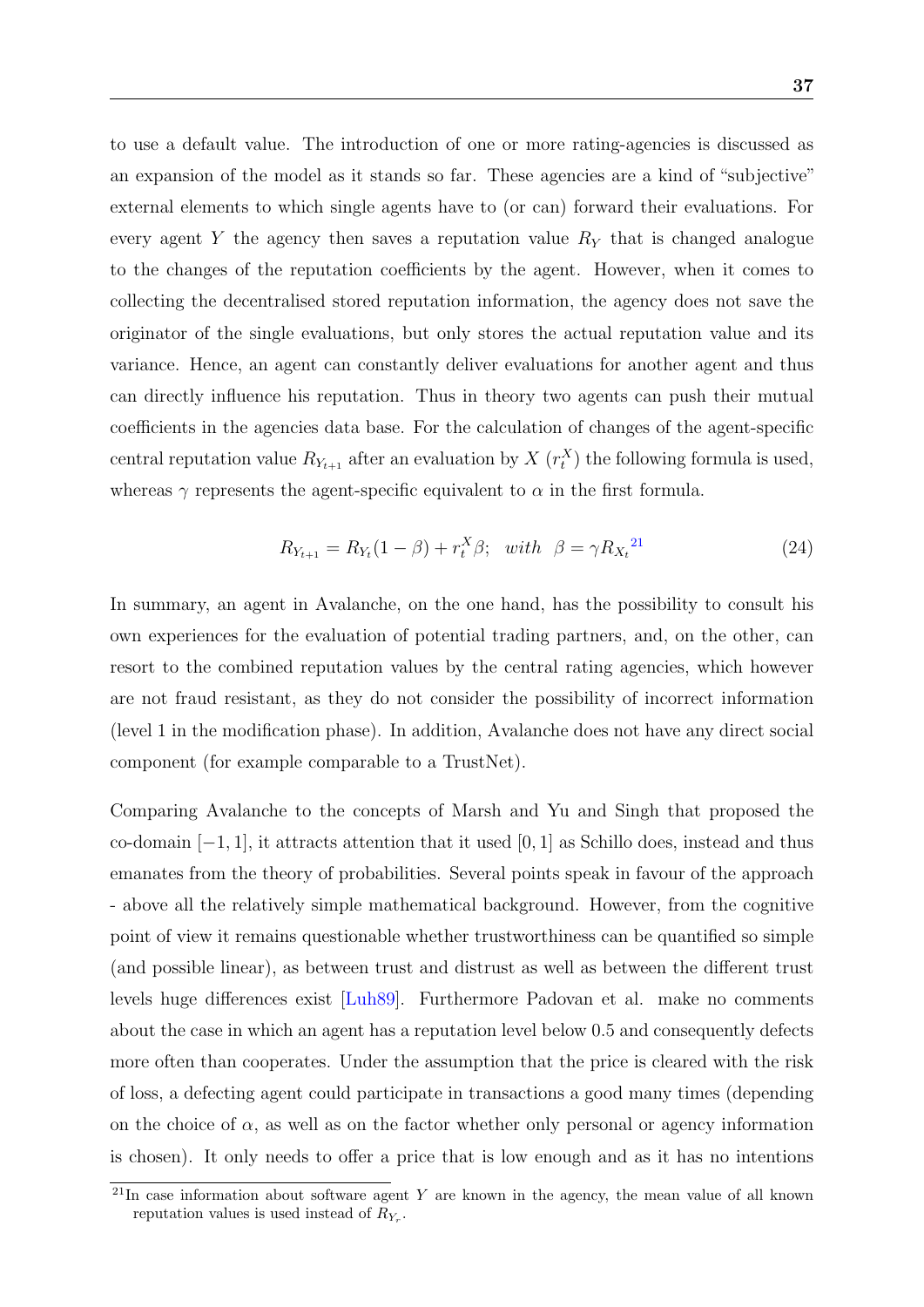to use a default value. The introduction of one or more rating-agencies is discussed as an expansion of the model as it stands so far. These agencies are a kind of "subjective" external elements to which single agents have to (or can) forward their evaluations. For every agent $Y$ the agency then saves a reputation value $R_Y$ that is changed analogue to the changes of the reputation coefficients by the agent. However, when it comes to collecting the decentralised stored reputation information, the agency does not save the originator of the single evaluations, but only stores the actual reputation value and its variance. Hence, an agent can constantly deliver evaluations for another agent and thus can directly influence his reputation. Thus in theory two agents can push their mutual coefficients in the agencies data base. For the calculation of changes of the agent-specific central reputation value $R_{Y_{t+1}}$ after an evaluation by $X$ ($r_t^X$) the following formula is used, whereas $\gamma$ represents the agent-specific equivalent to $\alpha$ in the first formula.

$$R_{Y_{t+1}} = R_{Y_t}(1 - \beta) + r_t^X \beta; \quad with \ \ \beta = \gamma R_{X_t} \tag{24}$$

[21]

In summary, an agent in Avalanche, on the one hand, has the possibility to consult his own experiences for the evaluation of potential trading partners, and, on the other, can resort to the combined reputation values by the central rating agencies, which however are not fraud resistant, as they do not consider the possibility of incorrect information (level 1 in the modification phase). In addition, Avalanche does not have any direct social component (for example comparable to a TrustNet).

Comparing Avalanche to the concepts of Marsh and Yu and Singh that proposed the co-domain $[-1, 1]$, it attracts attention that it used $[0, 1]$ as Schillo does, instead and thus emanates from the theory of probabilities. Several points speak in favour of the approach - above all the relatively simple mathematical background. However, from the cognitive point of view it remains questionable whether trustworthiness can be quantified so simple (and possible linear), as between trust and distrust as well as between the different trust levels huge differences exist [Luh89]. Furthermore Padovan et al. make no comments about the case in which an agent has a reputation level below 0.5 and consequently defects more often than cooperates. Under the assumption that the price is cleared with the risk of loss, a defecting agent could participate in transactions a good many times (depending on the choice of $\alpha$, as well as on the factor whether only personal or agency information is chosen). It only needs to offer a price that is low enough and as it has no intentions

[21] In case information about software agent $Y$ are known in the agency, the mean value of all known reputation values is used instead of $R_{Y_r}$.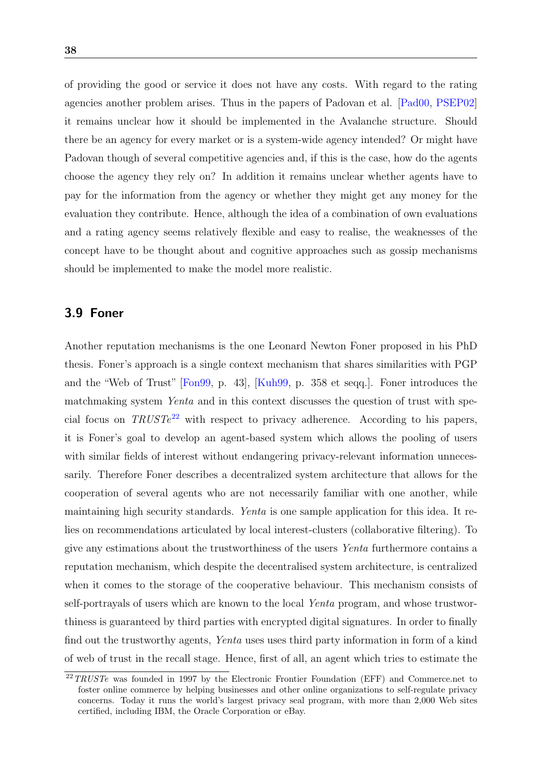of providing the good or service it does not have any costs. With regard to the rating agencies another problem arises. Thus in the papers of Padovan et al. [Pad00, PSEP02] it remains unclear how it should be implemented in the Avalanche structure. Should there be an agency for every market or is a system-wide agency intended? Or might have Padovan though of several competitive agencies and, if this is the case, how do the agents choose the agency they rely on? In addition it remains unclear whether agents have to pay for the information from the agency or whether they might get any money for the evaluation they contribute. Hence, although the idea of a combination of own evaluations and a rating agency seems relatively flexible and easy to realise, the weaknesses of the concept have to be thought about and cognitive approaches such as gossip mechanisms should be implemented to make the model more realistic.

## 3.9 Foner

Another reputation mechanisms is the one Leonard Newton Foner proposed in his PhD thesis. Foner's approach is a single context mechanism that shares similarities with PGP and the "Web of Trust" [Fon99, p. 43], [Kuh99, p. 358 et seqq.]. Foner introduces the matchmaking system *Yenta* and in this context discusses the question of trust with special focus on *TRUSTe*[22] with respect to privacy adherence. According to his papers, it is Foner's goal to develop an agent-based system which allows the pooling of users with similar fields of interest without endangering privacy-relevant information unnecessarily. Therefore Foner describes a decentralized system architecture that allows for the cooperation of several agents who are not necessarily familiar with one another, while maintaining high security standards. *Yenta* is one sample application for this idea. It relies on recommendations articulated by local interest-clusters (collaborative filtering). To give any estimations about the trustworthiness of the users *Yenta* furthermore contains a reputation mechanism, which despite the decentralised system architecture, is centralized when it comes to the storage of the cooperative behaviour. This mechanism consists of self-portrayals of users which are known to the local *Yenta* program, and whose trustworthiness is guaranteed by third parties with encrypted digital signatures. In order to finally find out the trustworthy agents, *Yenta* uses uses third party information in form of a kind of web of trust in the recall stage. Hence, first of all, an agent which tries to estimate the

[22] *TRUSTe* was founded in 1997 by the Electronic Frontier Foundation (EFF) and Commerce.net to foster online commerce by helping businesses and other online organizations to self-regulate privacy concerns. Today it runs the world's largest privacy seal program, with more than 2,000 Web sites certified, including IBM, the Oracle Corporation or eBay.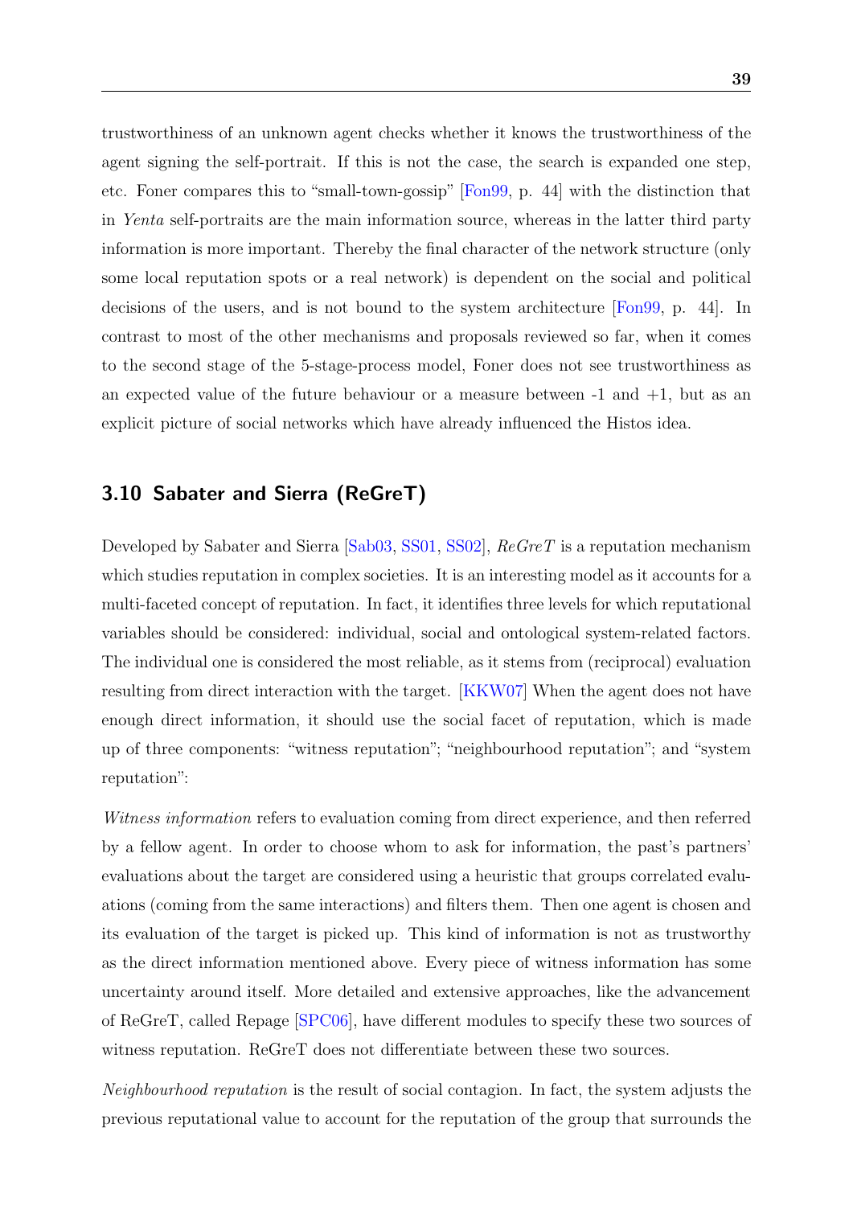trustworthiness of an unknown agent checks whether it knows the trustworthiness of the agent signing the self-portrait. If this is not the case, the search is expanded one step, etc. Foner compares this to "small-town-gossip" [Fon99, p. 44] with the distinction that in *Yenta* self-portraits are the main information source, whereas in the latter third party information is more important. Thereby the final character of the network structure (only some local reputation spots or a real network) is dependent on the social and political decisions of the users, and is not bound to the system architecture [Fon99, p. 44]. In contrast to most of the other mechanisms and proposals reviewed so far, when it comes to the second stage of the 5-stage-process model, Foner does not see trustworthiness as an expected value of the future behaviour or a measure between -1 and +1, but as an explicit picture of social networks which have already influenced the Histos idea.

## 3.10 Sabater and Sierra (ReGreT)

Developed by Sabater and Sierra [Sab03, SS01, SS02], *ReGreT* is a reputation mechanism which studies reputation in complex societies. It is an interesting model as it accounts for a multi-faceted concept of reputation. In fact, it identifies three levels for which reputational variables should be considered: individual, social and ontological system-related factors. The individual one is considered the most reliable, as it stems from (reciprocal) evaluation resulting from direct interaction with the target. [KKW07] When the agent does not have enough direct information, it should use the social facet of reputation, which is made up of three components: "witness reputation"; "neighbourhood reputation"; and "system reputation":

*Witness information* refers to evaluation coming from direct experience, and then referred by a fellow agent. In order to choose whom to ask for information, the past's partners' evaluations about the target are considered using a heuristic that groups correlated evaluations (coming from the same interactions) and filters them. Then one agent is chosen and its evaluation of the target is picked up. This kind of information is not as trustworthy as the direct information mentioned above. Every piece of witness information has some uncertainty around itself. More detailed and extensive approaches, like the advancement of ReGreT, called Repage [SPC06], have different modules to specify these two sources of witness reputation. ReGreT does not differentiate between these two sources.

*Neighbourhood reputation* is the result of social contagion. In fact, the system adjusts the previous reputational value to account for the reputation of the group that surrounds the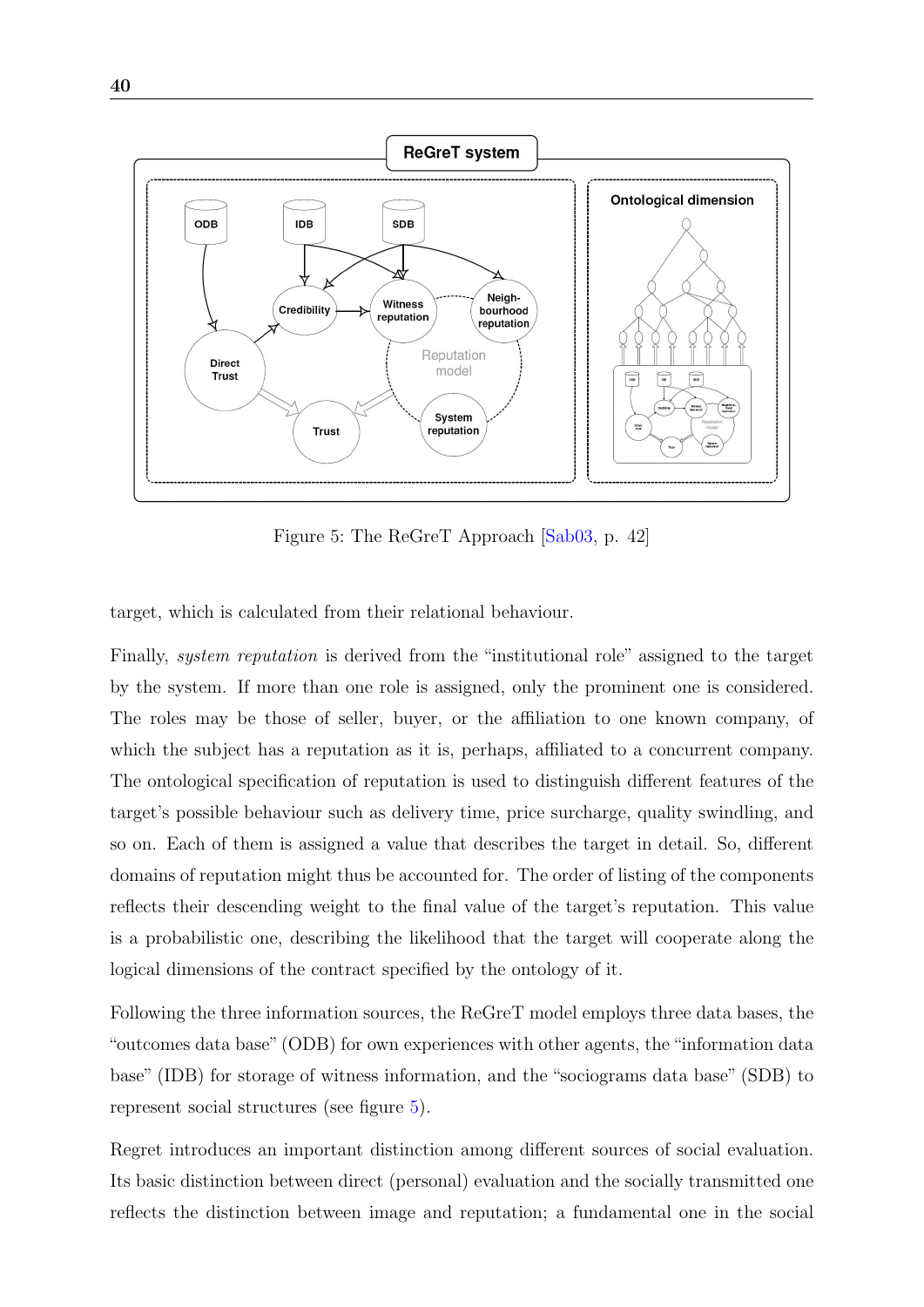Figure 5: The ReGreT Approach [Sab03, p. 42]

target, which is calculated from their relational behaviour.

Finally, *system reputation* is derived from the "institutional role" assigned to the target by the system. If more than one role is assigned, only the prominent one is considered. The roles may be those of seller, buyer, or the affiliation to one known company, of which the subject has a reputation as it is, perhaps, affiliated to a concurrent company. The ontological specification of reputation is used to distinguish different features of the target's possible behaviour such as delivery time, price surcharge, quality swindling, and so on. Each of them is assigned a value that describes the target in detail. So, different domains of reputation might thus be accounted for. The order of listing of the components reflects their descending weight to the final value of the target's reputation. This value is a probabilistic one, describing the likelihood that the target will cooperate along the logical dimensions of the contract specified by the ontology of it.

Following the three information sources, the ReGreT model employs three data bases, the "outcomes data base" (ODB) for own experiences with other agents, the "information data base" (IDB) for storage of witness information, and the "sociograms data base" (SDB) to represent social structures (see figure 5).

Regret introduces an important distinction among different sources of social evaluation. Its basic distinction between direct (personal) evaluation and the socially transmitted one reflects the distinction between image and reputation; a fundamental one in the social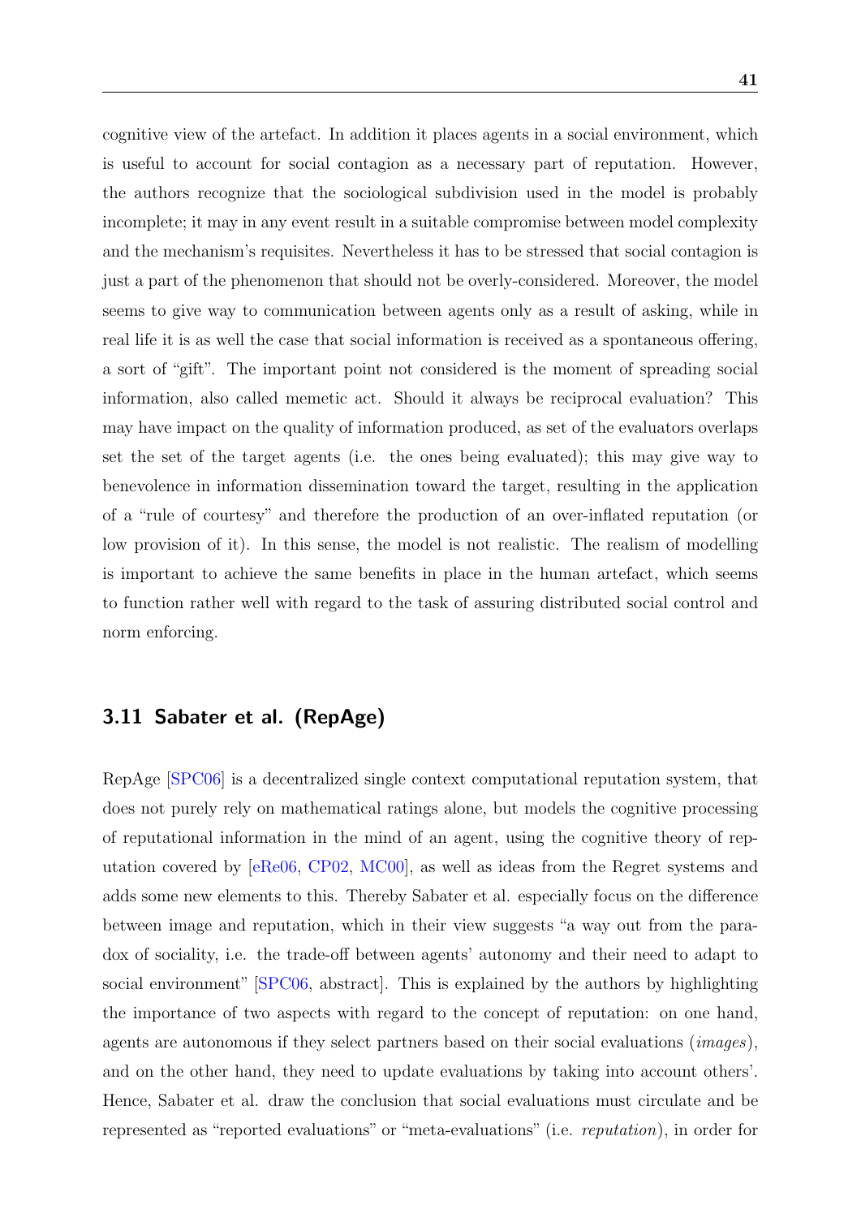cognitive view of the artefact. In addition it places agents in a social environment, which is useful to account for social contagion as a necessary part of reputation. However, the authors recognize that the sociological subdivision used in the model is probably incomplete; it may in any event result in a suitable compromise between model complexity and the mechanism's requisites. Nevertheless it has to be stressed that social contagion is just a part of the phenomenon that should not be overly-considered. Moreover, the model seems to give way to communication between agents only as a result of asking, while in real life it is as well the case that social information is received as a spontaneous offering, a sort of "gift". The important point not considered is the moment of spreading social information, also called memetic act. Should it always be reciprocal evaluation? This may have impact on the quality of information produced, as set of the evaluators overlaps set the set of the target agents (i.e. the ones being evaluated); this may give way to benevolence in information dissemination toward the target, resulting in the application of a "rule of courtesy" and therefore the production of an over-inflated reputation (or low provision of it). In this sense, the model is not realistic. The realism of modelling is important to achieve the same benefits in place in the human artefact, which seems to function rather well with regard to the task of assuring distributed social control and norm enforcing.

## 3.11 Sabater et al. (RepAge)

RepAge [SPC06] is a decentralized single context computational reputation system, that does not purely rely on mathematical ratings alone, but models the cognitive processing of reputational information in the mind of an agent, using the cognitive theory of reputation covered by [eRe06, CP02, MC00], as well as ideas from the Regret systems and adds some new elements to this. Thereby Sabater et al. especially focus on the difference between image and reputation, which in their view suggests "a way out from the paradox of sociality, i.e. the trade-off between agents' autonomy and their need to adapt to social environment" [SPC06, abstract]. This is explained by the authors by highlighting the importance of two aspects with regard to the concept of reputation: on one hand, agents are autonomous if they select partners based on their social evaluations (*images*), and on the other hand, they need to update evaluations by taking into account others'. Hence, Sabater et al. draw the conclusion that social evaluations must circulate and be represented as "reported evaluations" or "meta-evaluations" (i.e. *reputation*), in order for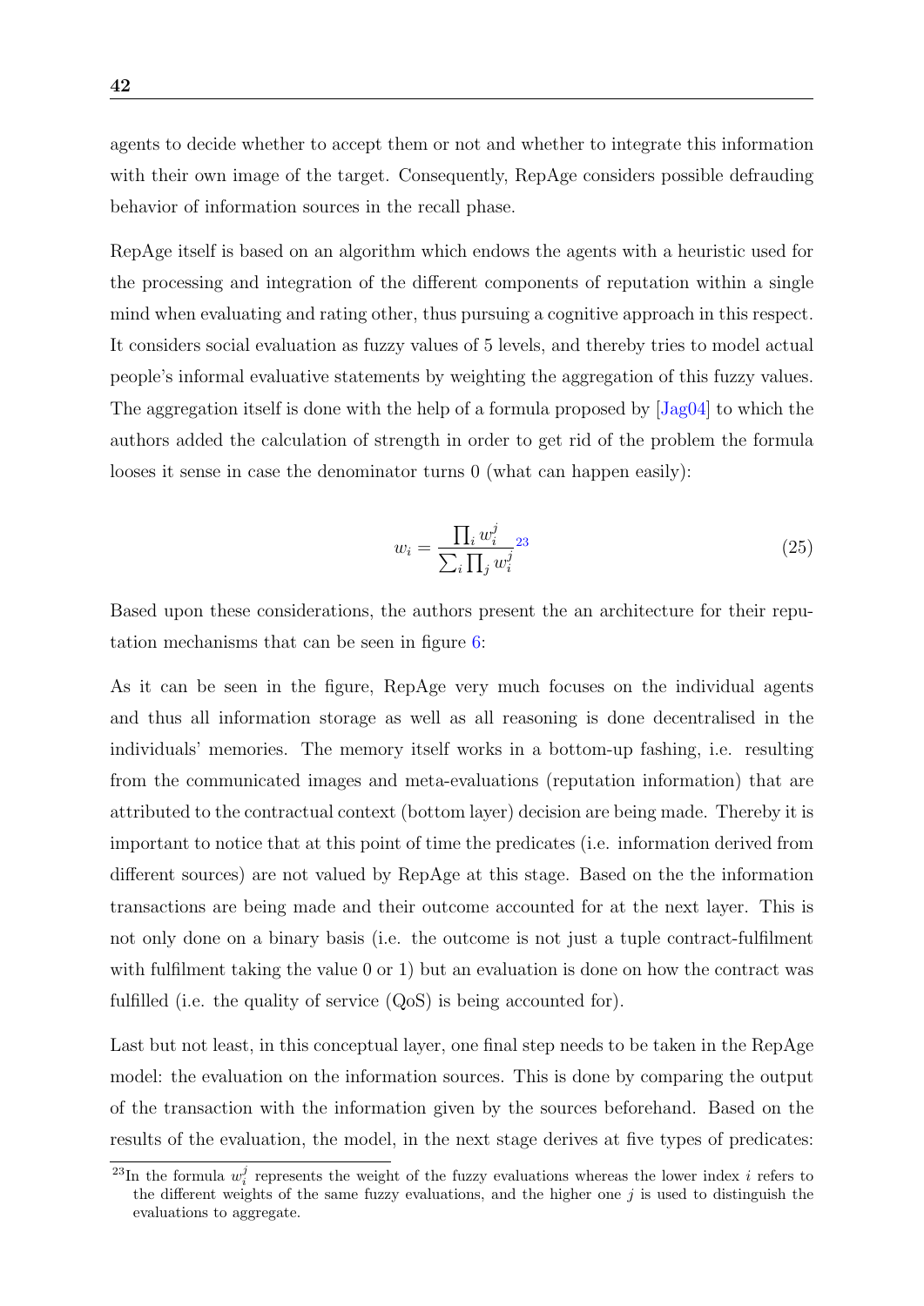agents to decide whether to accept them or not and whether to integrate this information with their own image of the target. Consequently, RepAge considers possible defrauding behavior of information sources in the recall phase.

RepAge itself is based on an algorithm which endows the agents with a heuristic used for the processing and integration of the different components of reputation within a single mind when evaluating and rating other, thus pursuing a cognitive approach in this respect. It considers social evaluation as fuzzy values of 5 levels, and thereby tries to model actual people's informal evaluative statements by weighting the aggregation of this fuzzy values. The aggregation itself is done with the help of a formula proposed by [Jag04] to which the authors added the calculation of strength in order to get rid of the problem the formula looses it sense in case the denominator turns 0 (what can happen easily):

$$w_i = \frac{\prod_i w_i^j}{\sum_i \prod_j w_i^j} \quad (25)$$

[23]

Based upon these considerations, the authors present the an architecture for their reputation mechanisms that can be seen in figure 6:

As it can be seen in the figure, RepAge very much focuses on the individual agents and thus all information storage as well as all reasoning is done decentralised in the individuals' memories. The memory itself works in a bottom-up fashing, i.e. resulting from the communicated images and meta-evaluations (reputation information) that are attributed to the contractual context (bottom layer) decision are being made. Thereby it is important to notice that at this point of time the predicates (i.e. information derived from different sources) are not valued by RepAge at this stage. Based on the the information transactions are being made and their outcome accounted for at the next layer. This is not only done on a binary basis (i.e. the outcome is not just a tuple contract-fulfilment with fulfilment taking the value 0 or 1) but an evaluation is done on how the contract was fulfilled (i.e. the quality of service (QoS) is being accounted for).

Last but not least, in this conceptual layer, one final step needs to be taken in the RepAge model: the evaluation on the information sources. This is done by comparing the output of the transaction with the information given by the sources beforehand. Based on the results of the evaluation, the model, in the next stage derives at five types of predicates:

[23] In the formula $w_i^j$ represents the weight of the fuzzy evaluations whereas the lower index $i$ refers to the different weights of the same fuzzy evaluations, and the higher one $j$ is used to distinguish the evaluations to aggregate.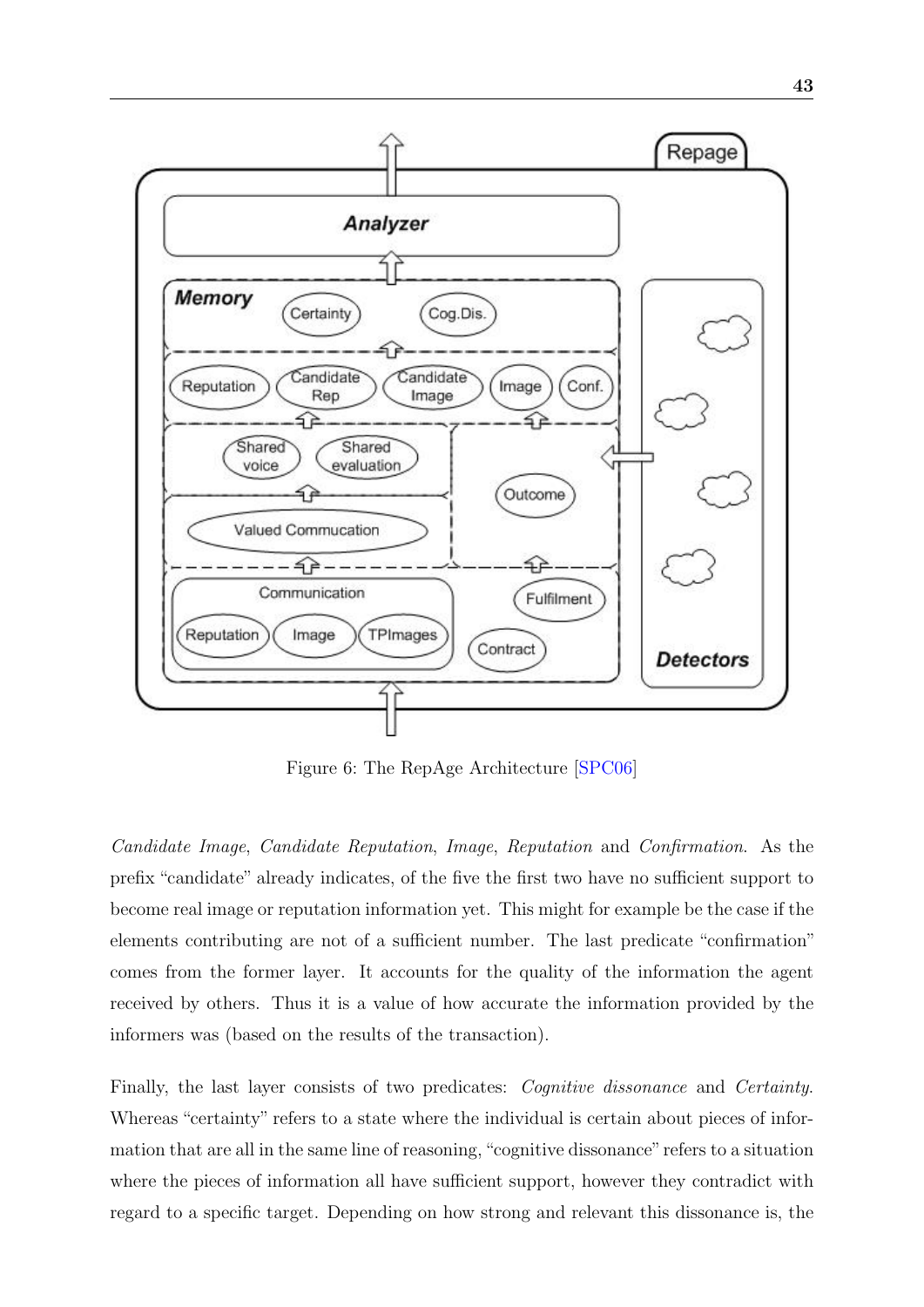Figure 6: The RepAge Architecture [SPC06]

*Candidate Image*, *Candidate Reputation*, *Image*, *Reputation* and *Confirmation*. As the prefix "candidate" already indicates, of the five the first two have no sufficient support to become real image or reputation information yet. This might for example be the case if the elements contributing are not of a sufficient number. The last predicate "confirmation" comes from the former layer. It accounts for the quality of the information the agent received by others. Thus it is a value of how accurate the information provided by the informers was (based on the results of the transaction).

Finally, the last layer consists of two predicates: *Cognitive dissonance* and *Certainty*. Whereas "certainty" refers to a state where the individual is certain about pieces of information that are all in the same line of reasoning, "cognitive dissonance" refers to a situation where the pieces of information all have sufficient support, however they contradict with regard to a specific target. Depending on how strong and relevant this dissonance is, the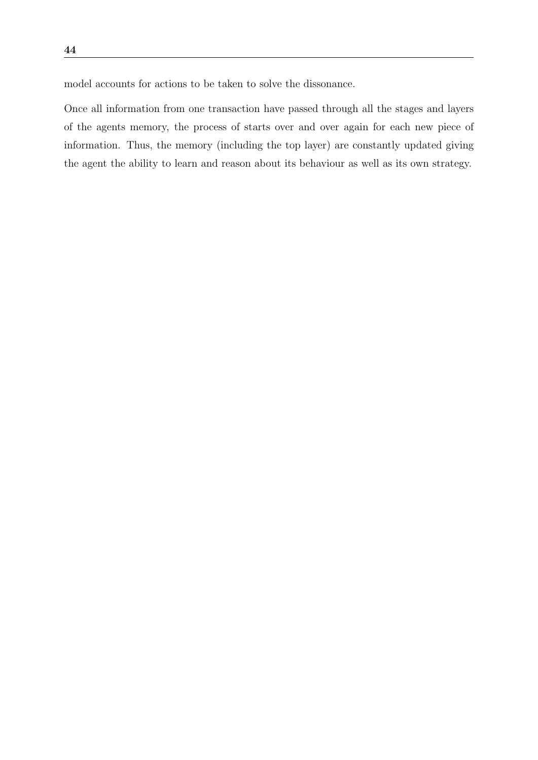model accounts for actions to be taken to solve the dissonance.

Once all information from one transaction have passed through all the stages and layers of the agents memory, the process of starts over and over again for each new piece of information. Thus, the memory (including the top layer) are constantly updated giving the agent the ability to learn and reason about its behaviour as well as its own strategy.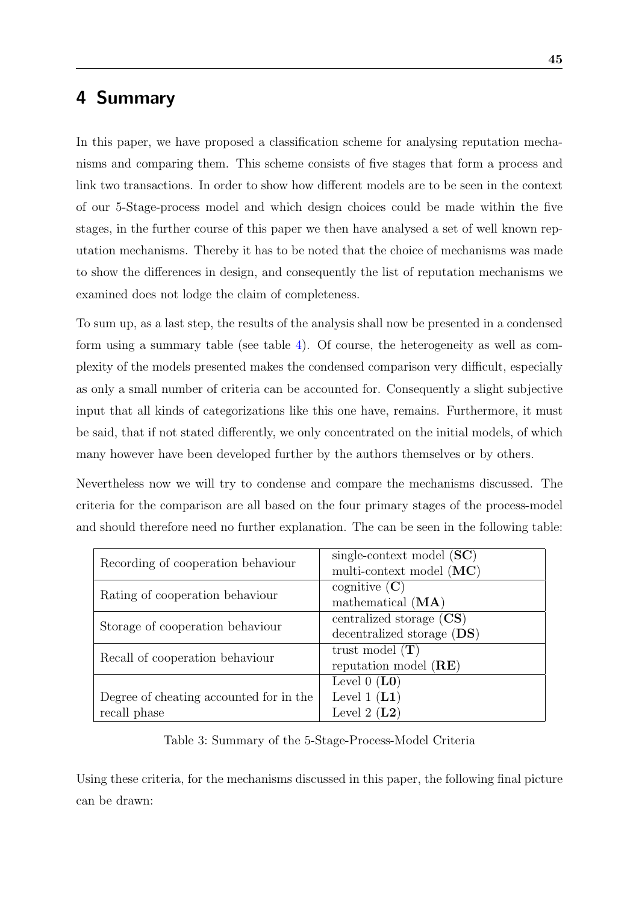# 4 Summary

In this paper, we have proposed a classification scheme for analysing reputation mechanisms and comparing them. This scheme consists of five stages that form a process and link two transactions. In order to show how different models are to be seen in the context of our 5-Stage-process model and which design choices could be made within the five stages, in the further course of this paper we then have analysed a set of well known reputation mechanisms. Thereby it has to be noted that the choice of mechanisms was made to show the differences in design, and consequently the list of reputation mechanisms we examined does not lodge the claim of completeness.

To sum up, as a last step, the results of the analysis shall now be presented in a condensed form using a summary table (see table 4). Of course, the heterogeneity as well as complexity of the models presented makes the condensed comparison very difficult, especially as only a small number of criteria can be accounted for. Consequently a slight subjective input that all kinds of categorizations like this one have, remains. Furthermore, it must be said, that if not stated differently, we only concentrated on the initial models, of which many however have been developed further by the authors themselves or by others.

Nevertheless now we will try to condense and compare the mechanisms discussed. The criteria for the comparison are all based on the four primary stages of the process-model and should therefore need no further explanation. The can be seen in the following table:

| Criterion | Options |
|---|---|
| Recording of cooperation behaviour | single-context model (**SC**)<br>multi-context model (**MC**) |
| Rating of cooperation behaviour | cognitive (**C**)<br>mathematical (**MA**) |
| Storage of cooperation behaviour | centralized storage (**CS**)<br>decentralized storage (**DS**) |
| Recall of cooperation behaviour | trust model (**T**)<br>reputation model (**RE**) |
| Degree of cheating accounted for in the recall phase | Level 0 (**L0**)<br>Level 1 (**L1**)<br>Level 2 (**L2**) |

Table 3: Summary of the 5-Stage-Process-Model Criteria

Using these criteria, for the mechanisms discussed in this paper, the following final picture can be drawn: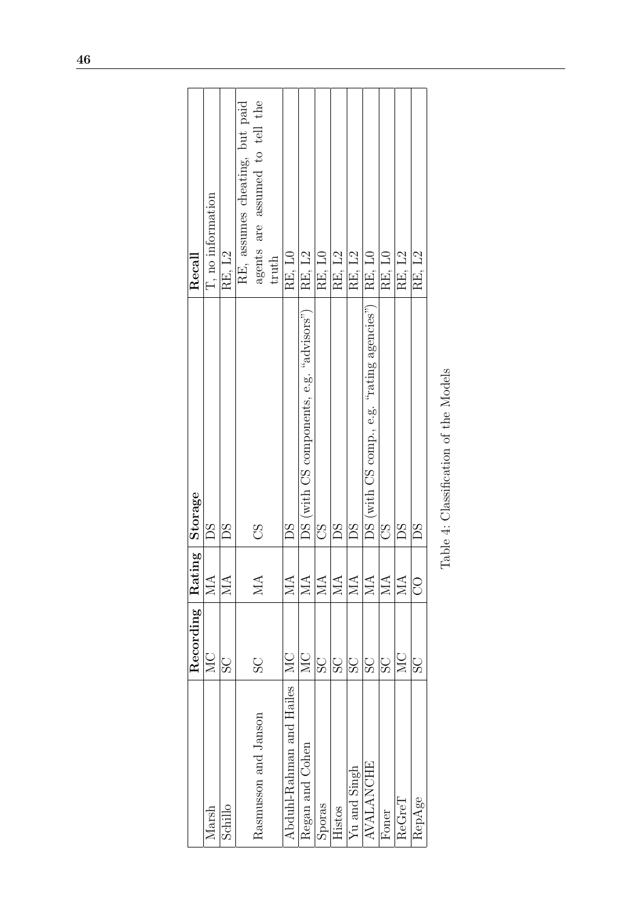|  | **Recording** | **Rating** | **Storage** | **Recall** |
|---|---|---|---|---|
| Marsh | MC | MA | DS | T, no information |
| Schillo | SC | MA | DS | RE, L2 |
| Rasmusson and Janson | SC | MA | CS | RE, assumes cheating, but paid agents are assumed to tell the truth |
| Abdul-Rahman and Hailes | MC | MA | DS | RE, L0 |
| Regan and Cohen | MC | MA | DS (with CS components, e.g. "advisors") | RE, L2 |
| Sporas | SC | MA | CS | RE, L0 |
| Histos | SC | MA | DS | RE, L2 |
| Yu and Singh | SC | MA | DS | RE, L2 |
| AVALANCHE | SC | MA | DS (with CS comp., e.g. "rating agencies") | RE, L0 |
| Foner | SC | MA | CS | RE, L0 |
| ReGreT | MC | MA | DS | RE, L2 |
| RepAge | SC | CO | DS | RE, L2 |

Table 4: Classification of the Models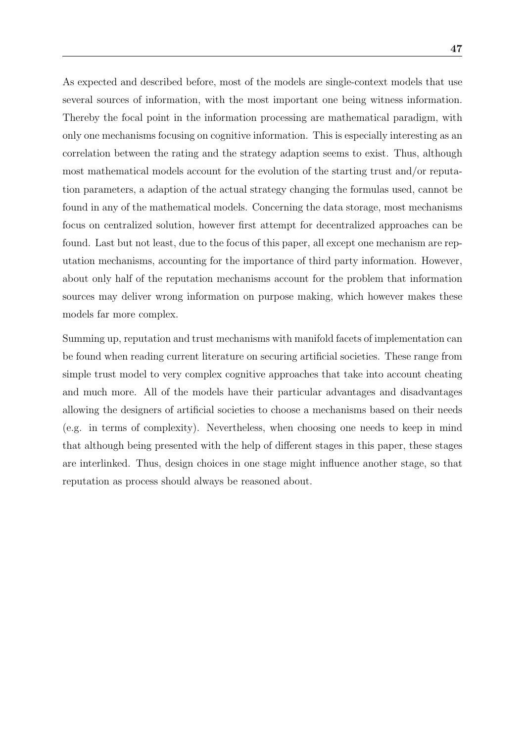As expected and described before, most of the models are single-context models that use several sources of information, with the most important one being witness information. Thereby the focal point in the information processing are mathematical paradigm, with only one mechanisms focusing on cognitive information. This is especially interesting as an correlation between the rating and the strategy adaption seems to exist. Thus, although most mathematical models account for the evolution of the starting trust and/or reputation parameters, a adaption of the actual strategy changing the formulas used, cannot be found in any of the mathematical models. Concerning the data storage, most mechanisms focus on centralized solution, however first attempt for decentralized approaches can be found. Last but not least, due to the focus of this paper, all except one mechanism are reputation mechanisms, accounting for the importance of third party information. However, about only half of the reputation mechanisms account for the problem that information sources may deliver wrong information on purpose making, which however makes these models far more complex.

Summing up, reputation and trust mechanisms with manifold facets of implementation can be found when reading current literature on securing artificial societies. These range from simple trust model to very complex cognitive approaches that take into account cheating and much more. All of the models have their particular advantages and disadvantages allowing the designers of artificial societies to choose a mechanisms based on their needs (e.g. in terms of complexity). Nevertheless, when choosing one needs to keep in mind that although being presented with the help of different stages in this paper, these stages are interlinked. Thus, design choices in one stage might influence another stage, so that reputation as process should always be reasoned about.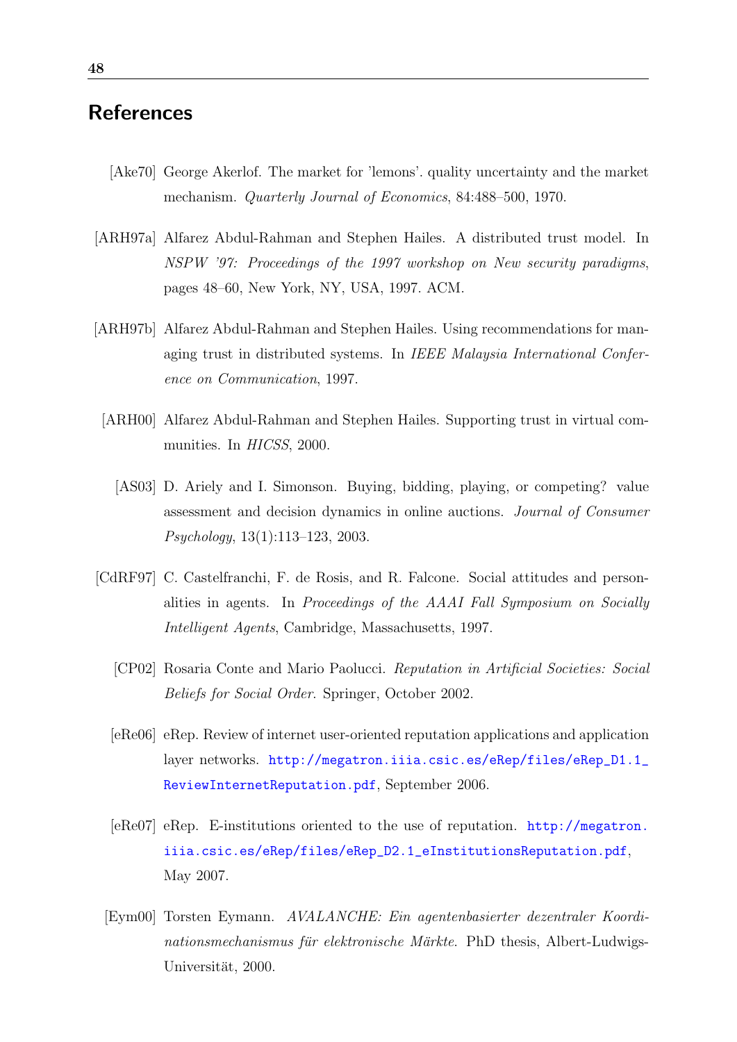# References

[Ake70] George Akerlof. The market for 'lemons'. quality uncertainty and the market mechanism. *Quarterly Journal of Economics*, 84:488–500, 1970.

[ARH97a] Alfarez Abdul-Rahman and Stephen Hailes. A distributed trust model. In *NSPW '97: Proceedings of the 1997 workshop on New security paradigms*, pages 48–60, New York, NY, USA, 1997. ACM.

[ARH97b] Alfarez Abdul-Rahman and Stephen Hailes. Using recommendations for managing trust in distributed systems. In *IEEE Malaysia International Conference on Communication*, 1997.

[ARH00] Alfarez Abdul-Rahman and Stephen Hailes. Supporting trust in virtual communities. In *HICSS*, 2000.

[AS03] D. Ariely and I. Simonson. Buying, bidding, playing, or competing? value assessment and decision dynamics in online auctions. *Journal of Consumer Psychology*, 13(1):113–123, 2003.

[CdRF97] C. Castelfranchi, F. de Rosis, and R. Falcone. Social attitudes and personalities in agents. In *Proceedings of the AAAI Fall Symposium on Socially Intelligent Agents*, Cambridge, Massachusetts, 1997.

[CP02] Rosaria Conte and Mario Paolucci. *Reputation in Artificial Societies: Social Beliefs for Social Order*. Springer, October 2002.

[eRe06] eRep. Review of internet user-oriented reputation applications and application layer networks. http://megatron.iiia.csic.es/eRep/files/eRep_D1.1_ReviewInternetReputation.pdf, September 2006.

[eRe07] eRep. E-institutions oriented to the use of reputation. http://megatron.iiia.csic.es/eRep/files/eRep_D2.1_eInstitutionsReputation.pdf, May 2007.

[Eym00] Torsten Eymann. *AVALANCHE: Ein agentenbasierter dezentraler Koordinationsmechanismus für elektronische Märkte*. PhD thesis, Albert-Ludwigs-Universität, 2000.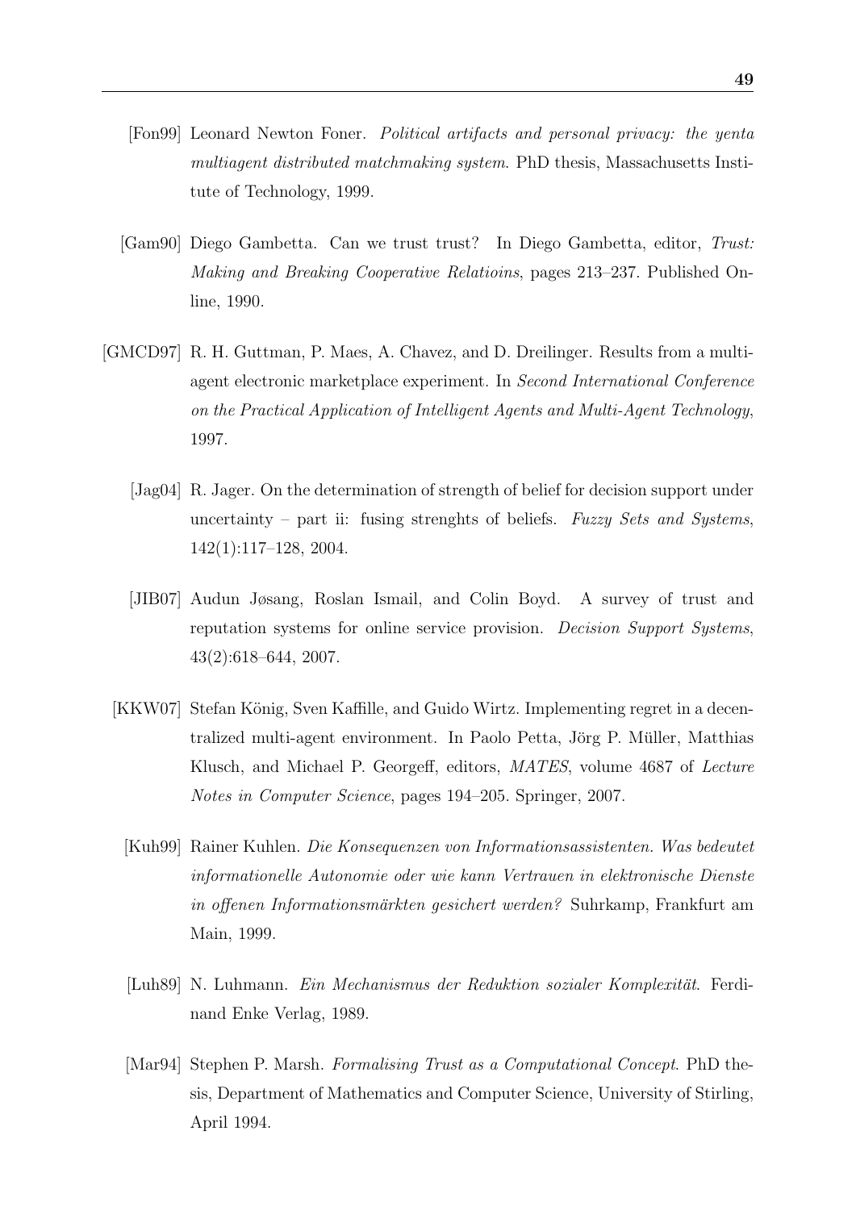[Fon99] Leonard Newton Foner. *Political artifacts and personal privacy: the yenta multiagent distributed matchmaking system*. PhD thesis, Massachusetts Institute of Technology, 1999.

[Gam90] Diego Gambetta. Can we trust trust? In Diego Gambetta, editor, *Trust: Making and Breaking Cooperative Relatioins*, pages 213–237. Published Online, 1990.

[GMCD97] R. H. Guttman, P. Maes, A. Chavez, and D. Dreilinger. Results from a multi-agent electronic marketplace experiment. In *Second International Conference on the Practical Application of Intelligent Agents and Multi-Agent Technology*, 1997.

[Jag04] R. Jager. On the determination of strength of belief for decision support under uncertainty – part ii: fusing strenghts of beliefs. *Fuzzy Sets and Systems*, 142(1):117–128, 2004.

[JIB07] Audun Jøsang, Roslan Ismail, and Colin Boyd. A survey of trust and reputation systems for online service provision. *Decision Support Systems*, 43(2):618–644, 2007.

[KKW07] Stefan König, Sven Kaffille, and Guido Wirtz. Implementing regret in a decentralized multi-agent environment. In Paolo Petta, Jörg P. Müller, Matthias Klusch, and Michael P. Georgeff, editors, *MATES*, volume 4687 of *Lecture Notes in Computer Science*, pages 194–205. Springer, 2007.

[Kuh99] Rainer Kuhlen. *Die Konsequenzen von Informationsassistenten. Was bedeutet informationelle Autonomie oder wie kann Vertrauen in elektronische Dienste in offenen Informationsmärkten gesichert werden?* Suhrkamp, Frankfurt am Main, 1999.

[Luh89] N. Luhmann. *Ein Mechanismus der Reduktion sozialer Komplexität*. Ferdinand Enke Verlag, 1989.

[Mar94] Stephen P. Marsh. *Formalising Trust as a Computational Concept*. PhD thesis, Department of Mathematics and Computer Science, University of Stirling, April 1994.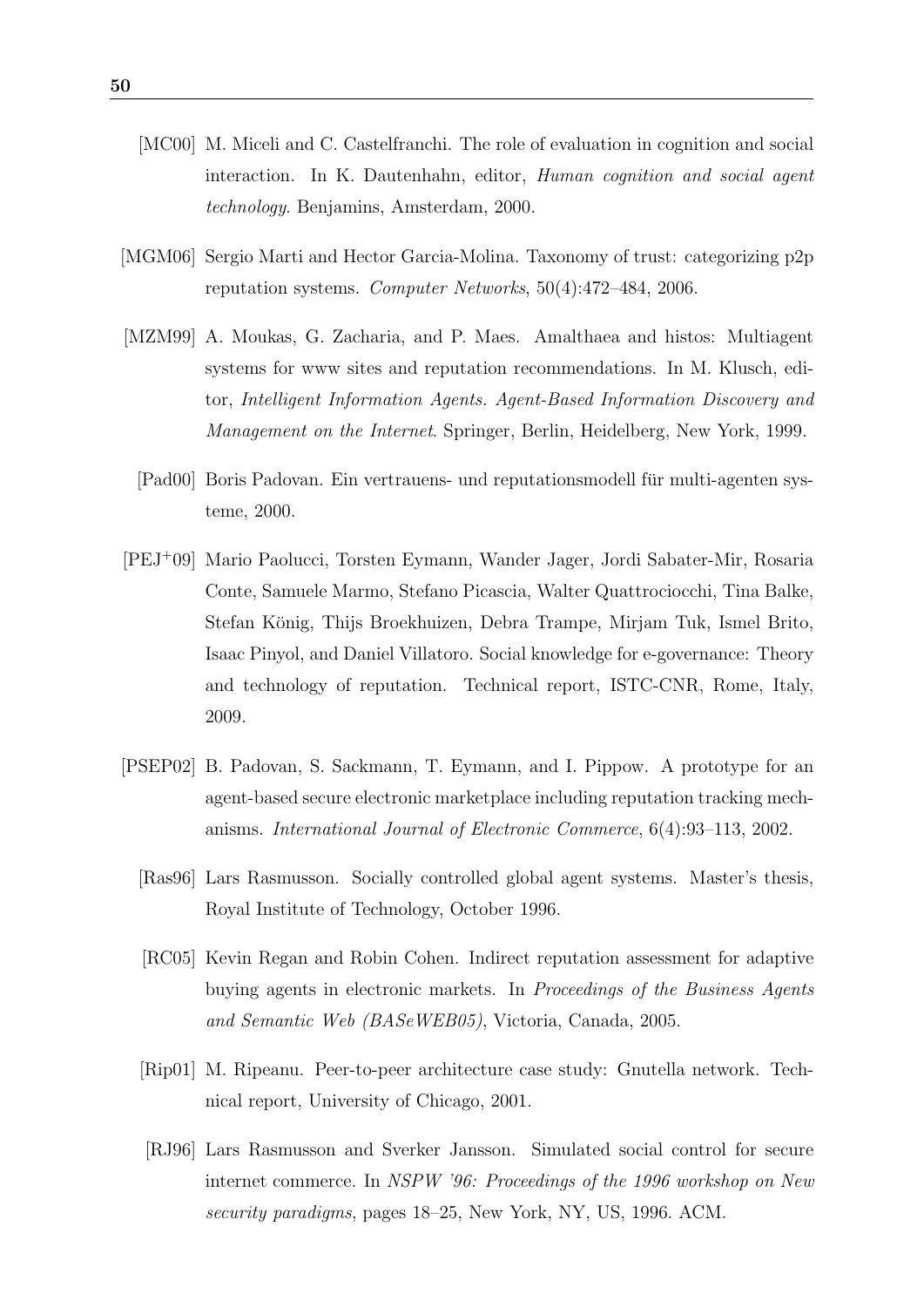[MC00] M. Miceli and C. Castelfranchi. The role of evaluation in cognition and social interaction. In K. Dautenhahn, editor, *Human cognition and social agent technology*. Benjamins, Amsterdam, 2000.

[MGM06] Sergio Marti and Hector Garcia-Molina. Taxonomy of trust: categorizing p2p reputation systems. *Computer Networks*, 50(4):472–484, 2006.

[MZM99] A. Moukas, G. Zacharia, and P. Maes. Amalthaea and histos: Multiagent systems for www sites and reputation recommendations. In M. Klusch, editor, *Intelligent Information Agents. Agent-Based Information Discovery and Management on the Internet*. Springer, Berlin, Heidelberg, New York, 1999.

[Pad00] Boris Padovan. Ein vertrauens- und reputationsmodell für multi-agenten systeme, 2000.

[PEJ+09] Mario Paolucci, Torsten Eymann, Wander Jager, Jordi Sabater-Mir, Rosaria Conte, Samuele Marmo, Stefano Picascia, Walter Quattrociocchi, Tina Balke, Stefan König, Thijs Broekhuizen, Debra Trampe, Mirjam Tuk, Ismel Brito, Isaac Pinyol, and Daniel Villatoro. Social knowledge for e-governance: Theory and technology of reputation. Technical report, ISTC-CNR, Rome, Italy, 2009.

[PSEP02] B. Padovan, S. Sackmann, T. Eymann, and I. Pippow. A prototype for an agent-based secure electronic marketplace including reputation tracking mechanisms. *International Journal of Electronic Commerce*, 6(4):93–113, 2002.

[Ras96] Lars Rasmusson. Socially controlled global agent systems. Master's thesis, Royal Institute of Technology, October 1996.

[RC05] Kevin Regan and Robin Cohen. Indirect reputation assessment for adaptive buying agents in electronic markets. In *Proceedings of the Business Agents and Semantic Web (BASeWEB05)*, Victoria, Canada, 2005.

[Rip01] M. Ripeanu. Peer-to-peer architecture case study: Gnutella network. Technical report, University of Chicago, 2001.

[RJ96] Lars Rasmusson and Sverker Jansson. Simulated social control for secure internet commerce. In *NSPW '96: Proceedings of the 1996 workshop on New security paradigms*, pages 18–25, New York, NY, US, 1996. ACM.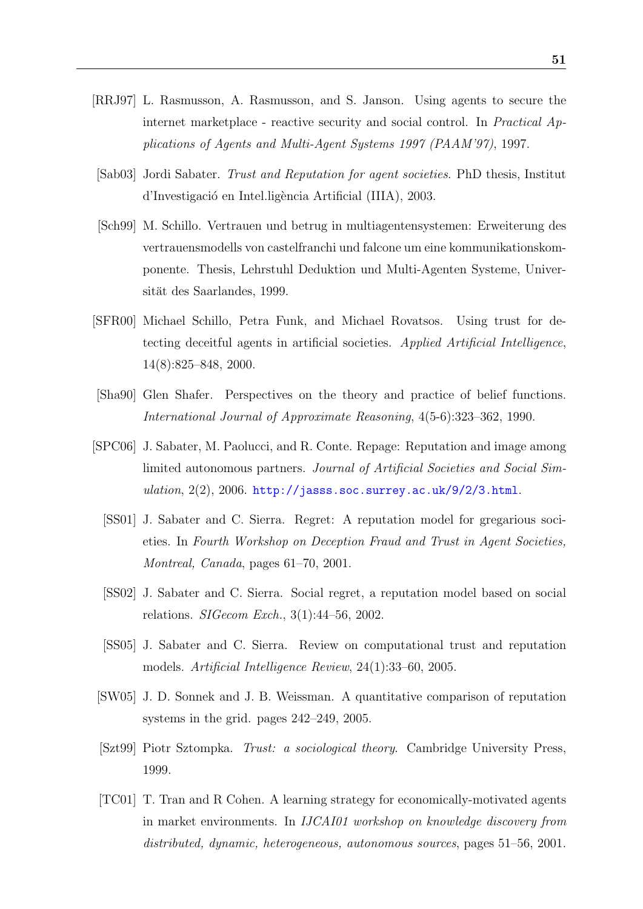[RRJ97] L. Rasmusson, A. Rasmusson, and S. Janson. Using agents to secure the internet marketplace - reactive security and social control. In *Practical Applications of Agents and Multi-Agent Systems 1997 (PAAM'97)*, 1997.

[Sab03] Jordi Sabater. *Trust and Reputation for agent societies*. PhD thesis, Institut d'Investigació en Intel.ligència Artificial (IIIA), 2003.

[Sch99] M. Schillo. Vertrauen und betrug in multiagentensystemen: Erweiterung des vertrauensmodells von castelfranchi und falcone um eine kommunikationskomponente. Thesis, Lehrstuhl Deduktion und Multi-Agenten Systeme, Universität des Saarlandes, 1999.

[SFR00] Michael Schillo, Petra Funk, and Michael Rovatsos. Using trust for detecting deceitful agents in artificial societies. *Applied Artificial Intelligence*, 14(8):825–848, 2000.

[Sha90] Glen Shafer. Perspectives on the theory and practice of belief functions. *International Journal of Approximate Reasoning*, 4(5-6):323–362, 1990.

[SPC06] J. Sabater, M. Paolucci, and R. Conte. Repage: Reputation and image among limited autonomous partners. *Journal of Artificial Societies and Social Simulation*, 2(2), 2006. http://jasss.soc.surrey.ac.uk/9/2/3.html.

[SS01] J. Sabater and C. Sierra. Regret: A reputation model for gregarious societies. In *Fourth Workshop on Deception Fraud and Trust in Agent Societies, Montreal, Canada*, pages 61–70, 2001.

[SS02] J. Sabater and C. Sierra. Social regret, a reputation model based on social relations. *SIGecom Exch.*, 3(1):44–56, 2002.

[SS05] J. Sabater and C. Sierra. Review on computational trust and reputation models. *Artificial Intelligence Review*, 24(1):33–60, 2005.

[SW05] J. D. Sonnek and J. B. Weissman. A quantitative comparison of reputation systems in the grid. pages 242–249, 2005.

[Szt99] Piotr Sztompka. *Trust: a sociological theory*. Cambridge University Press, 1999.

[TC01] T. Tran and R Cohen. A learning strategy for economically-motivated agents in market environments. In *IJCAI01 workshop on knowledge discovery from distributed, dynamic, heterogeneous, autonomous sources*, pages 51–56, 2001.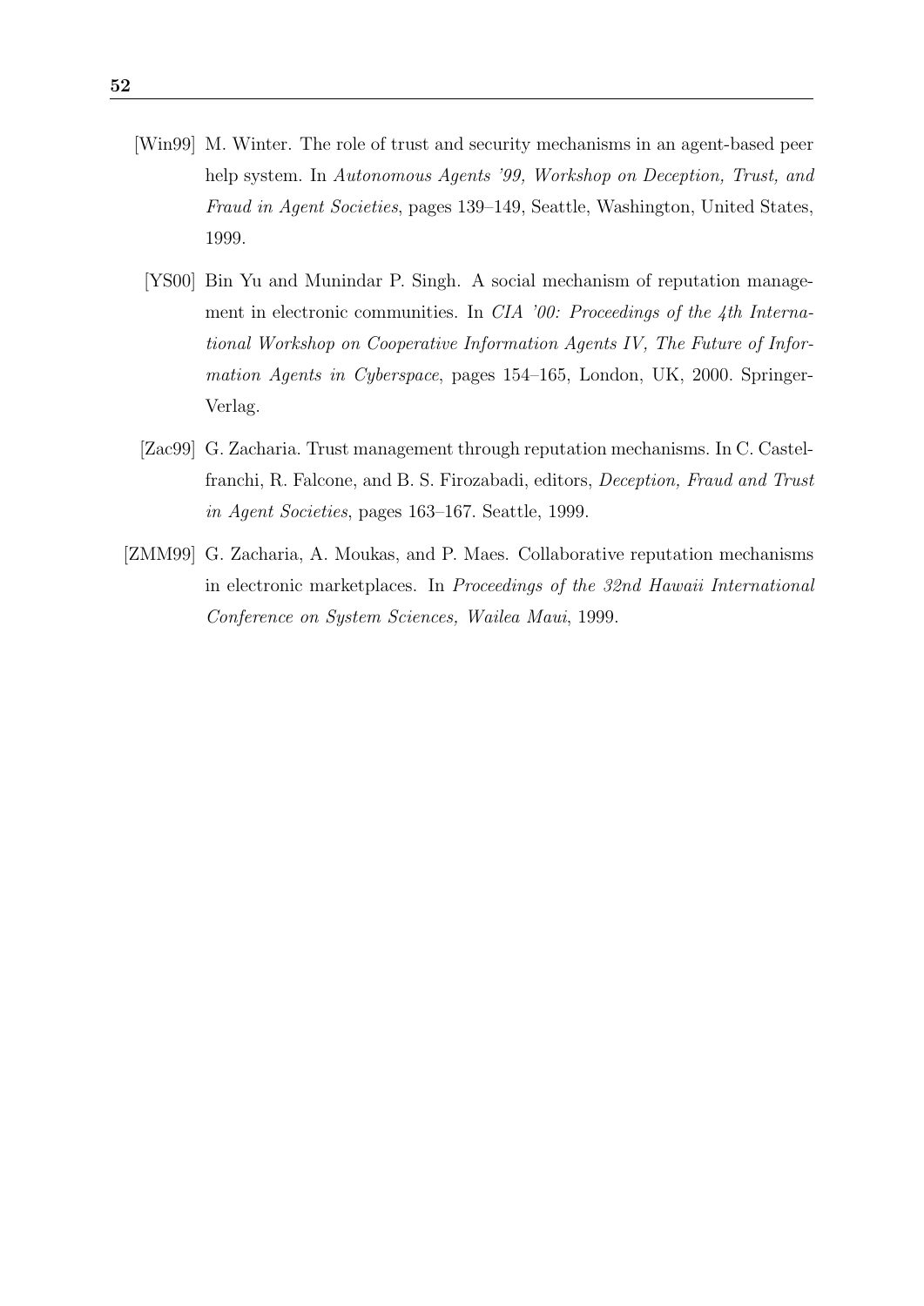[Win99] M. Winter. The role of trust and security mechanisms in an agent-based peer help system. In *Autonomous Agents '99, Workshop on Deception, Trust, and Fraud in Agent Societies*, pages 139–149, Seattle, Washington, United States, 1999.

[YS00] Bin Yu and Munindar P. Singh. A social mechanism of reputation management in electronic communities. In *CIA '00: Proceedings of the 4th International Workshop on Cooperative Information Agents IV, The Future of Information Agents in Cyberspace*, pages 154–165, London, UK, 2000. Springer-Verlag.

[Zac99] G. Zacharia. Trust management through reputation mechanisms. In C. Castelfranchi, R. Falcone, and B. S. Firozabadi, editors, *Deception, Fraud and Trust in Agent Societies*, pages 163–167. Seattle, 1999.

[ZMM99] G. Zacharia, A. Moukas, and P. Maes. Collaborative reputation mechanisms in electronic marketplaces. In *Proceedings of the 32nd Hawaii International Conference on System Sciences, Wailea Maui*, 1999.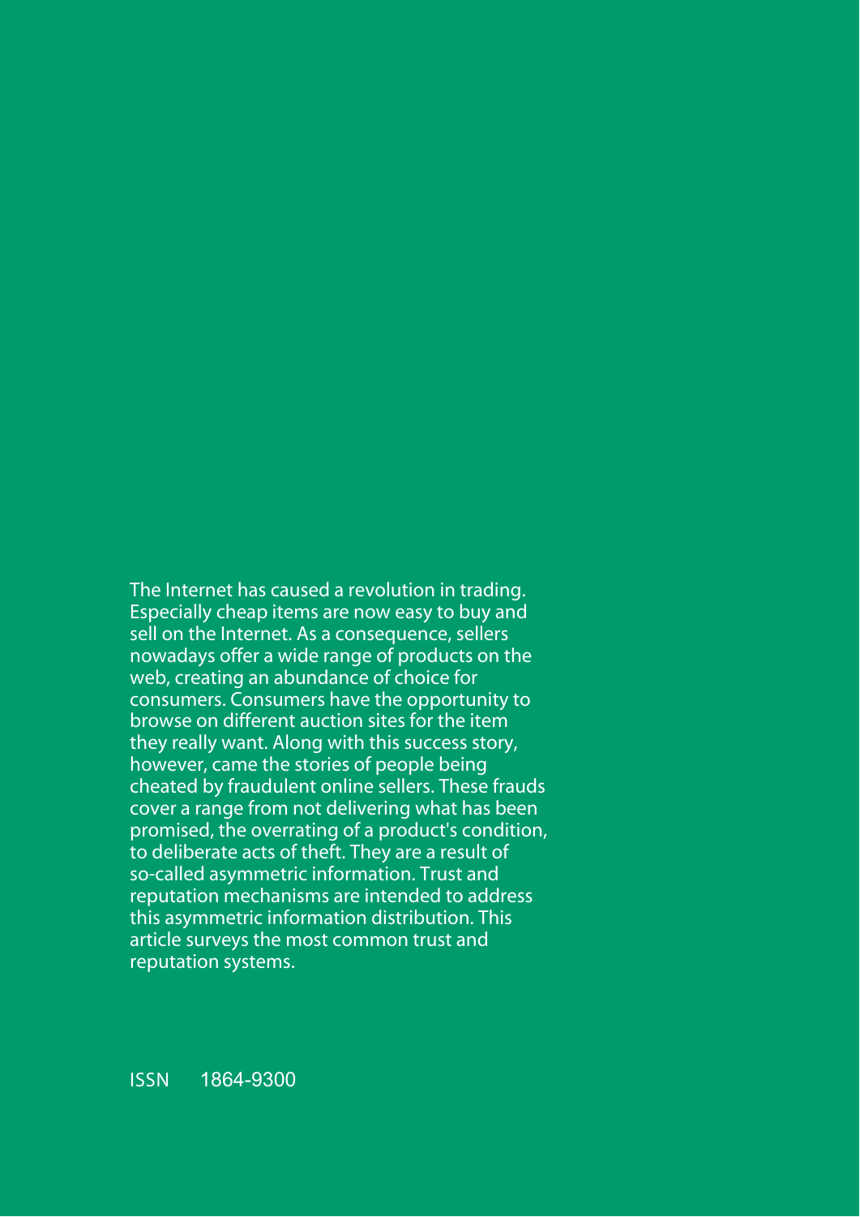The Internet has caused a revolution in trading. Especially cheap items are now easy to buy and sell on the Internet. As a consequence, sellers nowadays offer a wide range of products on the web, creating an abundance of choice for consumers. Consumers have the opportunity to browse on different auction sites for the item they really want. Along with this success story, however, came the stories of people being cheated by fraudulent online sellers. These frauds cover a range from not delivering what has been promised, the overrating of a product's condition, to deliberate acts of theft. They are a result of so-called asymmetric information. Trust and reputation mechanisms are intended to address this asymmetric information distribution. This article surveys the most common trust and reputation systems.

ISSN 1864-9300